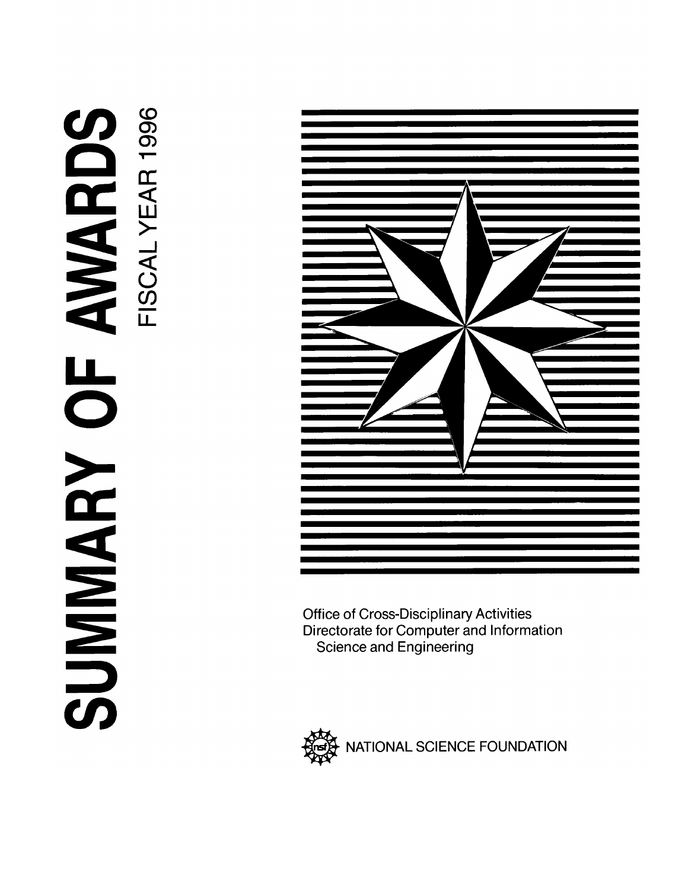# SUMMARY OF AWARDS

## FISCAL YEAR 1996

Office of Cross-Disciplinary Activities
Directorate for Computer and Information Science and Engineering

NATIONAL SCIENCE FOUNDATION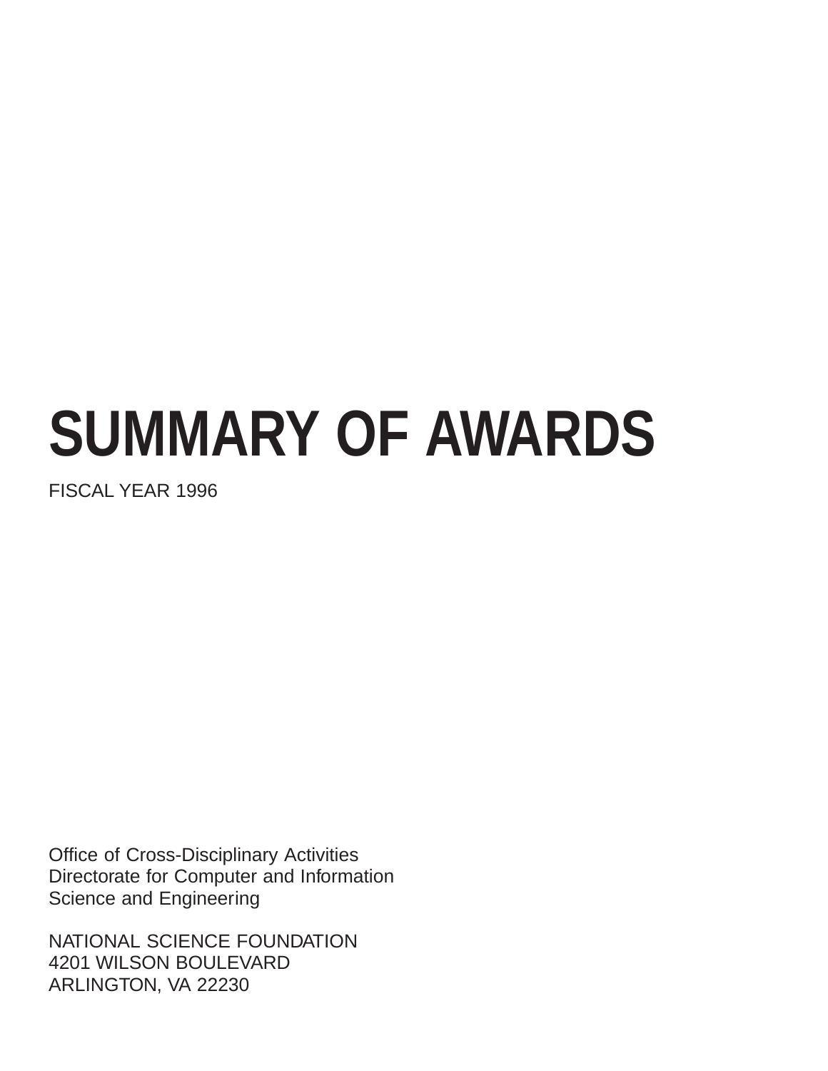# SUMMARY OF AWARDS

FISCAL YEAR 1996

Office of Cross-Disciplinary Activities
Directorate for Computer and Information
Science and Engineering

NATIONAL SCIENCE FOUNDATION
4201 WILSON BOULEVARD
ARLINGTON, VA 22230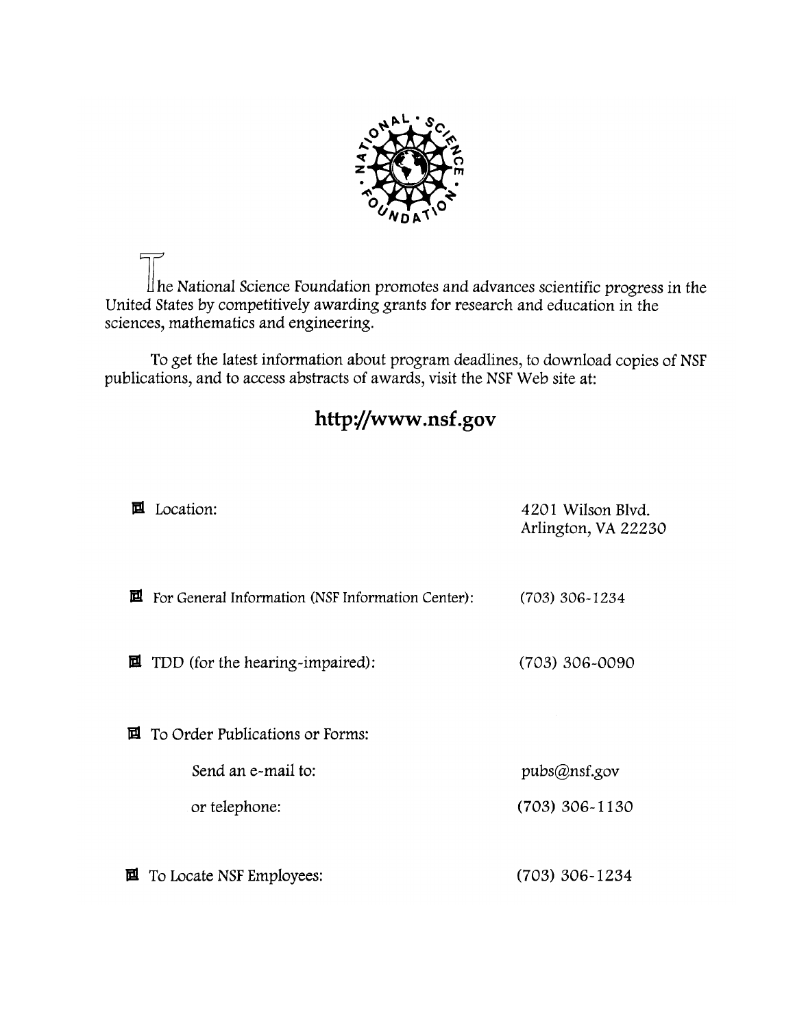The National Science Foundation promotes and advances scientific progress in the United States by competitively awarding grants for research and education in the sciences, mathematics and engineering.

To get the latest information about program deadlines, to download copies of NSF publications, and to access abstracts of awards, visit the NSF Web site at:

## http://www.nsf.gov

| | |
|---|---|
| Location: | 4201 Wilson Blvd. Arlington, VA 22230 |
| For General Information (NSF Information Center): | (703) 306-1234 |
| TDD (for the hearing-impaired): | (703) 306-0090 |
| To Order Publications or Forms: | |
| Send an e-mail to: | pubs@nsf.gov |
| or telephone: | (703) 306-1130 |
| To Locate NSF Employees: | (703) 306-1234 |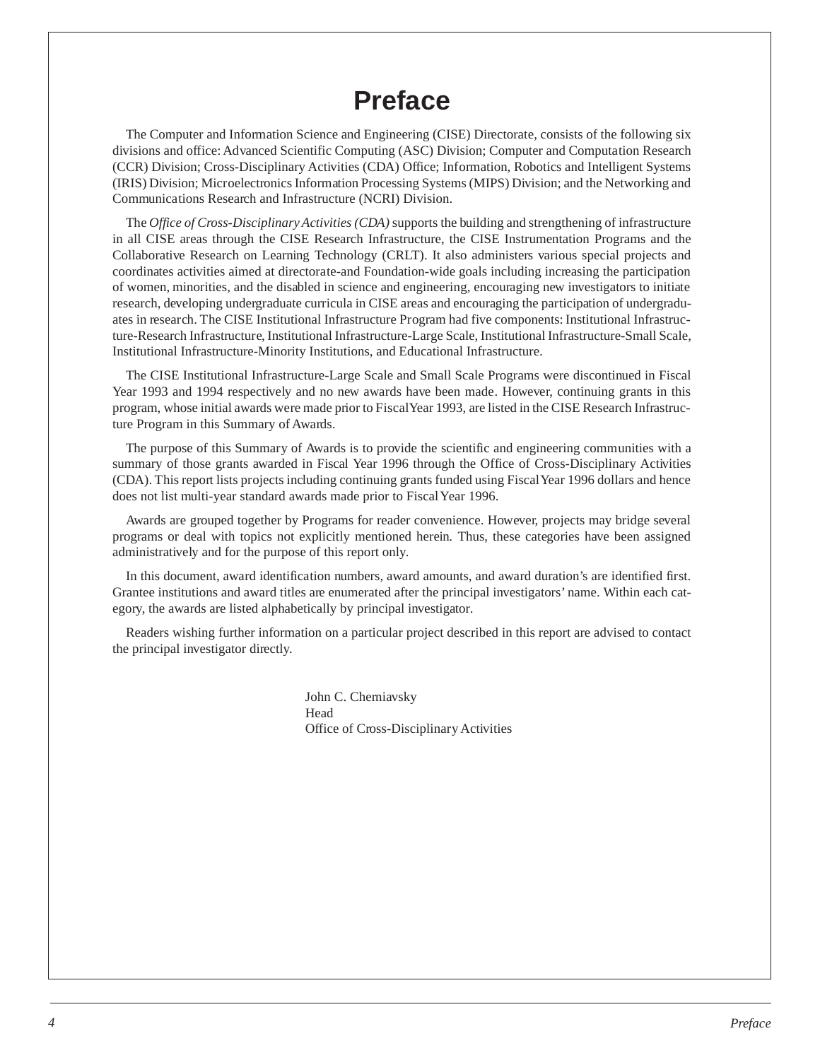# Preface

The Computer and Information Science and Engineering (CISE) Directorate, consists of the following six divisions and office: Advanced Scientific Computing (ASC) Division; Computer and Computation Research (CCR) Division; Cross-Disciplinary Activities (CDA) Office; Information, Robotics and Intelligent Systems (IRIS) Division; Microelectronics Information Processing Systems (MIPS) Division; and the Networking and Communications Research and Infrastructure (NCRI) Division.

The *Office of Cross-Disciplinary Activities (CDA)* supports the building and strengthening of infrastructure in all CISE areas through the CISE Research Infrastructure, the CISE Instrumentation Programs and the Collaborative Research on Learning Technology (CRLT). It also administers various special projects and coordinates activities aimed at directorate-and Foundation-wide goals including increasing the participation of women, minorities, and the disabled in science and engineering, encouraging new investigators to initiate research, developing undergraduate curricula in CISE areas and encouraging the participation of undergraduates in research. The CISE Institutional Infrastructure Program had five components: Institutional Infrastructure-Research Infrastructure, Institutional Infrastructure-Large Scale, Institutional Infrastructure-Small Scale, Institutional Infrastructure-Minority Institutions, and Educational Infrastructure.

The CISE Institutional Infrastructure-Large Scale and Small Scale Programs were discontinued in Fiscal Year 1993 and 1994 respectively and no new awards have been made. However, continuing grants in this program, whose initial awards were made prior to Fiscal Year 1993, are listed in the CISE Research Infrastructure Program in this Summary of Awards.

The purpose of this Summary of Awards is to provide the scientific and engineering communities with a summary of those grants awarded in Fiscal Year 1996 through the Office of Cross-Disciplinary Activities (CDA). This report lists projects including continuing grants funded using Fiscal Year 1996 dollars and hence does not list multi-year standard awards made prior to Fiscal Year 1996.

Awards are grouped together by Programs for reader convenience. However, projects may bridge several programs or deal with topics not explicitly mentioned herein. Thus, these categories have been assigned administratively and for the purpose of this report only.

In this document, award identification numbers, award amounts, and award duration's are identified first. Grantee institutions and award titles are enumerated after the principal investigators' name. Within each category, the awards are listed alphabetically by principal investigator.

Readers wishing further information on a particular project described in this report are advised to contact the principal investigator directly.

John C. Chemiavsky  
Head  
Office of Cross-Disciplinary Activities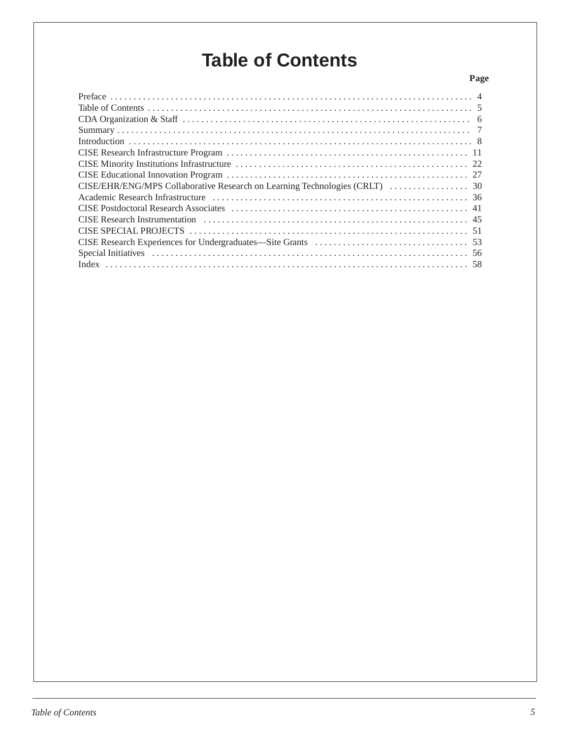# Table of Contents

| | Page |
|---|---|
| Preface | 4 |
| Table of Contents | 5 |
| CDA Organization & Staff | 6 |
| Summary | 7 |
| Introduction | 8 |
| CISE Research Infrastructure Program | 11 |
| CISE Minority Institutions Infrastructure | 22 |
| CISE Educational Innovation Program | 27 |
| CISE/EHR/ENG/MPS Collaborative Research on Learning Technologies (CRLT) | 30 |
| Academic Research Infrastructure | 36 |
| CISE Postdoctoral Research Associates | 41 |
| CISE Research Instrumentation | 45 |
| CISE SPECIAL PROJECTS | 51 |
| CISE Research Experiences for Undergraduates—Site Grants | 53 |
| Special Initiatives | 56 |
| Index | 58 |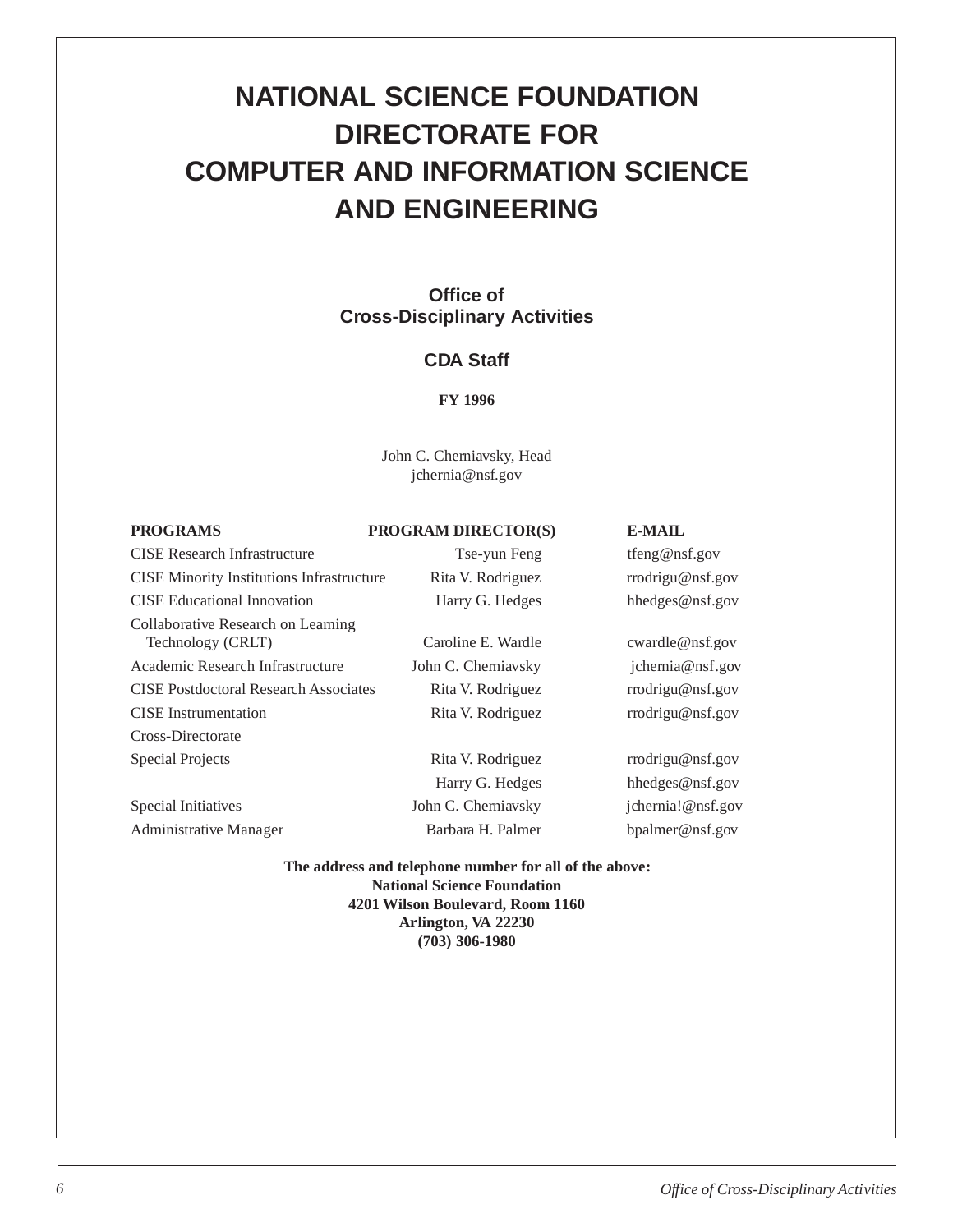# NATIONAL SCIENCE FOUNDATION DIRECTORATE FOR COMPUTER AND INFORMATION SCIENCE AND ENGINEERING

## Office of Cross-Disciplinary Activities

### CDA Staff

**FY 1996**

John C. Cherniavsky, Head
jchernia@nsf.gov

| PROGRAMS | PROGRAM DIRECTOR(S) | E-MAIL |
|---|---|---|
| CISE Research Infrastructure | Tse-yun Feng | tfeng@nsf.gov |
| CISE Minority Institutions Infrastructure | Rita V. Rodriguez | rrodrigu@nsf.gov |
| CISE Educational Innovation | Harry G. Hedges | hhedges@nsf.gov |
| Collaborative Research on Learning Technology (CRLT) | Caroline E. Wardle | cwardle@nsf.gov |
| Academic Research Infrastructure | John C. Cherniavsky | jchernia@nsf.gov |
| CISE Postdoctoral Research Associates | Rita V. Rodriguez | rrodrigu@nsf.gov |
| CISE Instrumentation | Rita V. Rodriguez | rrodrigu@nsf.gov |
| Cross-Directorate | | |
| Special Projects | Rita V. Rodriguez | rrodrigu@nsf.gov |
| | Harry G. Hedges | hhedges@nsf.gov |
| Special Initiatives | John C. Cherniavsky | jchernia!@nsf.gov |
| Administrative Manager | Barbara H. Palmer | bpalmer@nsf.gov |

**The address and telephone number for all of the above:**
**National Science Foundation**
**4201 Wilson Boulevard, Room 1160**
**Arlington, VA 22230**
**(703) 306-1980**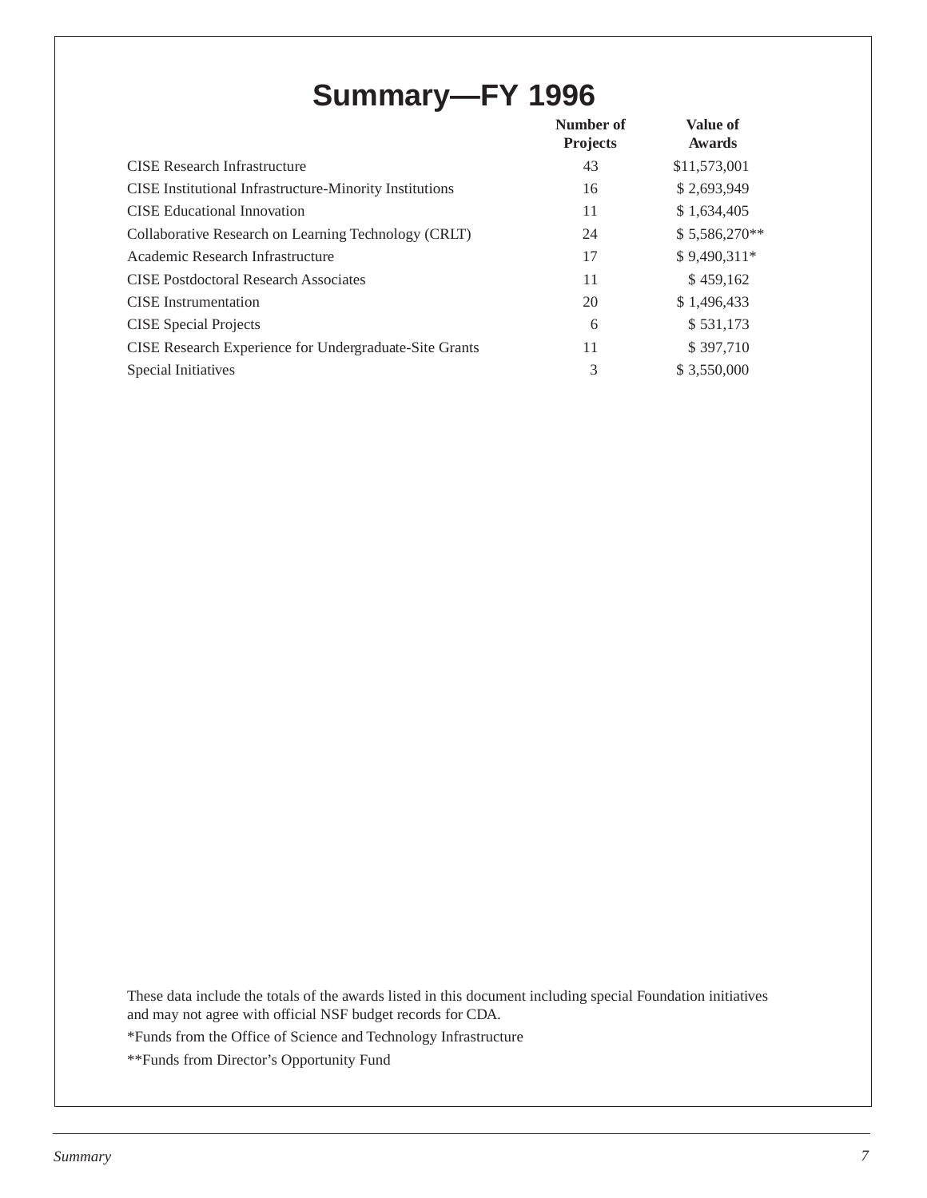# Summary—FY 1996

| | Number of Projects | Value of Awards |
|---|---|---|
| CISE Research Infrastructure | 43 | $11,573,001 |
| CISE Institutional Infrastructure-Minority Institutions | 16 | $ 2,693,949 |
| CISE Educational Innovation | 11 | $ 1,634,405 |
| Collaborative Research on Learning Technology (CRLT) | 24 | $ 5,586,270** |
| Academic Research Infrastructure | 17 | $ 9,490,311* |
| CISE Postdoctoral Research Associates | 11 | $ 459,162 |
| CISE Instrumentation | 20 | $ 1,496,433 |
| CISE Special Projects | 6 | $ 531,173 |
| CISE Research Experience for Undergraduate-Site Grants | 11 | $ 397,710 |
| Special Initiatives | 3 | $ 3,550,000 |

These data include the totals of the awards listed in this document including special Foundation initiatives and may not agree with official NSF budget records for CDA.

*Funds from the Office of Science and Technology Infrastructure

**Funds from Director's Opportunity Fund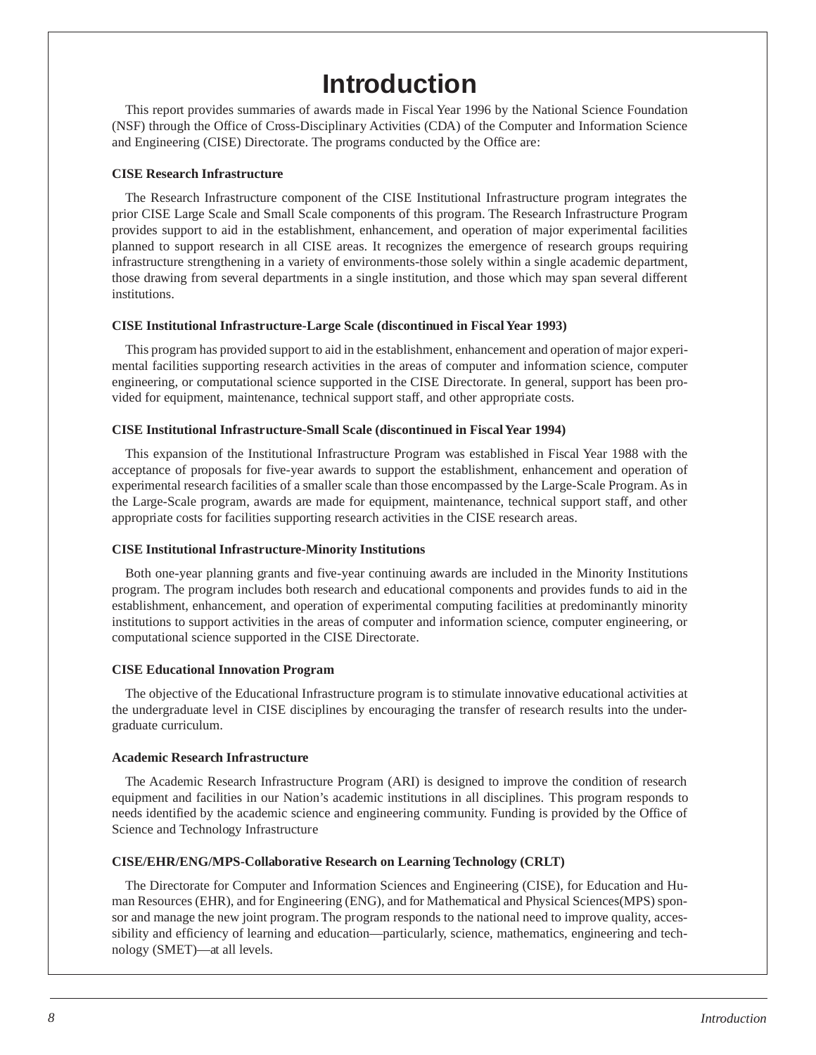# Introduction

This report provides summaries of awards made in Fiscal Year 1996 by the National Science Foundation (NSF) through the Office of Cross-Disciplinary Activities (CDA) of the Computer and Information Science and Engineering (CISE) Directorate. The programs conducted by the Office are:

**CISE Research Infrastructure**

The Research Infrastructure component of the CISE Institutional Infrastructure program integrates the prior CISE Large Scale and Small Scale components of this program. The Research Infrastructure Program provides support to aid in the establishment, enhancement, and operation of major experimental facilities planned to support research in all CISE areas. It recognizes the emergence of research groups requiring infrastructure strengthening in a variety of environments-those solely within a single academic department, those drawing from several departments in a single institution, and those which may span several different institutions.

**CISE Institutional Infrastructure-Large Scale (discontinued in Fiscal Year 1993)**

This program has provided support to aid in the establishment, enhancement and operation of major experimental facilities supporting research activities in the areas of computer and information science, computer engineering, or computational science supported in the CISE Directorate. In general, support has been provided for equipment, maintenance, technical support staff, and other appropriate costs.

**CISE Institutional Infrastructure-Small Scale (discontinued in Fiscal Year 1994)**

This expansion of the Institutional Infrastructure Program was established in Fiscal Year 1988 with the acceptance of proposals for five-year awards to support the establishment, enhancement and operation of experimental research facilities of a smaller scale than those encompassed by the Large-Scale Program. As in the Large-Scale program, awards are made for equipment, maintenance, technical support staff, and other appropriate costs for facilities supporting research activities in the CISE research areas.

**CISE Institutional Infrastructure-Minority Institutions**

Both one-year planning grants and five-year continuing awards are included in the Minority Institutions program. The program includes both research and educational components and provides funds to aid in the establishment, enhancement, and operation of experimental computing facilities at predominantly minority institutions to support activities in the areas of computer and information science, computer engineering, or computational science supported in the CISE Directorate.

**CISE Educational Innovation Program**

The objective of the Educational Infrastructure program is to stimulate innovative educational activities at the undergraduate level in CISE disciplines by encouraging the transfer of research results into the undergraduate curriculum.

**Academic Research Infrastructure**

The Academic Research Infrastructure Program (ARI) is designed to improve the condition of research equipment and facilities in our Nation's academic institutions in all disciplines. This program responds to needs identified by the academic science and engineering community. Funding is provided by the Office of Science and Technology Infrastructure

**CISE/EHR/ENG/MPS-Collaborative Research on Learning Technology (CRLT)**

The Directorate for Computer and Information Sciences and Engineering (CISE), for Education and Human Resources (EHR), and for Engineering (ENG), and for Mathematical and Physical Sciences(MPS) sponsor and manage the new joint program. The program responds to the national need to improve quality, accessibility and efficiency of learning and education—particularly, science, mathematics, engineering and technology (SMET)—at all levels.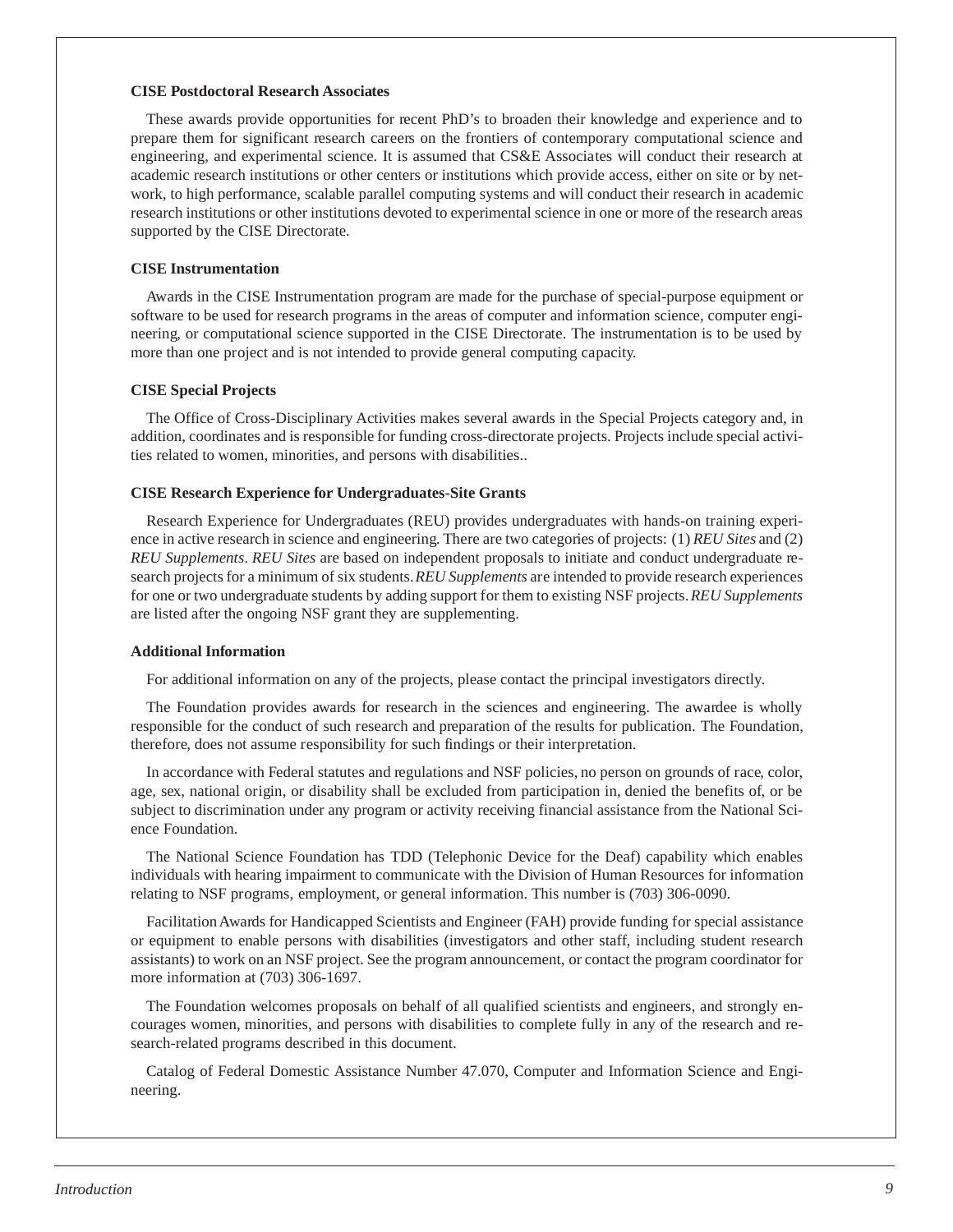**CISE Postdoctoral Research Associates**

These awards provide opportunities for recent PhD's to broaden their knowledge and experience and to prepare them for significant research careers on the frontiers of contemporary computational science and engineering, and experimental science. It is assumed that CS&E Associates will conduct their research at academic research institutions or other centers or institutions which provide access, either on site or by network, to high performance, scalable parallel computing systems and will conduct their research in academic research institutions or other institutions devoted to experimental science in one or more of the research areas supported by the CISE Directorate.

**CISE Instrumentation**

Awards in the CISE Instrumentation program are made for the purchase of special-purpose equipment or software to be used for research programs in the areas of computer and information science, computer engineering, or computational science supported in the CISE Directorate. The instrumentation is to be used by more than one project and is not intended to provide general computing capacity.

**CISE Special Projects**

The Office of Cross-Disciplinary Activities makes several awards in the Special Projects category and, in addition, coordinates and is responsible for funding cross-directorate projects. Projects include special activities related to women, minorities, and persons with disabilities..

**CISE Research Experience for Undergraduates-Site Grants**

Research Experience for Undergraduates (REU) provides undergraduates with hands-on training experience in active research in science and engineering. There are two categories of projects: (1) *REU Sites* and (2) *REU Supplements*. *REU Sites* are based on independent proposals to initiate and conduct undergraduate research projects for a minimum of six students. *REU Supplements* are intended to provide research experiences for one or two undergraduate students by adding support for them to existing NSF projects. *REU Supplements* are listed after the ongoing NSF grant they are supplementing.

**Additional Information**

For additional information on any of the projects, please contact the principal investigators directly.

The Foundation provides awards for research in the sciences and engineering. The awardee is wholly responsible for the conduct of such research and preparation of the results for publication. The Foundation, therefore, does not assume responsibility for such findings or their interpretation.

In accordance with Federal statutes and regulations and NSF policies, no person on grounds of race, color, age, sex, national origin, or disability shall be excluded from participation in, denied the benefits of, or be subject to discrimination under any program or activity receiving financial assistance from the National Science Foundation.

The National Science Foundation has TDD (Telephonic Device for the Deaf) capability which enables individuals with hearing impairment to communicate with the Division of Human Resources for information relating to NSF programs, employment, or general information. This number is (703) 306-0090.

Facilitation Awards for Handicapped Scientists and Engineer (FAH) provide funding for special assistance or equipment to enable persons with disabilities (investigators and other staff, including student research assistants) to work on an NSF project. See the program announcement, or contact the program coordinator for more information at (703) 306-1697.

The Foundation welcomes proposals on behalf of all qualified scientists and engineers, and strongly encourages women, minorities, and persons with disabilities to complete fully in any of the research and research-related programs described in this document.

Catalog of Federal Domestic Assistance Number 47.070, Computer and Information Science and Engineering.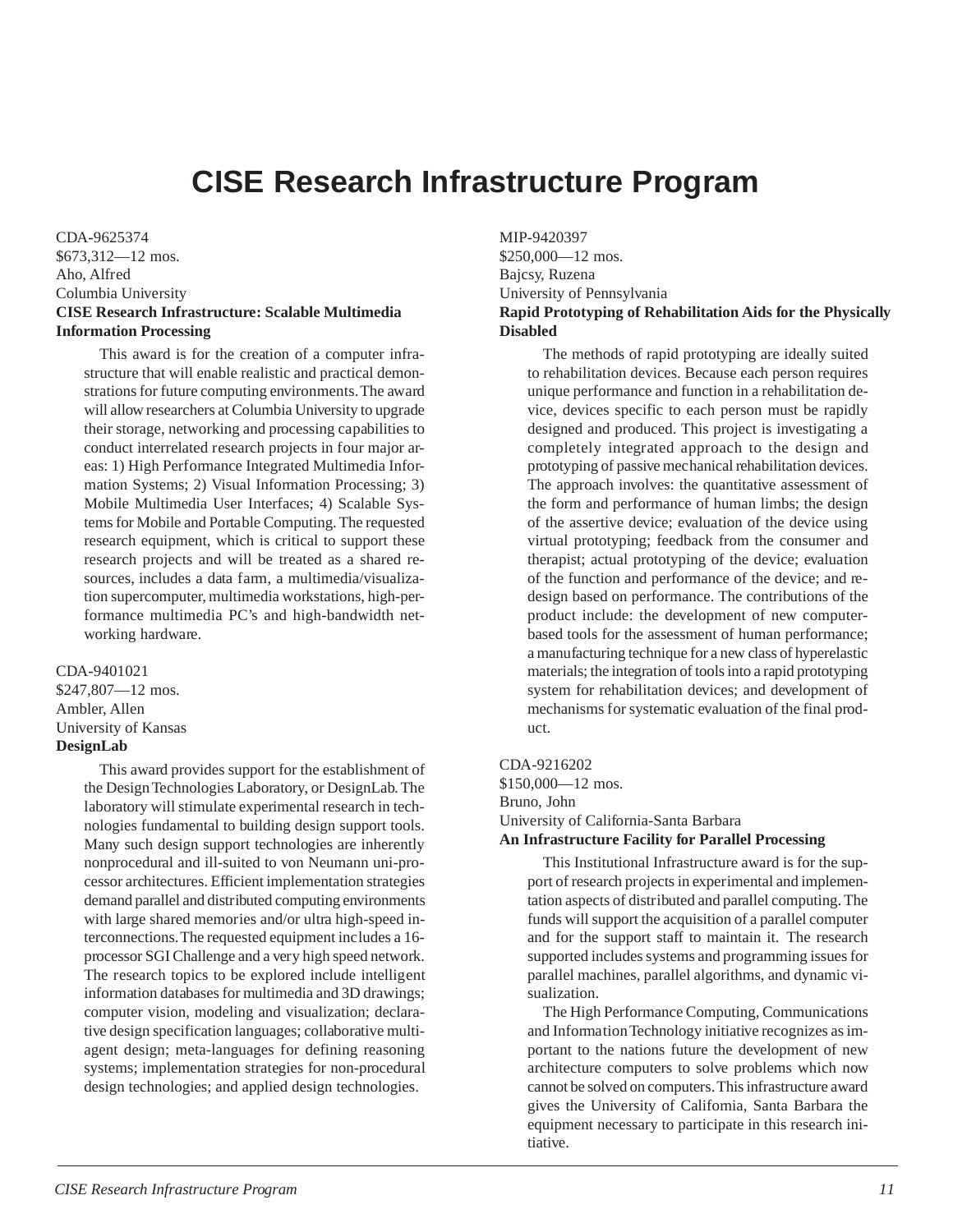# CISE Research Infrastructure Program

CDA-9625374
$673,312—12 mos.
Aho, Alfred
Columbia University
**CISE Research Infrastructure: Scalable Multimedia Information Processing**

This award is for the creation of a computer infrastructure that will enable realistic and practical demonstrations for future computing environments. The award will allow researchers at Columbia University to upgrade their storage, networking and processing capabilities to conduct interrelated research projects in four major areas: 1) High Performance Integrated Multimedia Information Systems; 2) Visual Information Processing; 3) Mobile Multimedia User Interfaces; 4) Scalable Systems for Mobile and Portable Computing. The requested research equipment, which is critical to support these research projects and will be treated as a shared resources, includes a data farm, a multimedia/visualization supercomputer, multimedia workstations, high-performance multimedia PC's and high-bandwidth networking hardware.

CDA-9401021
$247,807—12 mos.
Ambler, Allen
University of Kansas
**DesignLab**

This award provides support for the establishment of the Design Technologies Laboratory, or DesignLab. The laboratory will stimulate experimental research in technologies fundamental to building design support tools. Many such design support technologies are inherently nonprocedural and ill-suited to von Neumann uni-processor architectures. Efficient implementation strategies demand parallel and distributed computing environments with large shared memories and/or ultra high-speed interconnections. The requested equipment includes a 16-processor SGI Challenge and a very high speed network. The research topics to be explored include intelligent information databases for multimedia and 3D drawings; computer vision, modeling and visualization; declarative design specification languages; collaborative multi-agent design; meta-languages for defining reasoning systems; implementation strategies for non-procedural design technologies; and applied design technologies.

MIP-9420397
$250,000—12 mos.
Bajcsy, Ruzena
University of Pennsylvania
**Rapid Prototyping of Rehabilitation Aids for the Physically Disabled**

The methods of rapid prototyping are ideally suited to rehabilitation devices. Because each person requires unique performance and function in a rehabilitation device, devices specific to each person must be rapidly designed and produced. This project is investigating a completely integrated approach to the design and prototyping of passive mechanical rehabilitation devices. The approach involves: the quantitative assessment of the form and performance of human limbs; the design of the assertive device; evaluation of the device using virtual prototyping; feedback from the consumer and therapist; actual prototyping of the device; evaluation of the function and performance of the device; and redesign based on performance. The contributions of the product include: the development of new computer-based tools for the assessment of human performance; a manufacturing technique for a new class of hyperelastic materials; the integration of tools into a rapid prototyping system for rehabilitation devices; and development of mechanisms for systematic evaluation of the final product.

CDA-9216202
$150,000—12 mos.
Bruno, John
University of California-Santa Barbara
**An Infrastructure Facility for Parallel Processing**

This Institutional Infrastructure award is for the support of research projects in experimental and implementation aspects of distributed and parallel computing. The funds will support the acquisition of a parallel computer and for the support staff to maintain it. The research supported includes systems and programming issues for parallel machines, parallel algorithms, and dynamic visualization.

The High Performance Computing, Communications and Information Technology initiative recognizes as important to the nations future the development of new architecture computers to solve problems which now cannot be solved on computers. This infrastructure award gives the University of California, Santa Barbara the equipment necessary to participate in this research initiative.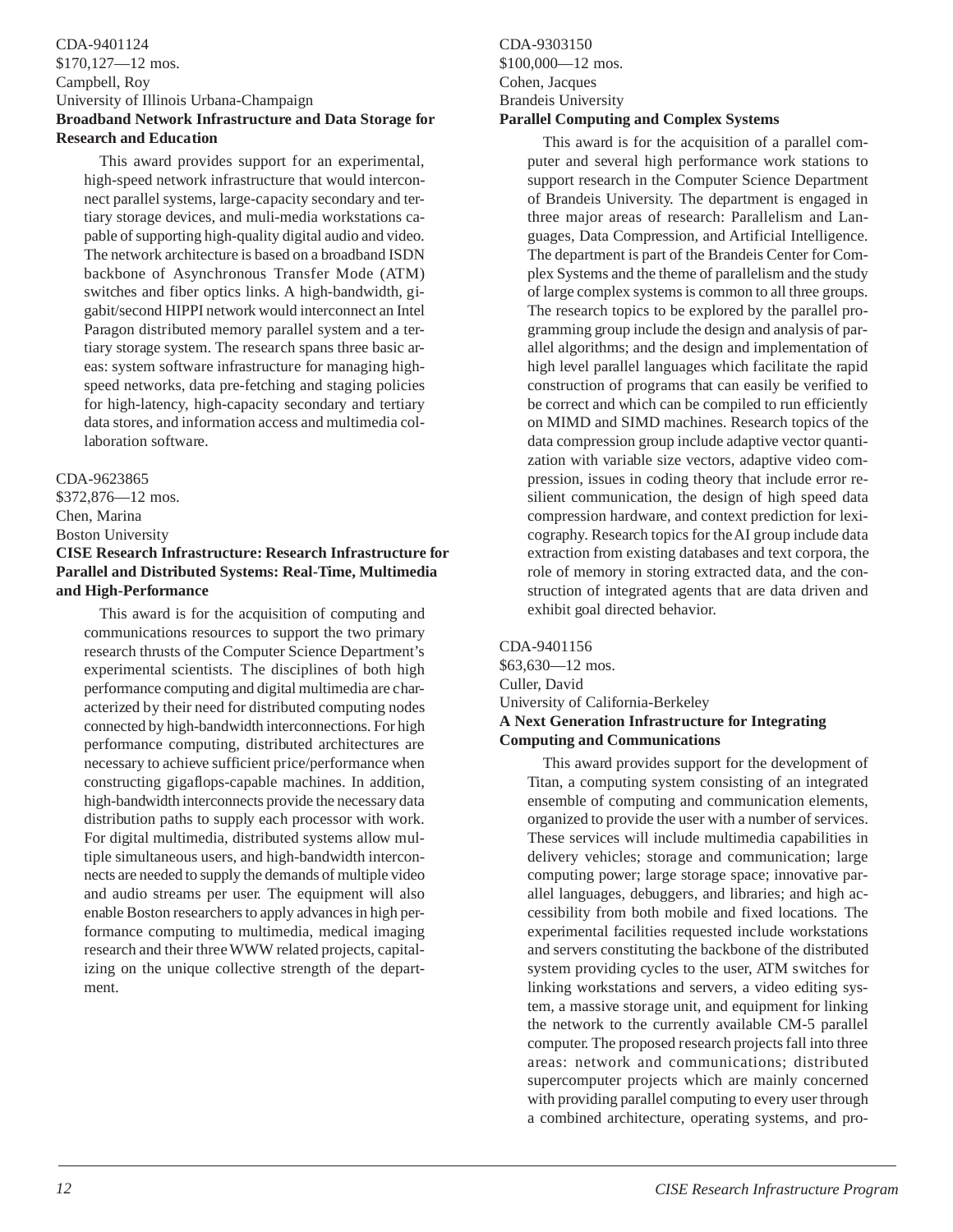CDA-9401124
$170,127—12 mos.
Campbell, Roy
University of Illinois Urbana-Champaign
**Broadband Network Infrastructure and Data Storage for Research and Education**

This award provides support for an experimental, high-speed network infrastructure that would interconnect parallel systems, large-capacity secondary and tertiary storage devices, and muli-media workstations capable of supporting high-quality digital audio and video. The network architecture is based on a broadband ISDN backbone of Asynchronous Transfer Mode (ATM) switches and fiber optics links. A high-bandwidth, gigabit/second HIPPI network would interconnect an Intel Paragon distributed memory parallel system and a tertiary storage system. The research spans three basic areas: system software infrastructure for managing high-speed networks, data pre-fetching and staging policies for high-latency, high-capacity secondary and tertiary data stores, and information access and multimedia collaboration software.

CDA-9623865
$372,876—12 mos.
Chen, Marina
Boston University
**CISE Research Infrastructure: Research Infrastructure for Parallel and Distributed Systems: Real-Time, Multimedia and High-Performance**

This award is for the acquisition of computing and communications resources to support the two primary research thrusts of the Computer Science Department's experimental scientists. The disciplines of both high performance computing and digital multimedia are characterized by their need for distributed computing nodes connected by high-bandwidth interconnections. For high performance computing, distributed architectures are necessary to achieve sufficient price/performance when constructing gigaflops-capable machines. In addition, high-bandwidth interconnects provide the necessary data distribution paths to supply each processor with work. For digital multimedia, distributed systems allow multiple simultaneous users, and high-bandwidth interconnects are needed to supply the demands of multiple video and audio streams per user. The equipment will also enable Boston researchers to apply advances in high performance computing to multimedia, medical imaging research and their three WWW related projects, capitalizing on the unique collective strength of the department.

CDA-9303150
$100,000—12 mos.
Cohen, Jacques
Brandeis University
**Parallel Computing and Complex Systems**

This award is for the acquisition of a parallel computer and several high performance work stations to support research in the Computer Science Department of Brandeis University. The department is engaged in three major areas of research: Parallelism and Languages, Data Compression, and Artificial Intelligence. The department is part of the Brandeis Center for Complex Systems and the theme of parallelism and the study of large complex systems is common to all three groups. The research topics to be explored by the parallel programming group include the design and analysis of parallel algorithms; and the design and implementation of high level parallel languages which facilitate the rapid construction of programs that can easily be verified to be correct and which can be compiled to run efficiently on MIMD and SIMD machines. Research topics of the data compression group include adaptive vector quantization with variable size vectors, adaptive video compression, issues in coding theory that include error resilient communication, the design of high speed data compression hardware, and context prediction for lexicography. Research topics for the AI group include data extraction from existing databases and text corpora, the role of memory in storing extracted data, and the construction of integrated agents that are data driven and exhibit goal directed behavior.

CDA-9401156
$63,630—12 mos.
Culler, David
University of California-Berkeley
**A Next Generation Infrastructure for Integrating Computing and Communications**

This award provides support for the development of Titan, a computing system consisting of an integrated ensemble of computing and communication elements, organized to provide the user with a number of services. These services will include multimedia capabilities in delivery vehicles; storage and communication; large computing power; large storage space; innovative parallel languages, debuggers, and libraries; and high accessibility from both mobile and fixed locations. The experimental facilities requested include workstations and servers constituting the backbone of the distributed system providing cycles to the user, ATM switches for linking workstations and servers, a video editing system, a massive storage unit, and equipment for linking the network to the currently available CM-5 parallel computer. The proposed research projects fall into three areas: network and communications; distributed supercomputer projects which are mainly concerned with providing parallel computing to every user through a combined architecture, operating systems, and pro-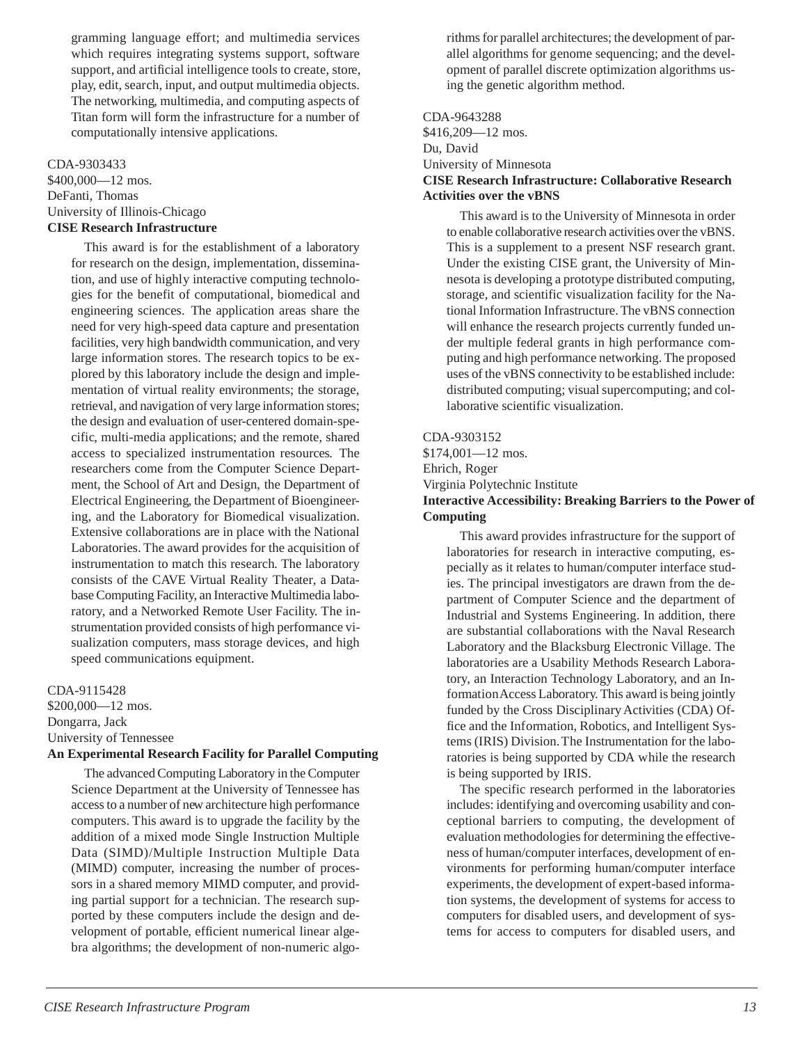gramming language effort; and multimedia services which requires integrating systems support, software support, and artificial intelligence tools to create, store, play, edit, search, input, and output multimedia objects. The networking, multimedia, and computing aspects of Titan form will form the infrastructure for a number of computationally intensive applications.

CDA-9303433
$400,000—12 mos.
DeFanti, Thomas
University of Illinois-Chicago
**CISE Research Infrastructure**

This award is for the establishment of a laboratory for research on the design, implementation, dissemination, and use of highly interactive computing technologies for the benefit of computational, biomedical and engineering sciences. The application areas share the need for very high-speed data capture and presentation facilities, very high bandwidth communication, and very large information stores. The research topics to be explored by this laboratory include the design and implementation of virtual reality environments; the storage, retrieval, and navigation of very large information stores; the design and evaluation of user-centered domain-specific, multi-media applications; and the remote, shared access to specialized instrumentation resources. The researchers come from the Computer Science Department, the School of Art and Design, the Department of Electrical Engineering, the Department of Bioengineering, and the Laboratory for Biomedical visualization. Extensive collaborations are in place with the National Laboratories. The award provides for the acquisition of instrumentation to match this research. The laboratory consists of the CAVE Virtual Reality Theater, a Database Computing Facility, an Interactive Multimedia laboratory, and a Networked Remote User Facility. The instrumentation provided consists of high performance visualization computers, mass storage devices, and high speed communications equipment.

CDA-9115428
$200,000—12 mos.
Dongarra, Jack
University of Tennessee
**An Experimental Research Facility for Parallel Computing**

The advanced Computing Laboratory in the Computer Science Department at the University of Tennessee has access to a number of new architecture high performance computers. This award is to upgrade the facility by the addition of a mixed mode Single Instruction Multiple Data (SIMD)/Multiple Instruction Multiple Data (MIMD) computer, increasing the number of processors in a shared memory MIMD computer, and providing partial support for a technician. The research supported by these computers include the design and development of portable, efficient numerical linear algebra algorithms; the development of non-numeric algorithms for parallel architectures; the development of parallel algorithms for genome sequencing; and the development of parallel discrete optimization algorithms using the genetic algorithm method.

CDA-9643288
$416,209—12 mos.
Du, David
University of Minnesota
**CISE Research Infrastructure: Collaborative Research Activities over the vBNS**

This award is to the University of Minnesota in order to enable collaborative research activities over the vBNS. This is a supplement to a present NSF research grant. Under the existing CISE grant, the University of Minnesota is developing a prototype distributed computing, storage, and scientific visualization facility for the National Information Infrastructure. The vBNS connection will enhance the research projects currently funded under multiple federal grants in high performance computing and high performance networking. The proposed uses of the vBNS connectivity to be established include: distributed computing; visual supercomputing; and collaborative scientific visualization.

CDA-9303152
$174,001—12 mos.
Ehrich, Roger
Virginia Polytechnic Institute
**Interactive Accessibility: Breaking Barriers to the Power of Computing**

This award provides infrastructure for the support of laboratories for research in interactive computing, especially as it relates to human/computer interface studies. The principal investigators are drawn from the department of Computer Science and the department of Industrial and Systems Engineering. In addition, there are substantial collaborations with the Naval Research Laboratory and the Blacksburg Electronic Village. The laboratories are a Usability Methods Research Laboratory, an Interaction Technology Laboratory, and an Information Access Laboratory. This award is being jointly funded by the Cross Disciplinary Activities (CDA) Office and the Information, Robotics, and Intelligent Systems (IRIS) Division. The Instrumentation for the laboratories is being supported by CDA while the research is being supported by IRIS.

The specific research performed in the laboratories includes: identifying and overcoming usability and conceptional barriers to computing, the development of evaluation methodologies for determining the effectiveness of human/computer interfaces, development of environments for performing human/computer interface experiments, the development of expert-based information systems, the development of systems for access to computers for disabled users, and development of systems for access to computers for disabled users, and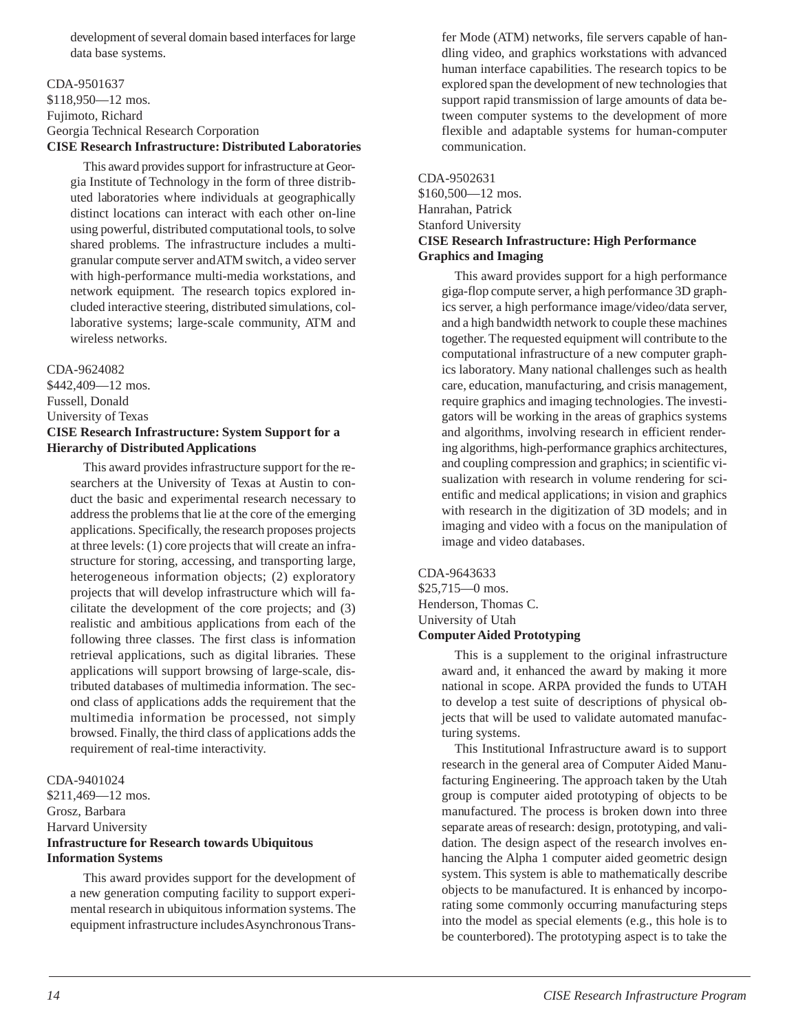development of several domain based interfaces for large data base systems.

CDA-9501637
$118,950—12 mos.
Fujimoto, Richard
Georgia Technical Research Corporation
**CISE Research Infrastructure: Distributed Laboratories**

This award provides support for infrastructure at Georgia Institute of Technology in the form of three distributed laboratories where individuals at geographically distinct locations can interact with each other on-line using powerful, distributed computational tools, to solve shared problems. The infrastructure includes a multi-granular compute server and ATM switch, a video server with high-performance multi-media workstations, and network equipment. The research topics explored included interactive steering, distributed simulations, collaborative systems; large-scale community, ATM and wireless networks.

CDA-9624082
$442,409—12 mos.
Fussell, Donald
University of Texas
**CISE Research Infrastructure: System Support for a Hierarchy of Distributed Applications**

This award provides infrastructure support for the researchers at the University of Texas at Austin to conduct the basic and experimental research necessary to address the problems that lie at the core of the emerging applications. Specifically, the research proposes projects at three levels: (1) core projects that will create an infrastructure for storing, accessing, and transporting large, heterogeneous information objects; (2) exploratory projects that will develop infrastructure which will facilitate the development of the core projects; and (3) realistic and ambitious applications from each of the following three classes. The first class is information retrieval applications, such as digital libraries. These applications will support browsing of large-scale, distributed databases of multimedia information. The second class of applications adds the requirement that the multimedia information be processed, not simply browsed. Finally, the third class of applications adds the requirement of real-time interactivity.

CDA-9401024
$211,469—12 mos.
Grosz, Barbara
Harvard University
**Infrastructure for Research towards Ubiquitous Information Systems**

This award provides support for the development of a new generation computing facility to support experimental research in ubiquitous information systems. The equipment infrastructure includes Asynchronous Transfer Mode (ATM) networks, file servers capable of handling video, and graphics workstations with advanced human interface capabilities. The research topics to be explored span the development of new technologies that support rapid transmission of large amounts of data between computer systems to the development of more flexible and adaptable systems for human-computer communication.

CDA-9502631
$160,500—12 mos.
Hanrahan, Patrick
Stanford University
**CISE Research Infrastructure: High Performance Graphics and Imaging**

This award provides support for a high performance giga-flop compute server, a high performance 3D graphics server, a high performance image/video/data server, and a high bandwidth network to couple these machines together. The requested equipment will contribute to the computational infrastructure of a new computer graphics laboratory. Many national challenges such as health care, education, manufacturing, and crisis management, require graphics and imaging technologies. The investigators will be working in the areas of graphics systems and algorithms, involving research in efficient rendering algorithms, high-performance graphics architectures, and coupling compression and graphics; in scientific visualization with research in volume rendering for scientific and medical applications; in vision and graphics with research in the digitization of 3D models; and in imaging and video with a focus on the manipulation of image and video databases.

CDA-9643633
$25,715—0 mos.
Henderson, Thomas C.
University of Utah
**Computer Aided Prototyping**

This is a supplement to the original infrastructure award and, it enhanced the award by making it more national in scope. ARPA provided the funds to UTAH to develop a test suite of descriptions of physical objects that will be used to validate automated manufacturing systems.

This Institutional Infrastructure award is to support research in the general area of Computer Aided Manufacturing Engineering. The approach taken by the Utah group is computer aided prototyping of objects to be manufactured. The process is broken down into three separate areas of research: design, prototyping, and validation. The design aspect of the research involves enhancing the Alpha 1 computer aided geometric design system. This system is able to mathematically describe objects to be manufactured. It is enhanced by incorporating some commonly occurring manufacturing steps into the model as special elements (e.g., this hole is to be counterbored). The prototyping aspect is to take the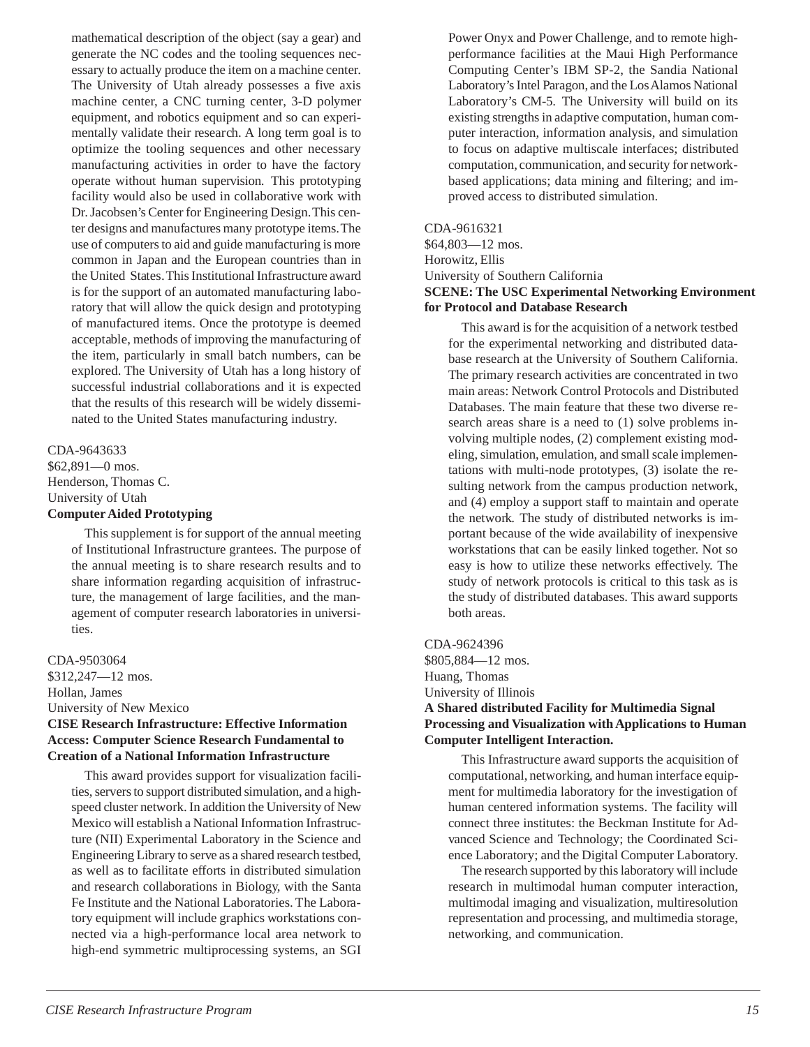mathematical description of the object (say a gear) and generate the NC codes and the tooling sequences necessary to actually produce the item on a machine center. The University of Utah already possesses a five axis machine center, a CNC turning center, 3-D polymer equipment, and robotics equipment and so can experimentally validate their research. A long term goal is to optimize the tooling sequences and other necessary manufacturing activities in order to have the factory operate without human supervision. This prototyping facility would also be used in collaborative work with Dr. Jacobsen's Center for Engineering Design. This center designs and manufactures many prototype items. The use of computers to aid and guide manufacturing is more common in Japan and the European countries than in the United States. This Institutional Infrastructure award is for the support of an automated manufacturing laboratory that will allow the quick design and prototyping of manufactured items. Once the prototype is deemed acceptable, methods of improving the manufacturing of the item, particularly in small batch numbers, can be explored. The University of Utah has a long history of successful industrial collaborations and it is expected that the results of this research will be widely disseminated to the United States manufacturing industry.

CDA-9643633
$62,891—0 mos.
Henderson, Thomas C.
University of Utah
**Computer Aided Prototyping**

This supplement is for support of the annual meeting of Institutional Infrastructure grantees. The purpose of the annual meeting is to share research results and to share information regarding acquisition of infrastructure, the management of large facilities, and the management of computer research laboratories in universities.

CDA-9503064
$312,247—12 mos.
Hollan, James
University of New Mexico
**CISE Research Infrastructure: Effective Information Access: Computer Science Research Fundamental to Creation of a National Information Infrastructure**

This award provides support for visualization facilities, servers to support distributed simulation, and a high-speed cluster network. In addition the University of New Mexico will establish a National Information Infrastructure (NII) Experimental Laboratory in the Science and Engineering Library to serve as a shared research testbed, as well as to facilitate efforts in distributed simulation and research collaborations in Biology, with the Santa Fe Institute and the National Laboratories. The Laboratory equipment will include graphics workstations connected via a high-performance local area network to high-end symmetric multiprocessing systems, an SGI Power Onyx and Power Challenge, and to remote high-performance facilities at the Maui High Performance Computing Center's IBM SP-2, the Sandia National Laboratory's Intel Paragon, and the Los Alamos National Laboratory's CM-5. The University will build on its existing strengths in adaptive computation, human computer interaction, information analysis, and simulation to focus on adaptive multiscale interfaces; distributed computation, communication, and security for network-based applications; data mining and filtering; and improved access to distributed simulation.

CDA-9616321
$64,803—12 mos.
Horowitz, Ellis
University of Southern California
**SCENE: The USC Experimental Networking Environment for Protocol and Database Research**

This award is for the acquisition of a network testbed for the experimental networking and distributed database research at the University of Southern California. The primary research activities are concentrated in two main areas: Network Control Protocols and Distributed Databases. The main feature that these two diverse research areas share is a need to (1) solve problems involving multiple nodes, (2) complement existing modeling, simulation, emulation, and small scale implementations with multi-node prototypes, (3) isolate the resulting network from the campus production network, and (4) employ a support staff to maintain and operate the network. The study of distributed networks is important because of the wide availability of inexpensive workstations that can be easily linked together. Not so easy is how to utilize these networks effectively. The study of network protocols is critical to this task as is the study of distributed databases. This award supports both areas.

CDA-9624396
$805,884—12 mos.
Huang, Thomas
University of Illinois
**A Shared distributed Facility for Multimedia Signal Processing and Visualization with Applications to Human Computer Intelligent Interaction.**

This Infrastructure award supports the acquisition of computational, networking, and human interface equipment for multimedia laboratory for the investigation of human centered information systems. The facility will connect three institutes: the Beckman Institute for Advanced Science and Technology; the Coordinated Science Laboratory; and the Digital Computer Laboratory.

The research supported by this laboratory will include research in multimodal human computer interaction, multimodal imaging and visualization, multiresolution representation and processing, and multimedia storage, networking, and communication.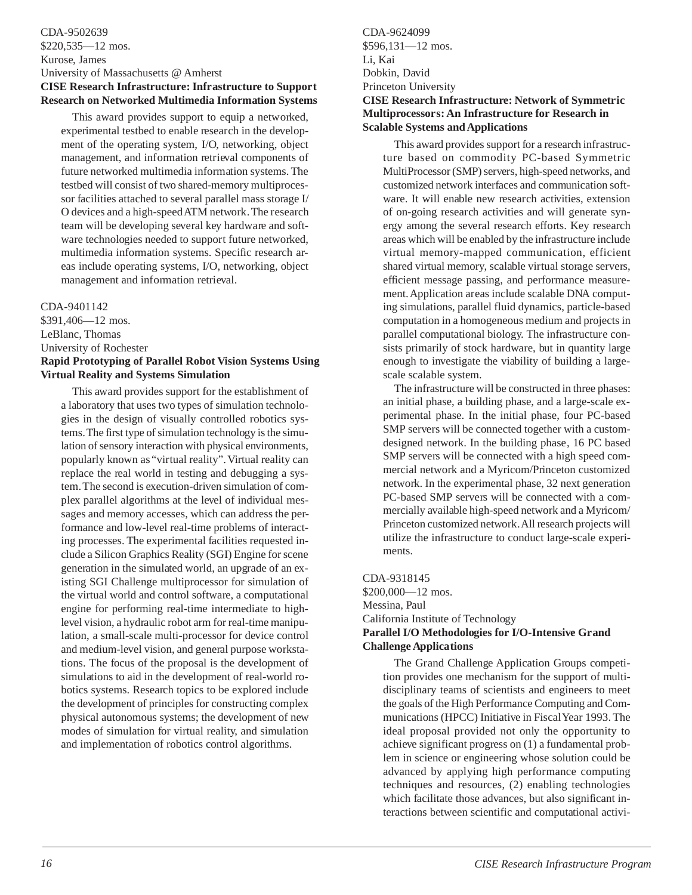CDA-9502639
$220,535—12 mos.
Kurose, James
University of Massachusetts @ Amherst
**CISE Research Infrastructure: Infrastructure to Support Research on Networked Multimedia Information Systems**

This award provides support to equip a networked, experimental testbed to enable research in the development of the operating system, I/O, networking, object management, and information retrieval components of future networked multimedia information systems. The testbed will consist of two shared-memory multiprocessor facilities attached to several parallel mass storage I/O devices and a high-speed ATM network. The research team will be developing several key hardware and software technologies needed to support future networked, multimedia information systems. Specific research areas include operating systems, I/O, networking, object management and information retrieval.

CDA-9401142
$391,406—12 mos.
LeBlanc, Thomas
University of Rochester
**Rapid Prototyping of Parallel Robot Vision Systems Using Virtual Reality and Systems Simulation**

This award provides support for the establishment of a laboratory that uses two types of simulation technologies in the design of visually controlled robotics systems. The first type of simulation technology is the simulation of sensory interaction with physical environments, popularly known as "virtual reality". Virtual reality can replace the real world in testing and debugging a system. The second is execution-driven simulation of complex parallel algorithms at the level of individual messages and memory accesses, which can address the performance and low-level real-time problems of interacting processes. The experimental facilities requested include a Silicon Graphics Reality (SGI) Engine for scene generation in the simulated world, an upgrade of an existing SGI Challenge multiprocessor for simulation of the virtual world and control software, a computational engine for performing real-time intermediate to high-level vision, a hydraulic robot arm for real-time manipulation, a small-scale multi-processor for device control and medium-level vision, and general purpose workstations. The focus of the proposal is the development of simulations to aid in the development of real-world robotics systems. Research topics to be explored include the development of principles for constructing complex physical autonomous systems; the development of new modes of simulation for virtual reality, and simulation and implementation of robotics control algorithms.

CDA-9624099
$596,131—12 mos.
Li, Kai
Dobkin, David
Princeton University
**CISE Research Infrastructure: Network of Symmetric Multiprocessors: An Infrastructure for Research in Scalable Systems and Applications**

This award provides support for a research infrastructure based on commodity PC-based Symmetric MultiProcessor (SMP) servers, high-speed networks, and customized network interfaces and communication software. It will enable new research activities, extension of on-going research activities and will generate synergy among the several research efforts. Key research areas which will be enabled by the infrastructure include virtual memory-mapped communication, efficient shared virtual memory, scalable virtual storage servers, efficient message passing, and performance measurement. Application areas include scalable DNA computing simulations, parallel fluid dynamics, particle-based computation in a homogeneous medium and projects in parallel computational biology. The infrastructure consists primarily of stock hardware, but in quantity large enough to investigate the viability of building a large-scale scalable system.

The infrastructure will be constructed in three phases: an initial phase, a building phase, and a large-scale experimental phase. In the initial phase, four PC-based SMP servers will be connected together with a custom-designed network. In the building phase, 16 PC based SMP servers will be connected with a high speed commercial network and a Myricom/Princeton customized network. In the experimental phase, 32 next generation PC-based SMP servers will be connected with a commercially available high-speed network and a Myricom/Princeton customized network. All research projects will utilize the infrastructure to conduct large-scale experiments.

CDA-9318145
$200,000—12 mos.
Messina, Paul
California Institute of Technology
**Parallel I/O Methodologies for I/O-Intensive Grand Challenge Applications**

The Grand Challenge Application Groups competition provides one mechanism for the support of multidisciplinary teams of scientists and engineers to meet the goals of the High Performance Computing and Communications (HPCC) Initiative in Fiscal Year 1993. The ideal proposal provided not only the opportunity to achieve significant progress on (1) a fundamental problem in science or engineering whose solution could be advanced by applying high performance computing techniques and resources, (2) enabling technologies which facilitate those advances, but also significant interactions between scientific and computational activi-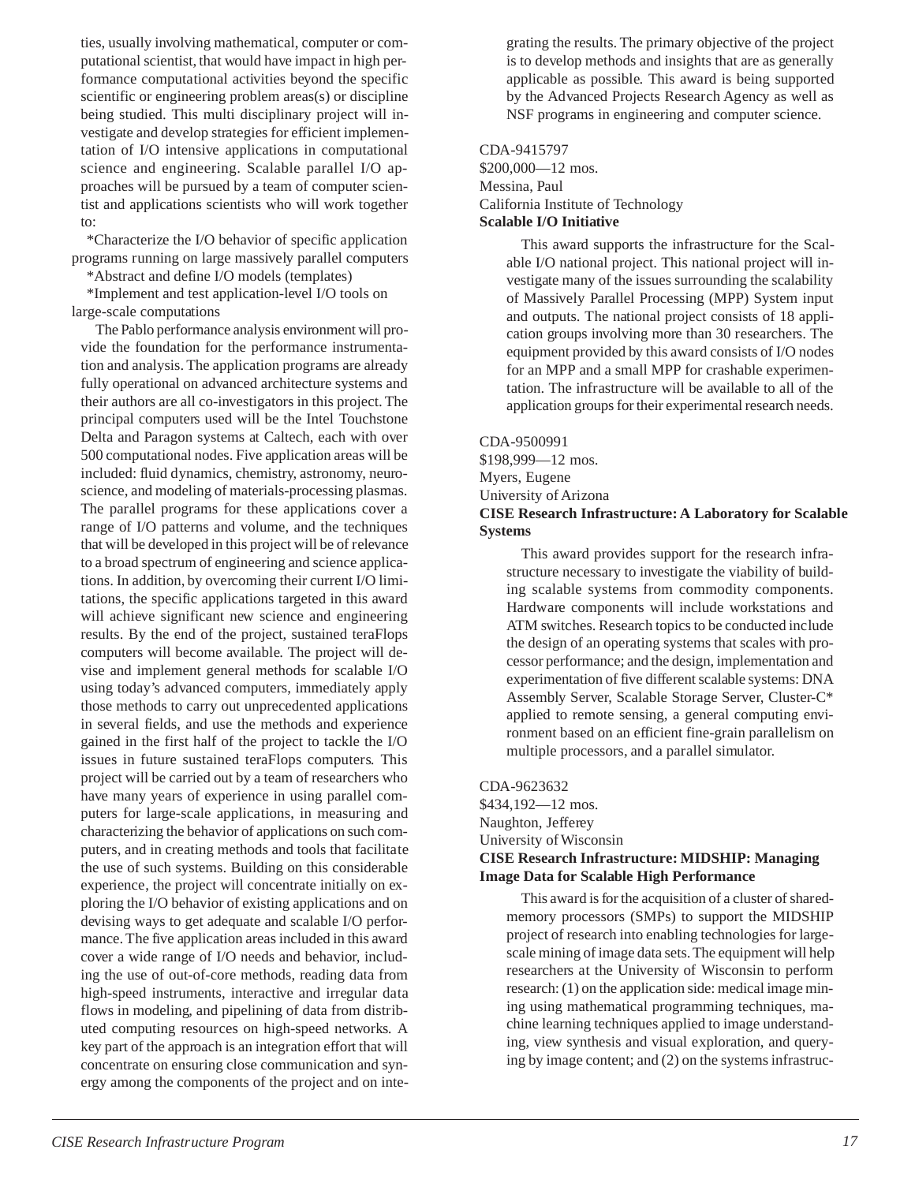ties, usually involving mathematical, computer or computational scientist, that would have impact in high performance computational activities beyond the specific scientific or engineering problem areas(s) or discipline being studied. This multi disciplinary project will investigate and develop strategies for efficient implementation of I/O intensive applications in computational science and engineering. Scalable parallel I/O approaches will be pursued by a team of computer scientist and applications scientists who will work together to:

*Characterize the I/O behavior of specific application programs running on large massively parallel computers

*Abstract and define I/O models (templates)

*Implement and test application-level I/O tools on large-scale computations

The Pablo performance analysis environment will provide the foundation for the performance instrumentation and analysis. The application programs are already fully operational on advanced architecture systems and their authors are all co-investigators in this project. The principal computers used will be the Intel Touchstone Delta and Paragon systems at Caltech, each with over 500 computational nodes. Five application areas will be included: fluid dynamics, chemistry, astronomy, neuroscience, and modeling of materials-processing plasmas. The parallel programs for these applications cover a range of I/O patterns and volume, and the techniques that will be developed in this project will be of relevance to a broad spectrum of engineering and science applications. In addition, by overcoming their current I/O limitations, the specific applications targeted in this award will achieve significant new science and engineering results. By the end of the project, sustained teraFlops computers will become available. The project will devise and implement general methods for scalable I/O using today's advanced computers, immediately apply those methods to carry out unprecedented applications in several fields, and use the methods and experience gained in the first half of the project to tackle the I/O issues in future sustained teraFlops computers. This project will be carried out by a team of researchers who have many years of experience in using parallel computers for large-scale applications, in measuring and characterizing the behavior of applications on such computers, and in creating methods and tools that facilitate the use of such systems. Building on this considerable experience, the project will concentrate initially on exploring the I/O behavior of existing applications and on devising ways to get adequate and scalable I/O performance. The five application areas included in this award cover a wide range of I/O needs and behavior, including the use of out-of-core methods, reading data from high-speed instruments, interactive and irregular data flows in modeling, and pipelining of data from distributed computing resources on high-speed networks. A key part of the approach is an integration effort that will concentrate on ensuring close communication and synergy among the components of the project and on integrating the results. The primary objective of the project is to develop methods and insights that are as generally applicable as possible. This award is being supported by the Advanced Projects Research Agency as well as NSF programs in engineering and computer science.

CDA-9415797
$200,000—12 mos.
Messina, Paul
California Institute of Technology
**Scalable I/O Initiative**

This award supports the infrastructure for the Scalable I/O national project. This national project will investigate many of the issues surrounding the scalability of Massively Parallel Processing (MPP) System input and outputs. The national project consists of 18 application groups involving more than 30 researchers. The equipment provided by this award consists of I/O nodes for an MPP and a small MPP for crashable experimentation. The infrastructure will be available to all of the application groups for their experimental research needs.

CDA-9500991
$198,999—12 mos.
Myers, Eugene
University of Arizona
**CISE Research Infrastructure: A Laboratory for Scalable Systems**

This award provides support for the research infrastructure necessary to investigate the viability of building scalable systems from commodity components. Hardware components will include workstations and ATM switches. Research topics to be conducted include the design of an operating systems that scales with processor performance; and the design, implementation and experimentation of five different scalable systems: DNA Assembly Server, Scalable Storage Server, Cluster-C* applied to remote sensing, a general computing environment based on an efficient fine-grain parallelism on multiple processors, and a parallel simulator.

CDA-9623632
$434,192—12 mos.
Naughton, Jefferey
University of Wisconsin
**CISE Research Infrastructure: MIDSHIP: Managing Image Data for Scalable High Performance**

This award is for the acquisition of a cluster of shared-memory processors (SMPs) to support the MIDSHIP project of research into enabling technologies for large-scale mining of image data sets. The equipment will help researchers at the University of Wisconsin to perform research: (1) on the application side: medical image mining using mathematical programming techniques, machine learning techniques applied to image understanding, view synthesis and visual exploration, and querying by image content; and (2) on the systems infrastruc-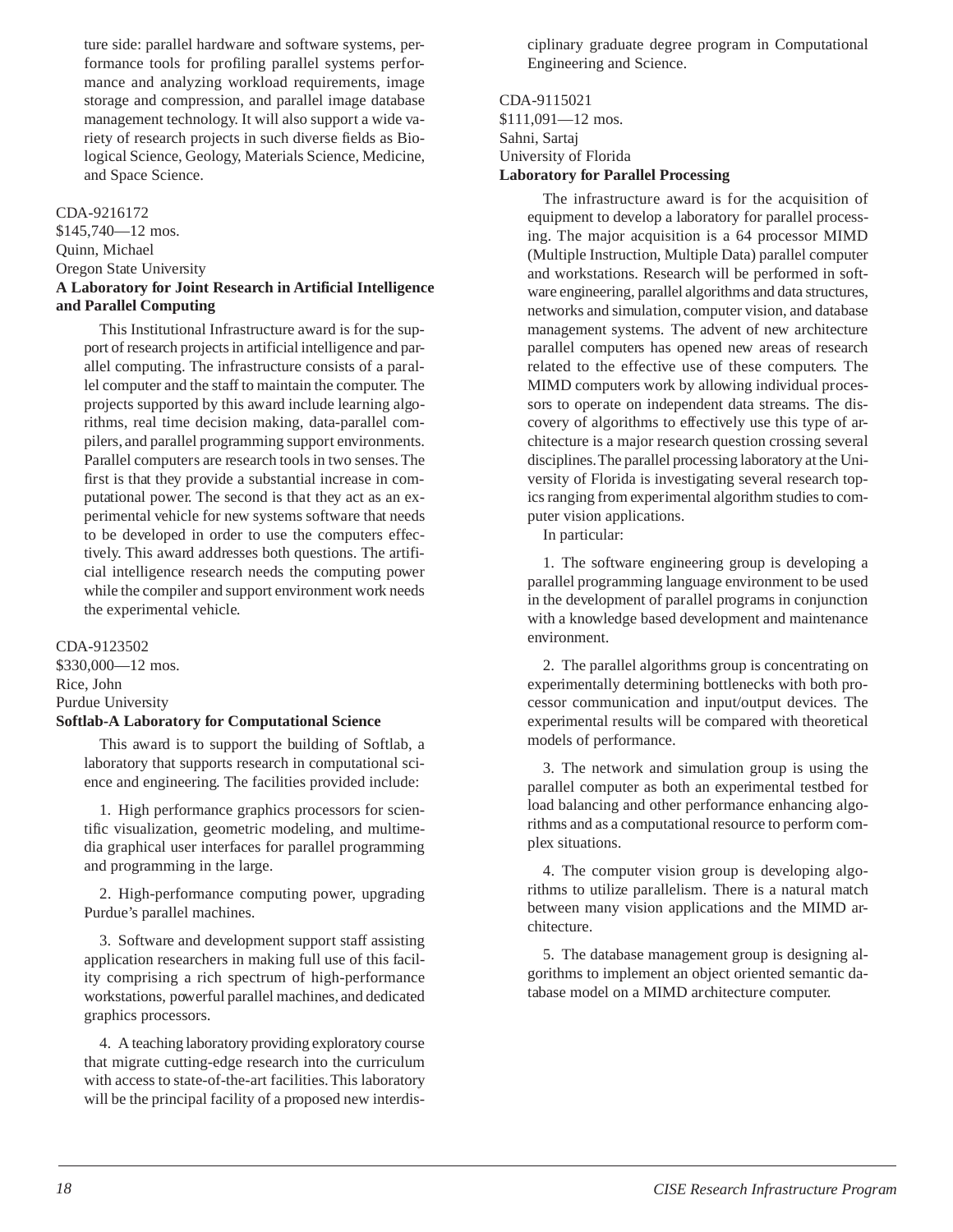ture side: parallel hardware and software systems, performance tools for profiling parallel systems performance and analyzing workload requirements, image storage and compression, and parallel image database management technology. It will also support a wide variety of research projects in such diverse fields as Biological Science, Geology, Materials Science, Medicine, and Space Science.

CDA-9216172
$145,740—12 mos.
Quinn, Michael
Oregon State University
**A Laboratory for Joint Research in Artificial Intelligence and Parallel Computing**

This Institutional Infrastructure award is for the support of research projects in artificial intelligence and parallel computing. The infrastructure consists of a parallel computer and the staff to maintain the computer. The projects supported by this award include learning algorithms, real time decision making, data-parallel compilers, and parallel programming support environments. Parallel computers are research tools in two senses. The first is that they provide a substantial increase in computational power. The second is that they act as an experimental vehicle for new systems software that needs to be developed in order to use the computers effectively. This award addresses both questions. The artificial intelligence research needs the computing power while the compiler and support environment work needs the experimental vehicle.

CDA-9123502
$330,000—12 mos.
Rice, John
Purdue University
**Softlab-A Laboratory for Computational Science**

This award is to support the building of Softlab, a laboratory that supports research in computational science and engineering. The facilities provided include:

1. High performance graphics processors for scientific visualization, geometric modeling, and multimedia graphical user interfaces for parallel programming and programming in the large.

2. High-performance computing power, upgrading Purdue's parallel machines.

3. Software and development support staff assisting application researchers in making full use of this facility comprising a rich spectrum of high-performance workstations, powerful parallel machines, and dedicated graphics processors.

4. A teaching laboratory providing exploratory course that migrate cutting-edge research into the curriculum with access to state-of-the-art facilities. This laboratory will be the principal facility of a proposed new interdisciplinary graduate degree program in Computational Engineering and Science.

CDA-9115021
$111,091—12 mos.
Sahni, Sartaj
University of Florida
**Laboratory for Parallel Processing**

The infrastructure award is for the acquisition of equipment to develop a laboratory for parallel processing. The major acquisition is a 64 processor MIMD (Multiple Instruction, Multiple Data) parallel computer and workstations. Research will be performed in software engineering, parallel algorithms and data structures, networks and simulation, computer vision, and database management systems. The advent of new architecture parallel computers has opened new areas of research related to the effective use of these computers. The MIMD computers work by allowing individual processors to operate on independent data streams. The discovery of algorithms to effectively use this type of architecture is a major research question crossing several disciplines. The parallel processing laboratory at the University of Florida is investigating several research topics ranging from experimental algorithm studies to computer vision applications.

In particular:

1. The software engineering group is developing a parallel programming language environment to be used in the development of parallel programs in conjunction with a knowledge based development and maintenance environment.

2. The parallel algorithms group is concentrating on experimentally determining bottlenecks with both processor communication and input/output devices. The experimental results will be compared with theoretical models of performance.

3. The network and simulation group is using the parallel computer as both an experimental testbed for load balancing and other performance enhancing algorithms and as a computational resource to perform complex situations.

4. The computer vision group is developing algorithms to utilize parallelism. There is a natural match between many vision applications and the MIMD architecture.

5. The database management group is designing algorithms to implement an object oriented semantic database model on a MIMD architecture computer.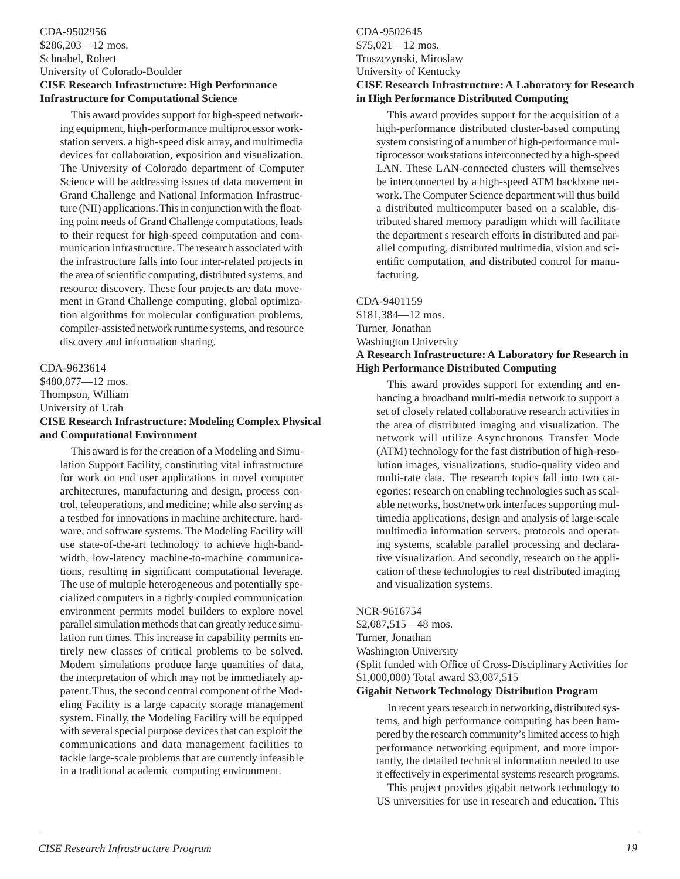CDA-9502956
$286,203—12 mos.
Schnabel, Robert
University of Colorado-Boulder
**CISE Research Infrastructure: High Performance Infrastructure for Computational Science**

This award provides support for high-speed networking equipment, high-performance multiprocessor workstation servers. a high-speed disk array, and multimedia devices for collaboration, exposition and visualization. The University of Colorado department of Computer Science will be addressing issues of data movement in Grand Challenge and National Information Infrastructure (NII) applications. This in conjunction with the floating point needs of Grand Challenge computations, leads to their request for high-speed computation and communication infrastructure. The research associated with the infrastructure falls into four inter-related projects in the area of scientific computing, distributed systems, and resource discovery. These four projects are data movement in Grand Challenge computing, global optimization algorithms for molecular configuration problems, compiler-assisted network runtime systems, and resource discovery and information sharing.

CDA-9623614
$480,877—12 mos.
Thompson, William
University of Utah
**CISE Research Infrastructure: Modeling Complex Physical and Computational Environment**

This award is for the creation of a Modeling and Simulation Support Facility, constituting vital infrastructure for work on end user applications in novel computer architectures, manufacturing and design, process control, teleoperations, and medicine; while also serving as a testbed for innovations in machine architecture, hardware, and software systems. The Modeling Facility will use state-of-the-art technology to achieve high-bandwidth, low-latency machine-to-machine communications, resulting in significant computational leverage. The use of multiple heterogeneous and potentially specialized computers in a tightly coupled communication environment permits model builders to explore novel parallel simulation methods that can greatly reduce simulation run times. This increase in capability permits entirely new classes of critical problems to be solved. Modern simulations produce large quantities of data, the interpretation of which may not be immediately apparent. Thus, the second central component of the Modeling Facility is a large capacity storage management system. Finally, the Modeling Facility will be equipped with several special purpose devices that can exploit the communications and data management facilities to tackle large-scale problems that are currently infeasible in a traditional academic computing environment.

CDA-9502645
$75,021—12 mos.
Truszczynski, Miroslaw
University of Kentucky
**CISE Research Infrastructure: A Laboratory for Research in High Performance Distributed Computing**

This award provides support for the acquisition of a high-performance distributed cluster-based computing system consisting of a number of high-performance multiprocessor workstations interconnected by a high-speed LAN. These LAN-connected clusters will themselves be interconnected by a high-speed ATM backbone network. The Computer Science department will thus build a distributed multicomputer based on a scalable, distributed shared memory paradigm which will facilitate the department s research efforts in distributed and parallel computing, distributed multimedia, vision and scientific computation, and distributed control for manufacturing.

CDA-9401159
$181,384—12 mos.
Turner, Jonathan
Washington University
**A Research Infrastructure: A Laboratory for Research in High Performance Distributed Computing**

This award provides support for extending and enhancing a broadband multi-media network to support a set of closely related collaborative research activities in the area of distributed imaging and visualization. The network will utilize Asynchronous Transfer Mode (ATM) technology for the fast distribution of high-resolution images, visualizations, studio-quality video and multi-rate data. The research topics fall into two categories: research on enabling technologies such as scalable networks, host/network interfaces supporting multimedia applications, design and analysis of large-scale multimedia information servers, protocols and operating systems, scalable parallel processing and declarative visualization. And secondly, research on the application of these technologies to real distributed imaging and visualization systems.

NCR-9616754
$2,087,515—48 mos.
Turner, Jonathan
Washington University
(Split funded with Office of Cross-Disciplinary Activities for $1,000,000) Total award $3,087,515
**Gigabit Network Technology Distribution Program**

In recent years research in networking, distributed systems, and high performance computing has been hampered by the research community's limited access to high performance networking equipment, and more importantly, the detailed technical information needed to use it effectively in experimental systems research programs.

This project provides gigabit network technology to US universities for use in research and education. This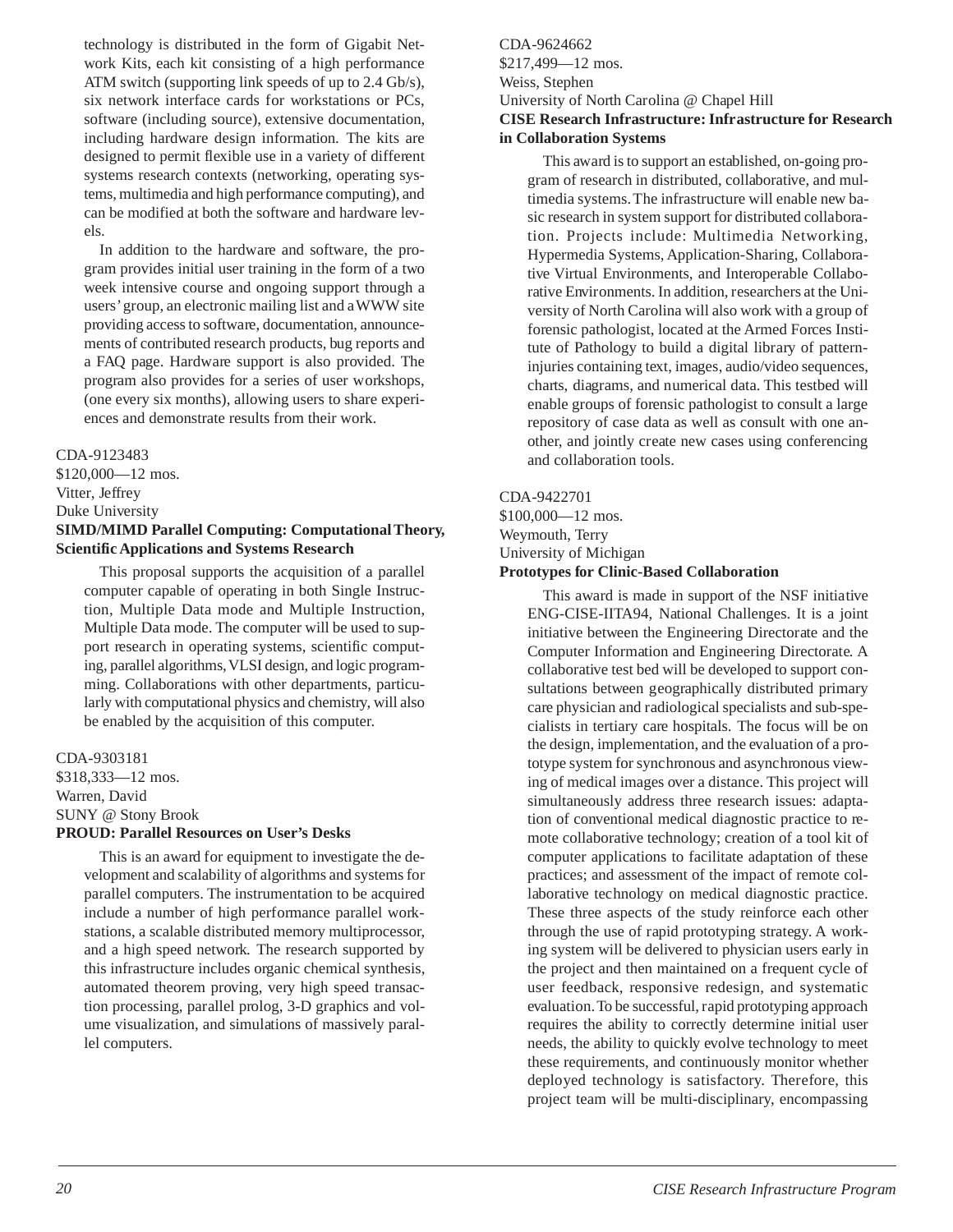technology is distributed in the form of Gigabit Network Kits, each kit consisting of a high performance ATM switch (supporting link speeds of up to 2.4 Gb/s), six network interface cards for workstations or PCs, software (including source), extensive documentation, including hardware design information. The kits are designed to permit flexible use in a variety of different systems research contexts (networking, operating systems, multimedia and high performance computing), and can be modified at both the software and hardware levels.

In addition to the hardware and software, the program provides initial user training in the form of a two week intensive course and ongoing support through a users' group, an electronic mailing list and a WWW site providing access to software, documentation, announcements of contributed research products, bug reports and a FAQ page. Hardware support is also provided. The program also provides for a series of user workshops, (one every six months), allowing users to share experiences and demonstrate results from their work.

CDA-9123483
$120,000—12 mos.
Vitter, Jeffrey
Duke University
**SIMD/MIMD Parallel Computing: Computational Theory, Scientific Applications and Systems Research**

This proposal supports the acquisition of a parallel computer capable of operating in both Single Instruction, Multiple Data mode and Multiple Instruction, Multiple Data mode. The computer will be used to support research in operating systems, scientific computing, parallel algorithms, VLSI design, and logic programming. Collaborations with other departments, particularly with computational physics and chemistry, will also be enabled by the acquisition of this computer.

CDA-9303181
$318,333—12 mos.
Warren, David
SUNY @ Stony Brook
**PROUD: Parallel Resources on User's Desks**

This is an award for equipment to investigate the development and scalability of algorithms and systems for parallel computers. The instrumentation to be acquired include a number of high performance parallel workstations, a scalable distributed memory multiprocessor, and a high speed network. The research supported by this infrastructure includes organic chemical synthesis, automated theorem proving, very high speed transaction processing, parallel prolog, 3-D graphics and volume visualization, and simulations of massively parallel computers.

CDA-9624662
$217,499—12 mos.
Weiss, Stephen
University of North Carolina @ Chapel Hill
**CISE Research Infrastructure: Infrastructure for Research in Collaboration Systems**

This award is to support an established, on-going program of research in distributed, collaborative, and multimedia systems. The infrastructure will enable new basic research in system support for distributed collaboration. Projects include: Multimedia Networking, Hypermedia Systems, Application-Sharing, Collaborative Virtual Environments, and Interoperable Collaborative Environments. In addition, researchers at the University of North Carolina will also work with a group of forensic pathologist, located at the Armed Forces Institute of Pathology to build a digital library of pattern-injuries containing text, images, audio/video sequences, charts, diagrams, and numerical data. This testbed will enable groups of forensic pathologist to consult a large repository of case data as well as consult with one another, and jointly create new cases using conferencing and collaboration tools.

CDA-9422701
$100,000—12 mos.
Weymouth, Terry
University of Michigan
**Prototypes for Clinic-Based Collaboration**

This award is made in support of the NSF initiative ENG-CISE-IITA94, National Challenges. It is a joint initiative between the Engineering Directorate and the Computer Information and Engineering Directorate. A collaborative test bed will be developed to support consultations between geographically distributed primary care physician and radiological specialists and sub-specialists in tertiary care hospitals. The focus will be on the design, implementation, and the evaluation of a prototype system for synchronous and asynchronous viewing of medical images over a distance. This project will simultaneously address three research issues: adaptation of conventional medical diagnostic practice to remote collaborative technology; creation of a tool kit of computer applications to facilitate adaptation of these practices; and assessment of the impact of remote collaborative technology on medical diagnostic practice. These three aspects of the study reinforce each other through the use of rapid prototyping strategy. A working system will be delivered to physician users early in the project and then maintained on a frequent cycle of user feedback, responsive redesign, and systematic evaluation. To be successful, rapid prototyping approach requires the ability to correctly determine initial user needs, the ability to quickly evolve technology to meet these requirements, and continuously monitor whether deployed technology is satisfactory. Therefore, this project team will be multi-disciplinary, encompassing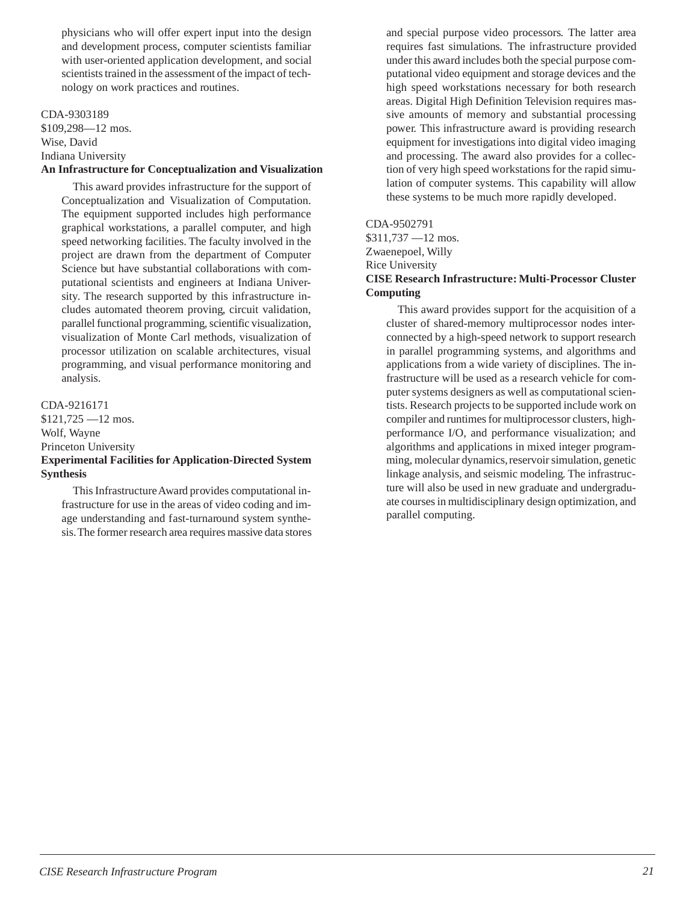physicians who will offer expert input into the design and development process, computer scientists familiar with user-oriented application development, and social scientists trained in the assessment of the impact of technology on work practices and routines.

CDA-9303189
$109,298—12 mos.
Wise, David
Indiana University
**An Infrastructure for Conceptualization and Visualization**

This award provides infrastructure for the support of Conceptualization and Visualization of Computation. The equipment supported includes high performance graphical workstations, a parallel computer, and high speed networking facilities. The faculty involved in the project are drawn from the department of Computer Science but have substantial collaborations with computational scientists and engineers at Indiana University. The research supported by this infrastructure includes automated theorem proving, circuit validation, parallel functional programming, scientific visualization, visualization of Monte Carl methods, visualization of processor utilization on scalable architectures, visual programming, and visual performance monitoring and analysis.

CDA-9216171
$121,725 —12 mos.
Wolf, Wayne
Princeton University
**Experimental Facilities for Application-Directed System Synthesis**

This Infrastructure Award provides computational infrastructure for use in the areas of video coding and image understanding and fast-turnaround system synthesis. The former research area requires massive data stores and special purpose video processors. The latter area requires fast simulations. The infrastructure provided under this award includes both the special purpose computational video equipment and storage devices and the high speed workstations necessary for both research areas. Digital High Definition Television requires massive amounts of memory and substantial processing power. This infrastructure award is providing research equipment for investigations into digital video imaging and processing. The award also provides for a collection of very high speed workstations for the rapid simulation of computer systems. This capability will allow these systems to be much more rapidly developed.

CDA-9502791
$311,737 —12 mos.
Zwaenepoel, Willy
Rice University
**CISE Research Infrastructure: Multi-Processor Cluster Computing**

This award provides support for the acquisition of a cluster of shared-memory multiprocessor nodes interconnected by a high-speed network to support research in parallel programming systems, and algorithms and applications from a wide variety of disciplines. The infrastructure will be used as a research vehicle for computer systems designers as well as computational scientists. Research projects to be supported include work on compiler and runtimes for multiprocessor clusters, high-performance I/O, and performance visualization; and algorithms and applications in mixed integer programming, molecular dynamics, reservoir simulation, genetic linkage analysis, and seismic modeling. The infrastructure will also be used in new graduate and undergraduate courses in multidisciplinary design optimization, and parallel computing.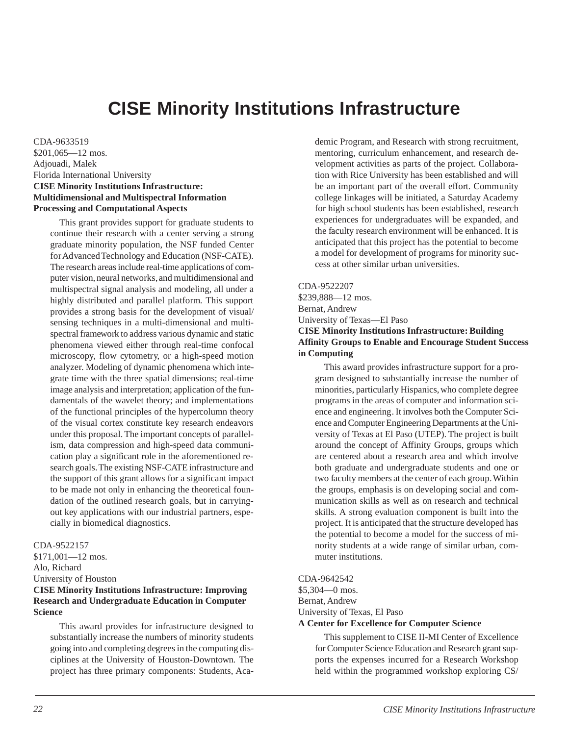# CISE Minority Institutions Infrastructure

CDA-9633519
$201,065—12 mos.
Adjouadi, Malek
Florida International University
**CISE Minority Institutions Infrastructure: Multidimensional and Multispectral Information Processing and Computational Aspects**

This grant provides support for graduate students to continue their research with a center serving a strong graduate minority population, the NSF funded Center for Advanced Technology and Education (NSF-CATE). The research areas include real-time applications of computer vision, neural networks, and multidimensional and multispectral signal analysis and modeling, all under a highly distributed and parallel platform. This support provides a strong basis for the development of visual/ sensing techniques in a multi-dimensional and multispectral framework to address various dynamic and static phenomena viewed either through real-time confocal microscopy, flow cytometry, or a high-speed motion analyzer. Modeling of dynamic phenomena which integrate time with the three spatial dimensions; real-time image analysis and interpretation; application of the fundamentals of the wavelet theory; and implementations of the functional principles of the hypercolumn theory of the visual cortex constitute key research endeavors under this proposal. The important concepts of parallelism, data compression and high-speed data communication play a significant role in the aforementioned research goals. The existing NSF-CATE infrastructure and the support of this grant allows for a significant impact to be made not only in enhancing the theoretical foundation of the outlined research goals, but in carrying-out key applications with our industrial partners, especially in biomedical diagnostics.

CDA-9522157
$171,001—12 mos.
Alo, Richard
University of Houston
**CISE Minority Institutions Infrastructure: Improving Research and Undergraduate Education in Computer Science**

This award provides for infrastructure designed to substantially increase the numbers of minority students going into and completing degrees in the computing disciplines at the University of Houston-Downtown. The project has three primary components: Students, Academic Program, and Research with strong recruitment, mentoring, curriculum enhancement, and research development activities as parts of the project. Collaboration with Rice University has been established and will be an important part of the overall effort. Community college linkages will be initiated, a Saturday Academy for high school students has been established, research experiences for undergraduates will be expanded, and the faculty research environment will be enhanced. It is anticipated that this project has the potential to become a model for development of programs for minority success at other similar urban universities.

CDA-9522207
$239,888—12 mos.
Bernat, Andrew
University of Texas—El Paso
**CISE Minority Institutions Infrastructure: Building Affinity Groups to Enable and Encourage Student Success in Computing**

This award provides infrastructure support for a program designed to substantially increase the number of minorities, particularly Hispanics, who complete degree programs in the areas of computer and information science and engineering. It involves both the Computer Science and Computer Engineering Departments at the University of Texas at El Paso (UTEP). The project is built around the concept of Affinity Groups, groups which are centered about a research area and which involve both graduate and undergraduate students and one or two faculty members at the center of each group. Within the groups, emphasis is on developing social and communication skills as well as on research and technical skills. A strong evaluation component is built into the project. It is anticipated that the structure developed has the potential to become a model for the success of minority students at a wide range of similar urban, commuter institutions.

CDA-9642542
$5,304—0 mos.
Bernat, Andrew
University of Texas, El Paso
**A Center for Excellence for Computer Science**

This supplement to CISE II-MI Center of Excellence for Computer Science Education and Research grant supports the expenses incurred for a Research Workshop held within the programmed workshop exploring CS/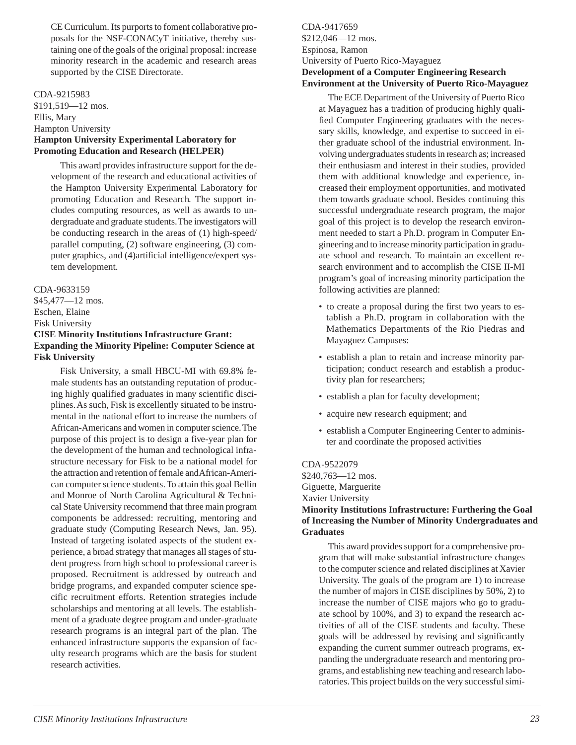CE Curriculum. Its purports to foment collaborative proposals for the NSF-CONACyT initiative, thereby sustaining one of the goals of the original proposal: increase minority research in the academic and research areas supported by the CISE Directorate.

CDA-9215983
$191,519—12 mos.
Ellis, Mary
Hampton University
**Hampton University Experimental Laboratory for Promoting Education and Research (HELPER)**

This award provides infrastructure support for the development of the research and educational activities of the Hampton University Experimental Laboratory for promoting Education and Research. The support includes computing resources, as well as awards to undergraduate and graduate students. The investigators will be conducting research in the areas of (1) high-speed/ parallel computing, (2) software engineering, (3) computer graphics, and (4)artificial intelligence/expert system development.

CDA-9633159
$45,477—12 mos.
Eschen, Elaine
Fisk University
**CISE Minority Institutions Infrastructure Grant: Expanding the Minority Pipeline: Computer Science at Fisk University**

Fisk University, a small HBCU-MI with 69.8% female students has an outstanding reputation of producing highly qualified graduates in many scientific disciplines. As such, Fisk is excellently situated to be instrumental in the national effort to increase the numbers of African-Americans and women in computer science. The purpose of this project is to design a five-year plan for the development of the human and technological infrastructure necessary for Fisk to be a national model for the attraction and retention of female andAfrican-American computer science students. To attain this goal Bellin and Monroe of North Carolina Agricultural & Technical State University recommend that three main program components be addressed: recruiting, mentoring and graduate study (Computing Research News, Jan. 95). Instead of targeting isolated aspects of the student experience, a broad strategy that manages all stages of student progress from high school to professional career is proposed. Recruitment is addressed by outreach and bridge programs, and expanded computer science specific recruitment efforts. Retention strategies include scholarships and mentoring at all levels. The establishment of a graduate degree program and under-graduate research programs is an integral part of the plan. The enhanced infrastructure supports the expansion of faculty research programs which are the basis for student research activities.

CDA-9417659
$212,046—12 mos.
Espinosa, Ramon
University of Puerto Rico-Mayaguez
**Development of a Computer Engineering Research Environment at the University of Puerto Rico-Mayaguez**

The ECE Department of the University of Puerto Rico at Mayaguez has a tradition of producing highly qualified Computer Engineering graduates with the necessary skills, knowledge, and expertise to succeed in either graduate school of the industrial environment. Involving undergraduates students in research as; increased their enthusiasm and interest in their studies, provided them with additional knowledge and experience, increased their employment opportunities, and motivated them towards graduate school. Besides continuing this successful undergraduate research program, the major goal of this project is to develop the research environment needed to start a Ph.D. program in Computer Engineering and to increase minority participation in graduate school and research. To maintain an excellent research environment and to accomplish the CISE II-MI program's goal of increasing minority participation the following activities are planned:

- to create a proposal during the first two years to establish a Ph.D. program in collaboration with the Mathematics Departments of the Rio Piedras and Mayaguez Campuses:
- establish a plan to retain and increase minority participation; conduct research and establish a productivity plan for researchers;
- establish a plan for faculty development;
- acquire new research equipment; and
- establish a Computer Engineering Center to administer and coordinate the proposed activities

CDA-9522079
$240,763—12 mos.
Giguette, Marguerite
Xavier University
**Minority Institutions Infrastructure: Furthering the Goal of Increasing the Number of Minority Undergraduates and Graduates**

This award provides support for a comprehensive program that will make substantial infrastructure changes to the computer science and related disciplines at Xavier University. The goals of the program are 1) to increase the number of majors in CISE disciplines by 50%, 2) to increase the number of CISE majors who go to graduate school by 100%, and 3) to expand the research activities of all of the CISE students and faculty. These goals will be addressed by revising and significantly expanding the current summer outreach programs, expanding the undergraduate research and mentoring programs, and establishing new teaching and research laboratories. This project builds on the very successful simi-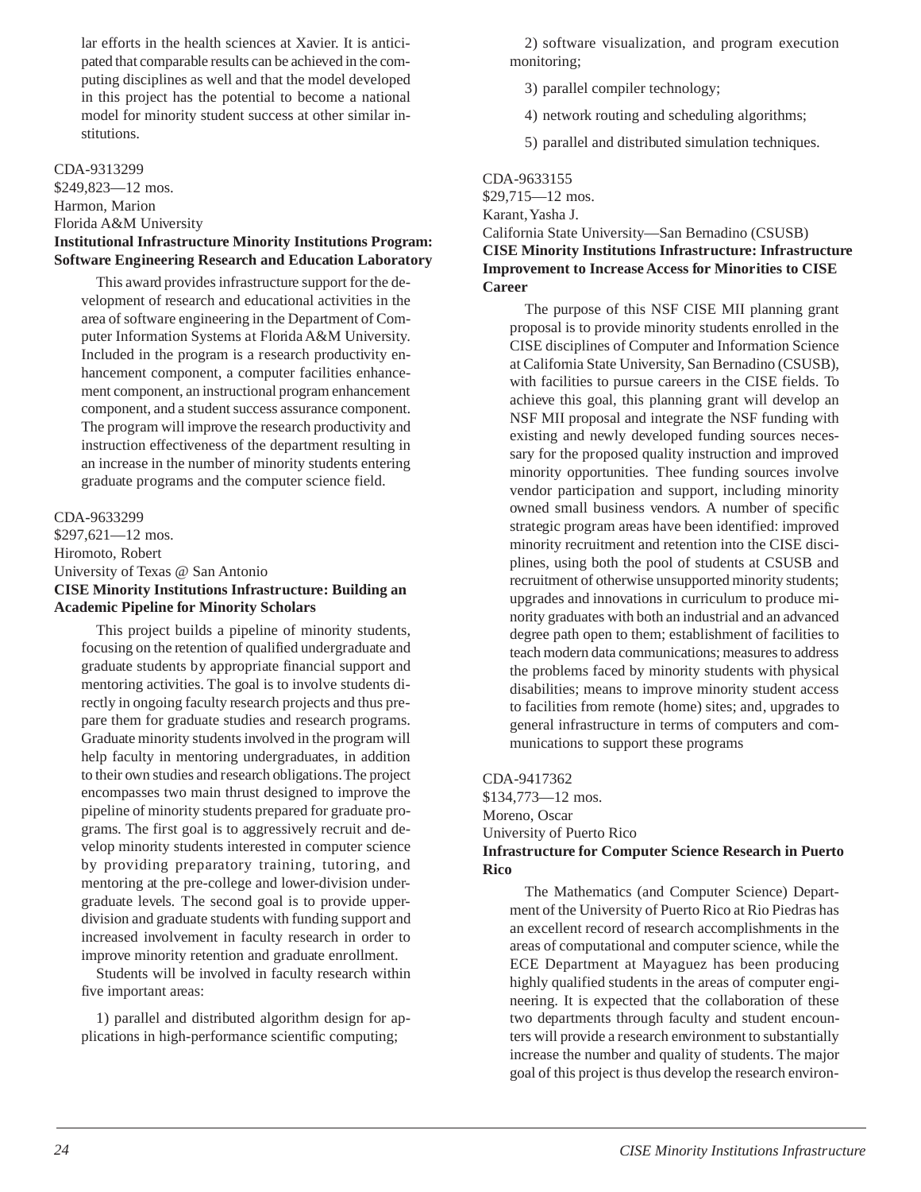lar efforts in the health sciences at Xavier. It is anticipated that comparable results can be achieved in the computing disciplines as well and that the model developed in this project has the potential to become a national model for minority student success at other similar institutions.

CDA-9313299
$249,823—12 mos.
Harmon, Marion
Florida A&M University
**Institutional Infrastructure Minority Institutions Program: Software Engineering Research and Education Laboratory**

This award provides infrastructure support for the development of research and educational activities in the area of software engineering in the Department of Computer Information Systems at Florida A&M University. Included in the program is a research productivity enhancement component, a computer facilities enhancement component, an instructional program enhancement component, and a student success assurance component. The program will improve the research productivity and instruction effectiveness of the department resulting in an increase in the number of minority students entering graduate programs and the computer science field.

CDA-9633299
$297,621—12 mos.
Hiromoto, Robert
University of Texas @ San Antonio
**CISE Minority Institutions Infrastructure: Building an Academic Pipeline for Minority Scholars**

This project builds a pipeline of minority students, focusing on the retention of qualified undergraduate and graduate students by appropriate financial support and mentoring activities. The goal is to involve students directly in ongoing faculty research projects and thus prepare them for graduate studies and research programs. Graduate minority students involved in the program will help faculty in mentoring undergraduates, in addition to their own studies and research obligations. The project encompasses two main thrust designed to improve the pipeline of minority students prepared for graduate programs. The first goal is to aggressively recruit and develop minority students interested in computer science by providing preparatory training, tutoring, and mentoring at the pre-college and lower-division undergraduate levels. The second goal is to provide upper-division and graduate students with funding support and increased involvement in faculty research in order to improve minority retention and graduate enrollment.

Students will be involved in faculty research within five important areas:

1) parallel and distributed algorithm design for applications in high-performance scientific computing;

2) software visualization, and program execution monitoring;

3) parallel compiler technology;

4) network routing and scheduling algorithms;

5) parallel and distributed simulation techniques.

CDA-9633155
$29,715—12 mos.
Karant, Yasha J.
California State University—San Bernadino (CSUSB)
**CISE Minority Institutions Infrastructure: Infrastructure Improvement to Increase Access for Minorities to CISE Career**

The purpose of this NSF CISE MII planning grant proposal is to provide minority students enrolled in the CISE disciplines of Computer and Information Science at California State University, San Bernadino (CSUSB), with facilities to pursue careers in the CISE fields. To achieve this goal, this planning grant will develop an NSF MII proposal and integrate the NSF funding with existing and newly developed funding sources necessary for the proposed quality instruction and improved minority opportunities. Thee funding sources involve vendor participation and support, including minority owned small business vendors. A number of specific strategic program areas have been identified: improved minority recruitment and retention into the CISE disciplines, using both the pool of students at CSUSB and recruitment of otherwise unsupported minority students; upgrades and innovations in curriculum to produce minority graduates with both an industrial and an advanced degree path open to them; establishment of facilities to teach modern data communications; measures to address the problems faced by minority students with physical disabilities; means to improve minority student access to facilities from remote (home) sites; and, upgrades to general infrastructure in terms of computers and communications to support these programs

CDA-9417362
$134,773—12 mos.
Moreno, Oscar
University of Puerto Rico
**Infrastructure for Computer Science Research in Puerto Rico**

The Mathematics (and Computer Science) Department of the University of Puerto Rico at Rio Piedras has an excellent record of research accomplishments in the areas of computational and computer science, while the ECE Department at Mayaguez has been producing highly qualified students in the areas of computer engineering. It is expected that the collaboration of these two departments through faculty and student encounters will provide a research environment to substantially increase the number and quality of students. The major goal of this project is thus develop the research environ-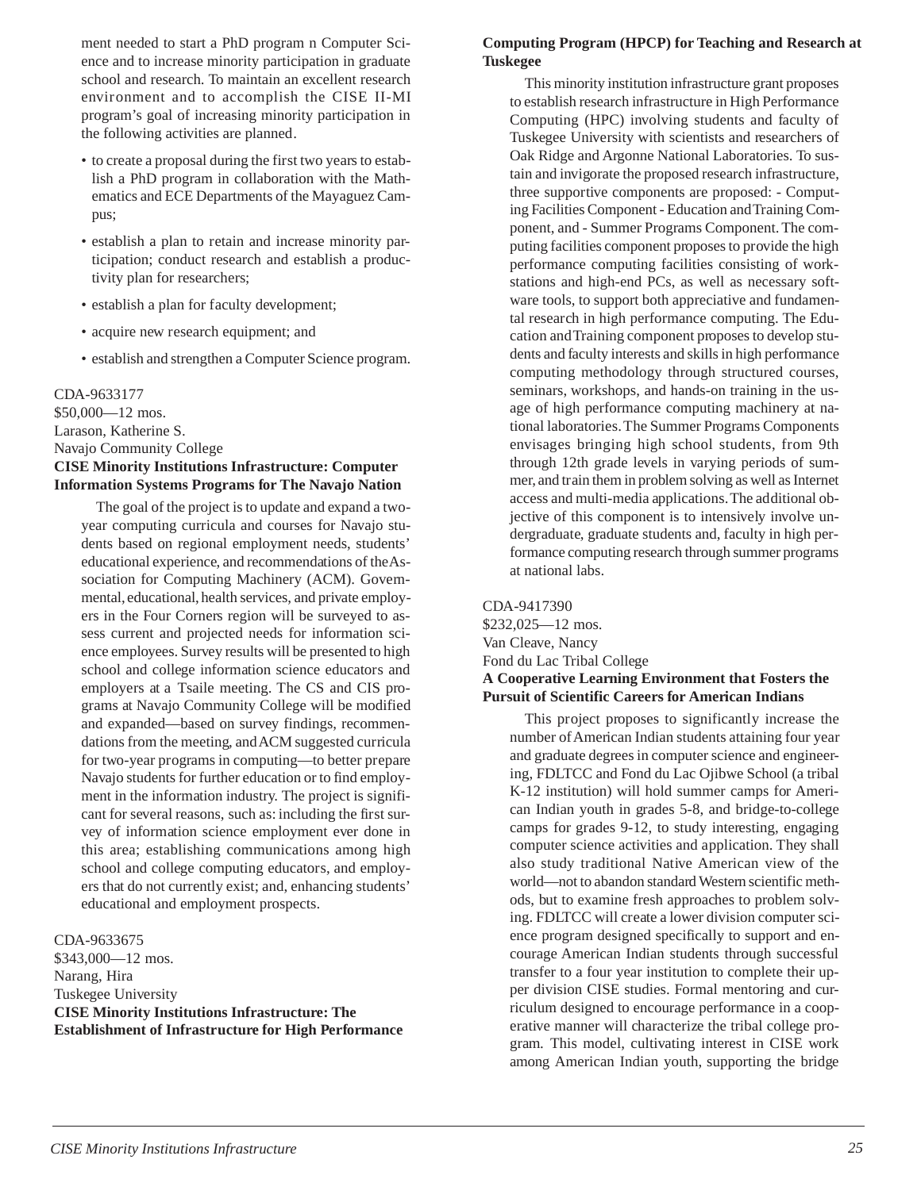ment needed to start a PhD program n Computer Science and to increase minority participation in graduate school and research. To maintain an excellent research environment and to accomplish the CISE II-MI program's goal of increasing minority participation in the following activities are planned.

- to create a proposal during the first two years to establish a PhD program in collaboration with the Mathematics and ECE Departments of the Mayaguez Campus;
- establish a plan to retain and increase minority participation; conduct research and establish a productivity plan for researchers;
- establish a plan for faculty development;
- acquire new research equipment; and
- establish and strengthen a Computer Science program.

CDA-9633177
$50,000—12 mos.
Larason, Katherine S.
Navajo Community College
**CISE Minority Institutions Infrastructure: Computer Information Systems Programs for The Navajo Nation**

The goal of the project is to update and expand a two-year computing curricula and courses for Navajo students based on regional employment needs, students' educational experience, and recommendations of the Association for Computing Machinery (ACM). Governmental, educational, health services, and private employers in the Four Corners region will be surveyed to assess current and projected needs for information science employees. Survey results will be presented to high school and college information science educators and employers at a Tsaile meeting. The CS and CIS programs at Navajo Community College will be modified and expanded—based on survey findings, recommendations from the meeting, and ACM suggested curricula for two-year programs in computing—to better prepare Navajo students for further education or to find employment in the information industry. The project is significant for several reasons, such as: including the first survey of information science employment ever done in this area; establishing communications among high school and college computing educators, and employers that do not currently exist; and, enhancing students' educational and employment prospects.

CDA-9633675
$343,000—12 mos.
Narang, Hira
Tuskegee University
**CISE Minority Institutions Infrastructure: The Establishment of Infrastructure for High Performance Computing Program (HPCP) for Teaching and Research at Tuskegee**

This minority institution infrastructure grant proposes to establish research infrastructure in High Performance Computing (HPC) involving students and faculty of Tuskegee University with scientists and researchers of Oak Ridge and Argonne National Laboratories. To sustain and invigorate the proposed research infrastructure, three supportive components are proposed: - Computing Facilities Component - Education and Training Component, and - Summer Programs Component. The computing facilities component proposes to provide the high performance computing facilities consisting of workstations and high-end PCs, as well as necessary software tools, to support both appreciative and fundamental research in high performance computing. The Education and Training component proposes to develop students and faculty interests and skills in high performance computing methodology through structured courses, seminars, workshops, and hands-on training in the usage of high performance computing machinery at national laboratories. The Summer Programs Components envisages bringing high school students, from 9th through 12th grade levels in varying periods of summer, and train them in problem solving as well as Internet access and multi-media applications. The additional objective of this component is to intensively involve undergraduate, graduate students and, faculty in high performance computing research through summer programs at national labs.

CDA-9417390
$232,025—12 mos.
Van Cleave, Nancy
Fond du Lac Tribal College
**A Cooperative Learning Environment that Fosters the Pursuit of Scientific Careers for American Indians**

This project proposes to significantly increase the number of American Indian students attaining four year and graduate degrees in computer science and engineering, FDLTCC and Fond du Lac Ojibwe School (a tribal K-12 institution) will hold summer camps for American Indian youth in grades 5-8, and bridge-to-college camps for grades 9-12, to study interesting, engaging computer science activities and application. They shall also study traditional Native American view of the world—not to abandon standard Western scientific methods, but to examine fresh approaches to problem solving. FDLTCC will create a lower division computer science program designed specifically to support and encourage American Indian students through successful transfer to a four year institution to complete their upper division CISE studies. Formal mentoring and curriculum designed to encourage performance in a cooperative manner will characterize the tribal college program. This model, cultivating interest in CISE work among American Indian youth, supporting the bridge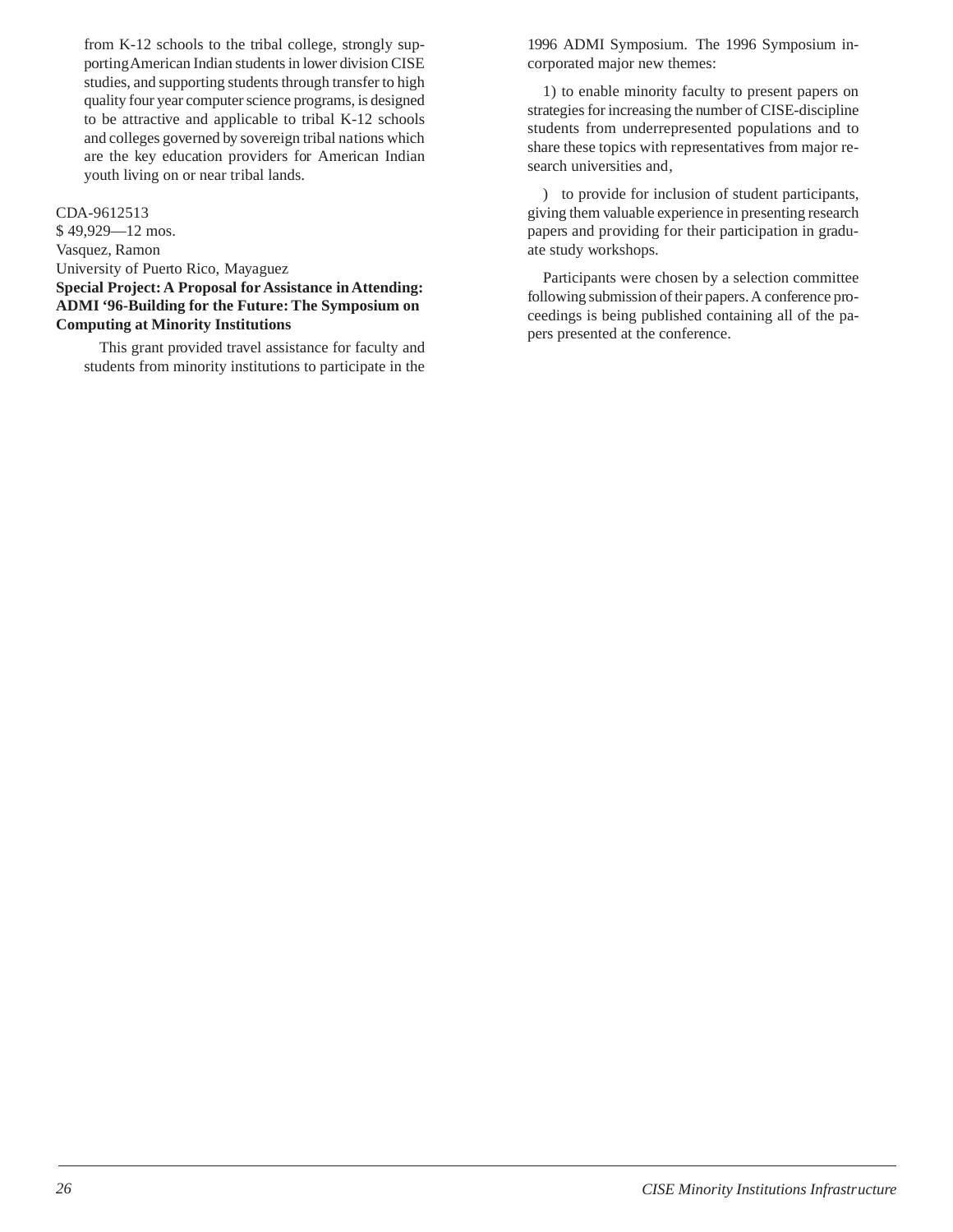from K-12 schools to the tribal college, strongly supporting American Indian students in lower division CISE studies, and supporting students through transfer to high quality four year computer science programs, is designed to be attractive and applicable to tribal K-12 schools and colleges governed by sovereign tribal nations which are the key education providers for American Indian youth living on or near tribal lands.

CDA-9612513
$ 49,929—12 mos.
Vasquez, Ramon
University of Puerto Rico, Mayaguez
**Special Project: A Proposal for Assistance in Attending: ADMI '96-Building for the Future: The Symposium on Computing at Minority Institutions**

This grant provided travel assistance for faculty and students from minority institutions to participate in the 1996 ADMI Symposium. The 1996 Symposium incorporated major new themes:

1) to enable minority faculty to present papers on strategies for increasing the number of CISE-discipline students from underrepresented populations and to share these topics with representatives from major research universities and,

) to provide for inclusion of student participants, giving them valuable experience in presenting research papers and providing for their participation in graduate study workshops.

Participants were chosen by a selection committee following submission of their papers. A conference proceedings is being published containing all of the papers presented at the conference.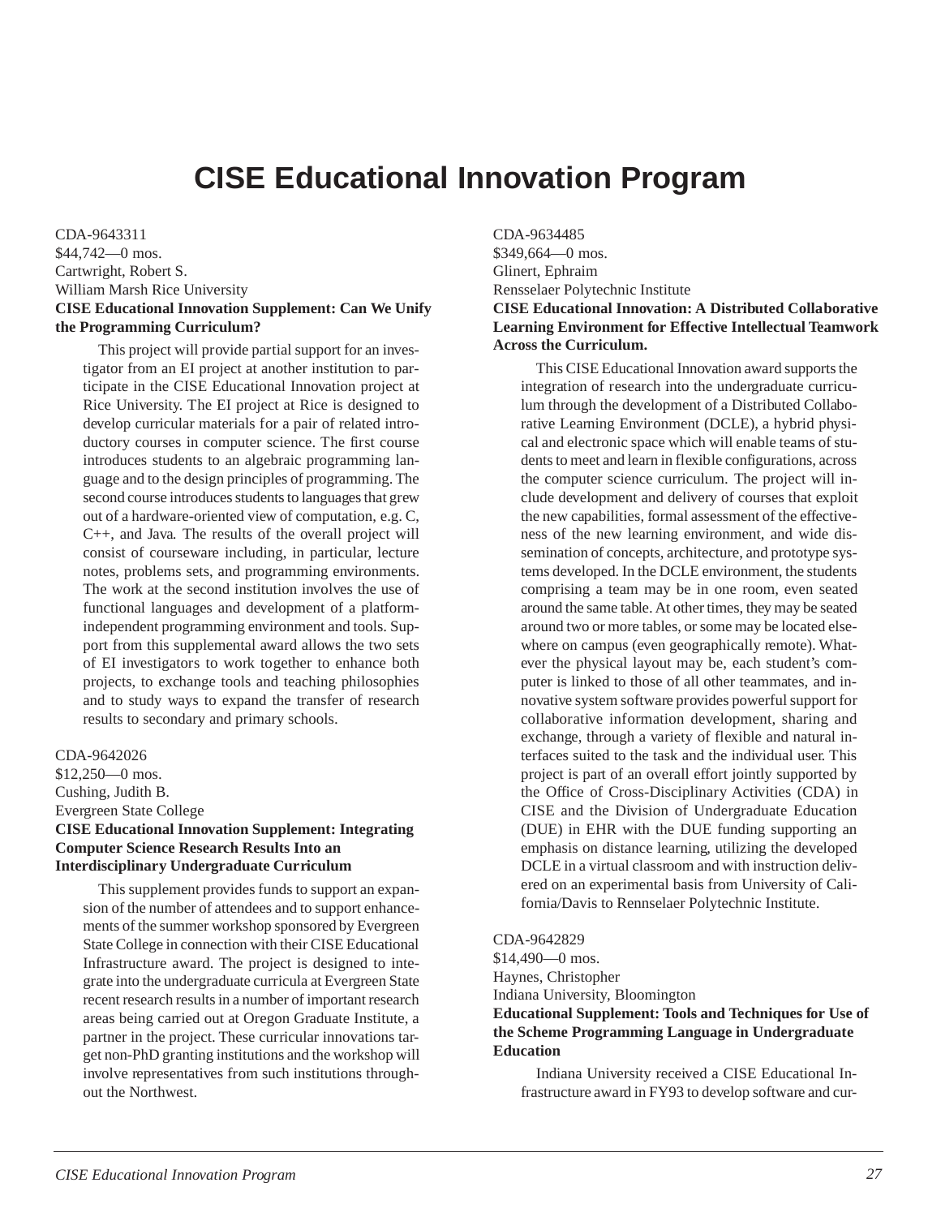# CISE Educational Innovation Program

CDA-9643311
$44,742—0 mos.
Cartwright, Robert S.
William Marsh Rice University
**CISE Educational Innovation Supplement: Can We Unify the Programming Curriculum?**

This project will provide partial support for an investigator from an EI project at another institution to participate in the CISE Educational Innovation project at Rice University. The EI project at Rice is designed to develop curricular materials for a pair of related introductory courses in computer science. The first course introduces students to an algebraic programming language and to the design principles of programming. The second course introduces students to languages that grew out of a hardware-oriented view of computation, e.g. C, C++, and Java. The results of the overall project will consist of courseware including, in particular, lecture notes, problems sets, and programming environments. The work at the second institution involves the use of functional languages and development of a platform-independent programming environment and tools. Support from this supplemental award allows the two sets of EI investigators to work together to enhance both projects, to exchange tools and teaching philosophies and to study ways to expand the transfer of research results to secondary and primary schools.

CDA-9642026
$12,250—0 mos.
Cushing, Judith B.
Evergreen State College
**CISE Educational Innovation Supplement: Integrating Computer Science Research Results Into an Interdisciplinary Undergraduate Curriculum**

This supplement provides funds to support an expansion of the number of attendees and to support enhancements of the summer workshop sponsored by Evergreen State College in connection with their CISE Educational Infrastructure award. The project is designed to integrate into the undergraduate curricula at Evergreen State recent research results in a number of important research areas being carried out at Oregon Graduate Institute, a partner in the project. These curricular innovations target non-PhD granting institutions and the workshop will involve representatives from such institutions throughout the Northwest.

CDA-9634485
$349,664—0 mos.
Glinert, Ephraim
Rensselaer Polytechnic Institute
**CISE Educational Innovation: A Distributed Collaborative Learning Environment for Effective Intellectual Teamwork Across the Curriculum.**

This CISE Educational Innovation award supports the integration of research into the undergraduate curriculum through the development of a Distributed Collaborative Learning Environment (DCLE), a hybrid physical and electronic space which will enable teams of students to meet and learn in flexible configurations, across the computer science curriculum. The project will include development and delivery of courses that exploit the new capabilities, formal assessment of the effectiveness of the new learning environment, and wide dissemination of concepts, architecture, and prototype systems developed. In the DCLE environment, the students comprising a team may be in one room, even seated around the same table. At other times, they may be seated around two or more tables, or some may be located elsewhere on campus (even geographically remote). Whatever the physical layout may be, each student's computer is linked to those of all other teammates, and innovative system software provides powerful support for collaborative information development, sharing and exchange, through a variety of flexible and natural interfaces suited to the task and the individual user. This project is part of an overall effort jointly supported by the Office of Cross-Disciplinary Activities (CDA) in CISE and the Division of Undergraduate Education (DUE) in EHR with the DUE funding supporting an emphasis on distance learning, utilizing the developed DCLE in a virtual classroom and with instruction delivered on an experimental basis from University of California/Davis to Rennselaer Polytechnic Institute.

CDA-9642829
$14,490—0 mos.
Haynes, Christopher
Indiana University, Bloomington
**Educational Supplement: Tools and Techniques for Use of the Scheme Programming Language in Undergraduate Education**

Indiana University received a CISE Educational Infrastructure award in FY93 to develop software and cur-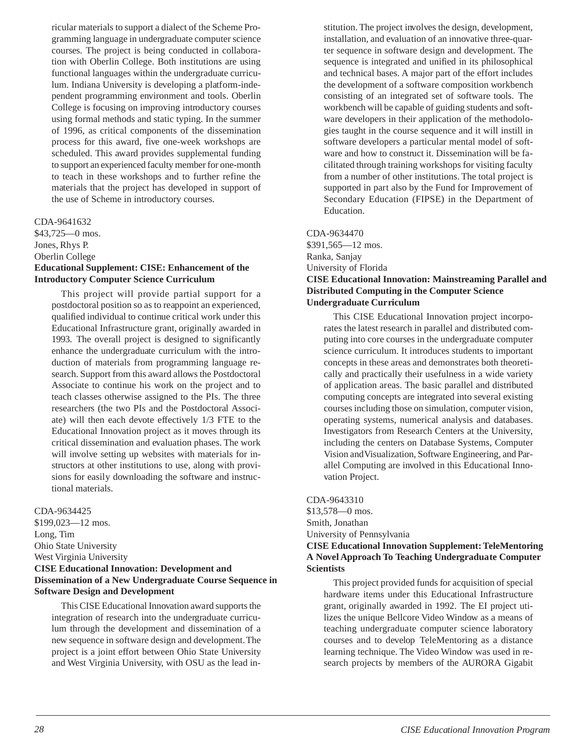ricular materials to support a dialect of the Scheme Programming language in undergraduate computer science courses. The project is being conducted in collaboration with Oberlin College. Both institutions are using functional languages within the undergraduate curriculum. Indiana University is developing a platform-independent programming environment and tools. Oberlin College is focusing on improving introductory courses using formal methods and static typing. In the summer of 1996, as critical components of the dissemination process for this award, five one-week workshops are scheduled. This award provides supplemental funding to support an experienced faculty member for one-month to teach in these workshops and to further refine the materials that the project has developed in support of the use of Scheme in introductory courses.

CDA-9641632
$43,725—0 mos.
Jones, Rhys P.
Oberlin College
**Educational Supplement: CISE: Enhancement of the Introductory Computer Science Curriculum**

This project will provide partial support for a postdoctoral position so as to reappoint an experienced, qualified individual to continue critical work under this Educational Infrastructure grant, originally awarded in 1993. The overall project is designed to significantly enhance the undergraduate curriculum with the introduction of materials from programming language research. Support from this award allows the Postdoctoral Associate to continue his work on the project and to teach classes otherwise assigned to the PIs. The three researchers (the two PIs and the Postdoctoral Associate) will then each devote effectively 1/3 FTE to the Educational Innovation project as it moves through its critical dissemination and evaluation phases. The work will involve setting up websites with materials for instructors at other institutions to use, along with provisions for easily downloading the software and instructional materials.

CDA-9634425
$199,023—12 mos.
Long, Tim
Ohio State University
West Virginia University
**CISE Educational Innovation: Development and Dissemination of a New Undergraduate Course Sequence in Software Design and Development**

This CISE Educational Innovation award supports the integration of research into the undergraduate curriculum through the development and dissemination of a new sequence in software design and development. The project is a joint effort between Ohio State University and West Virginia University, with OSU as the lead institution. The project involves the design, development, installation, and evaluation of an innovative three-quarter sequence in software design and development. The sequence is integrated and unified in its philosophical and technical bases. A major part of the effort includes the development of a software composition workbench consisting of an integrated set of software tools. The workbench will be capable of guiding students and software developers in their application of the methodologies taught in the course sequence and it will instill in software developers a particular mental model of software and how to construct it. Dissemination will be facilitated through training workshops for visiting faculty from a number of other institutions. The total project is supported in part also by the Fund for Improvement of Secondary Education (FIPSE) in the Department of Education.

CDA-9634470
$391,565—12 mos.
Ranka, Sanjay
University of Florida
**CISE Educational Innovation: Mainstreaming Parallel and Distributed Computing in the Computer Science Undergraduate Curriculum**

This CISE Educational Innovation project incorporates the latest research in parallel and distributed computing into core courses in the undergraduate computer science curriculum. It introduces students to important concepts in these areas and demonstrates both theoretically and practically their usefulness in a wide variety of application areas. The basic parallel and distributed computing concepts are integrated into several existing courses including those on simulation, computer vision, operating systems, numerical analysis and databases. Investigators from Research Centers at the University, including the centers on Database Systems, Computer Vision and Visualization, Software Engineering, and Parallel Computing are involved in this Educational Innovation Project.

CDA-9643310
$13,578—0 mos.
Smith, Jonathan
University of Pennsylvania
**CISE Educational Innovation Supplement: TeleMentoring A Novel Approach To Teaching Undergraduate Computer Scientists**

This project provided funds for acquisition of special hardware items under this Educational Infrastructure grant, originally awarded in 1992. The EI project utilizes the unique Bellcore Video Window as a means of teaching undergraduate computer science laboratory courses and to develop TeleMentoring as a distance learning technique. The Video Window was used in research projects by members of the AURORA Gigabit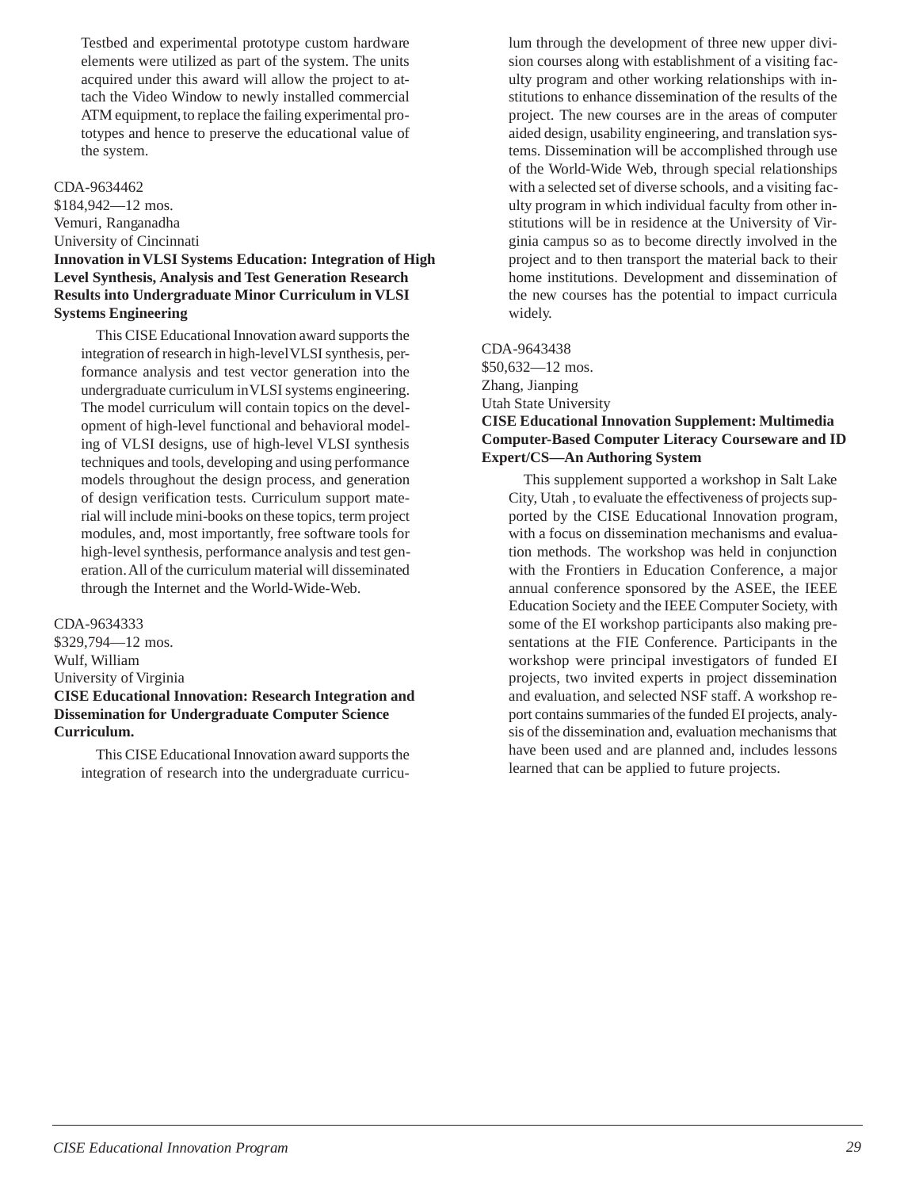Testbed and experimental prototype custom hardware elements were utilized as part of the system. The units acquired under this award will allow the project to attach the Video Window to newly installed commercial ATM equipment, to replace the failing experimental prototypes and hence to preserve the educational value of the system.

CDA-9634462
$184,942—12 mos.
Vemuri, Ranganadha
University of Cincinnati
**Innovation in VLSI Systems Education: Integration of High Level Synthesis, Analysis and Test Generation Research Results into Undergraduate Minor Curriculum in VLSI Systems Engineering**

This CISE Educational Innovation award supports the integration of research in high-level VLSI synthesis, performance analysis and test vector generation into the undergraduate curriculum in VLSI systems engineering. The model curriculum will contain topics on the development of high-level functional and behavioral modeling of VLSI designs, use of high-level VLSI synthesis techniques and tools, developing and using performance models throughout the design process, and generation of design verification tests. Curriculum support material will include mini-books on these topics, term project modules, and, most importantly, free software tools for high-level synthesis, performance analysis and test generation. All of the curriculum material will disseminated through the Internet and the World-Wide-Web.

CDA-9634333
$329,794—12 mos.
Wulf, William
University of Virginia
**CISE Educational Innovation: Research Integration and Dissemination for Undergraduate Computer Science Curriculum.**

This CISE Educational Innovation award supports the integration of research into the undergraduate curriculum through the development of three new upper division courses along with establishment of a visiting faculty program and other working relationships with institutions to enhance dissemination of the results of the project. The new courses are in the areas of computer aided design, usability engineering, and translation systems. Dissemination will be accomplished through use of the World-Wide Web, through special relationships with a selected set of diverse schools, and a visiting faculty program in which individual faculty from other institutions will be in residence at the University of Virginia campus so as to become directly involved in the project and to then transport the material back to their home institutions. Development and dissemination of the new courses has the potential to impact curricula widely.

CDA-9643438
$50,632—12 mos.
Zhang, Jianping
Utah State University
**CISE Educational Innovation Supplement: Multimedia Computer-Based Computer Literacy Courseware and ID Expert/CS—An Authoring System**

This supplement supported a workshop in Salt Lake City, Utah , to evaluate the effectiveness of projects supported by the CISE Educational Innovation program, with a focus on dissemination mechanisms and evaluation methods. The workshop was held in conjunction with the Frontiers in Education Conference, a major annual conference sponsored by the ASEE, the IEEE Education Society and the IEEE Computer Society, with some of the EI workshop participants also making presentations at the FIE Conference. Participants in the workshop were principal investigators of funded EI projects, two invited experts in project dissemination and evaluation, and selected NSF staff. A workshop report contains summaries of the funded EI projects, analysis of the dissemination and, evaluation mechanisms that have been used and are planned and, includes lessons learned that can be applied to future projects.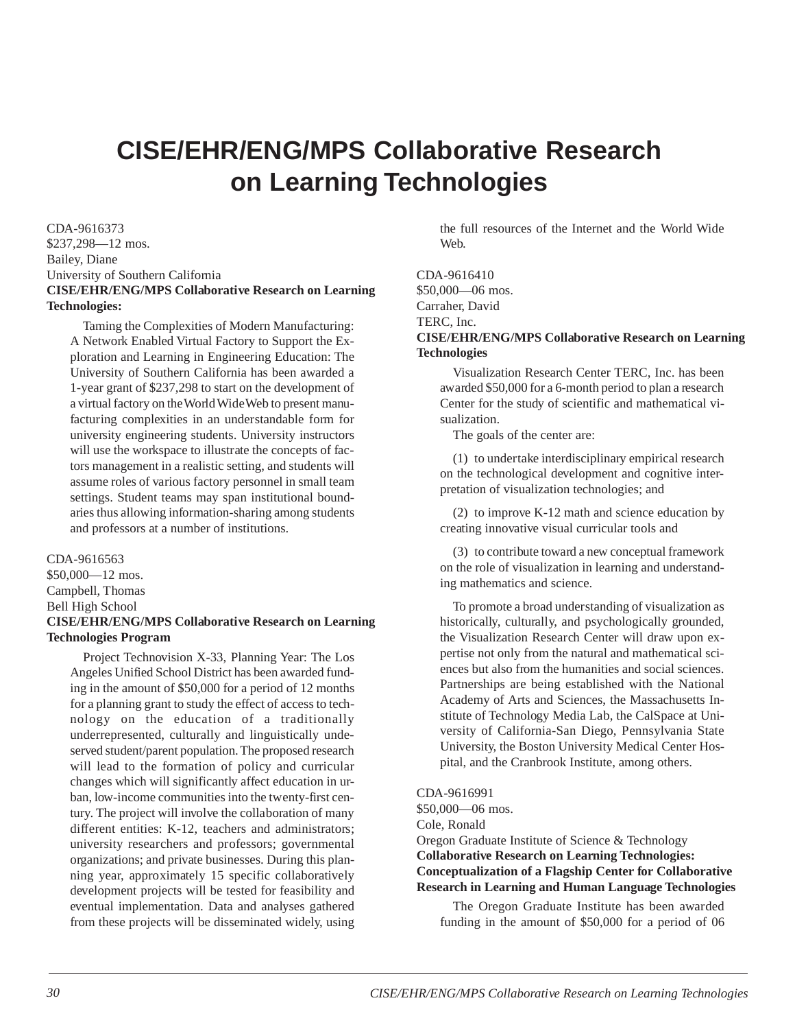# CISE/EHR/ENG/MPS Collaborative Research on Learning Technologies

CDA-9616373
$237,298—12 mos.
Bailey, Diane
University of Southern California
**CISE/EHR/ENG/MPS Collaborative Research on Learning Technologies:**

Taming the Complexities of Modern Manufacturing: A Network Enabled Virtual Factory to Support the Exploration and Learning in Engineering Education: The University of Southern California has been awarded a 1-year grant of $237,298 to start on the development of a virtual factory on the World Wide Web to present manufacturing complexities in an understandable form for university engineering students. University instructors will use the workspace to illustrate the concepts of factors management in a realistic setting, and students will assume roles of various factory personnel in small team settings. Student teams may span institutional boundaries thus allowing information-sharing among students and professors at a number of institutions.

CDA-9616563
$50,000—12 mos.
Campbell, Thomas
Bell High School
**CISE/EHR/ENG/MPS Collaborative Research on Learning Technologies Program**

Project Technovision X-33, Planning Year: The Los Angeles Unified School District has been awarded funding in the amount of $50,000 for a period of 12 months for a planning grant to study the effect of access to technology on the education of a traditionally underrepresented, culturally and linguistically underserved student/parent population. The proposed research will lead to the formation of policy and curricular changes which will significantly affect education in urban, low-income communities into the twenty-first century. The project will involve the collaboration of many different entities: K-12, teachers and administrators; university researchers and professors; governmental organizations; and private businesses. During this planning year, approximately 15 specific collaboratively development projects will be tested for feasibility and eventual implementation. Data and analyses gathered from these projects will be disseminated widely, using the full resources of the Internet and the World Wide Web.

CDA-9616410
$50,000—06 mos.
Carraher, David
TERC, Inc.
**CISE/EHR/ENG/MPS Collaborative Research on Learning Technologies**

Visualization Research Center TERC, Inc. has been awarded $50,000 for a 6-month period to plan a research Center for the study of scientific and mathematical visualization.

The goals of the center are:

(1) to undertake interdisciplinary empirical research on the technological development and cognitive interpretation of visualization technologies; and

(2) to improve K-12 math and science education by creating innovative visual curricular tools and

(3) to contribute toward a new conceptual framework on the role of visualization in learning and understanding mathematics and science.

To promote a broad understanding of visualization as historically, culturally, and psychologically grounded, the Visualization Research Center will draw upon expertise not only from the natural and mathematical sciences but also from the humanities and social sciences. Partnerships are being established with the National Academy of Arts and Sciences, the Massachusetts Institute of Technology Media Lab, the CalSpace at University of California-San Diego, Pennsylvania State University, the Boston University Medical Center Hospital, and the Cranbrook Institute, among others.

CDA-9616991
$50,000—06 mos.
Cole, Ronald
Oregon Graduate Institute of Science & Technology
**Collaborative Research on Learning Technologies: Conceptualization of a Flagship Center for Collaborative Research in Learning and Human Language Technologies**

The Oregon Graduate Institute has been awarded funding in the amount of $50,000 for a period of 06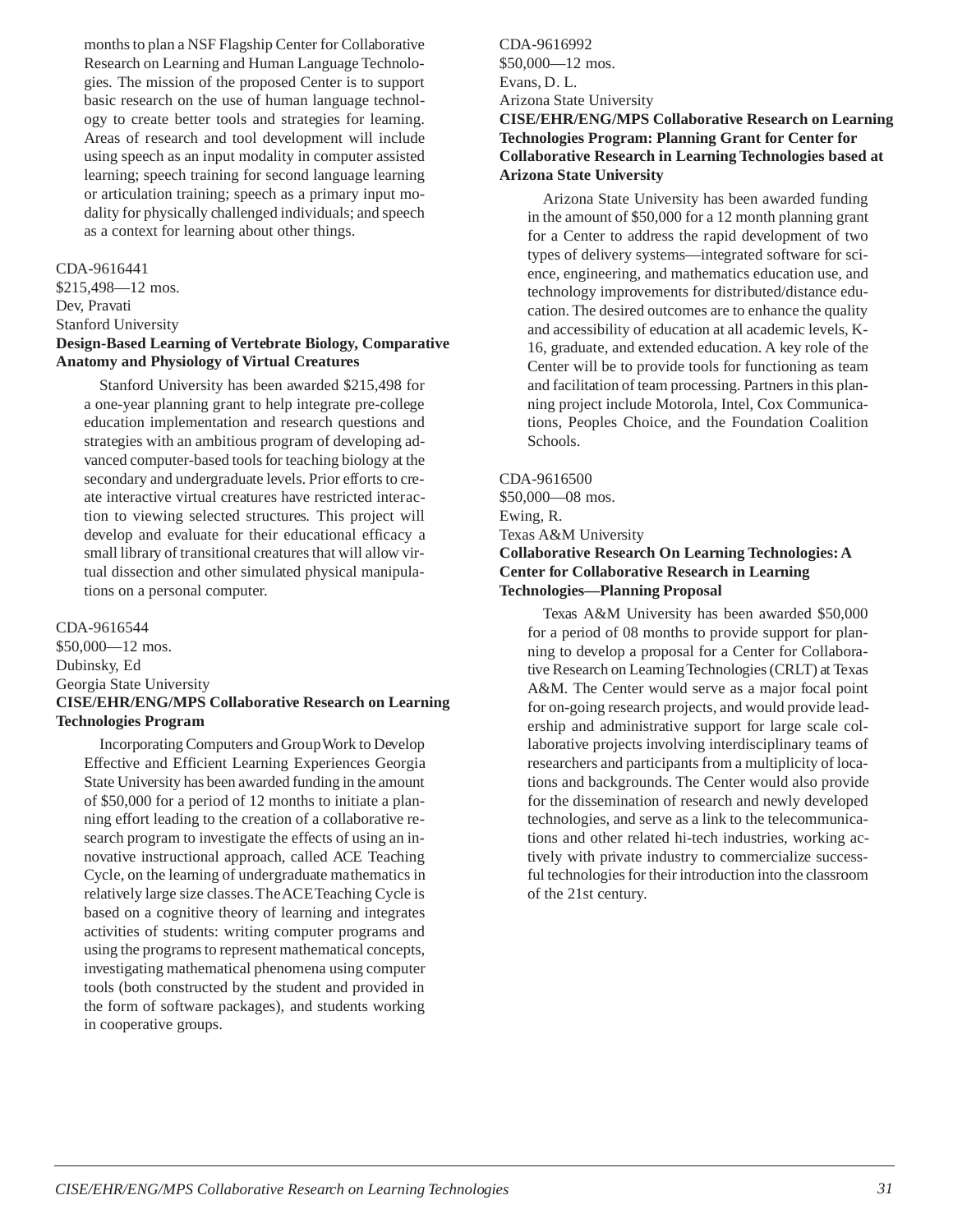months to plan a NSF Flagship Center for Collaborative Research on Learning and Human Language Technologies. The mission of the proposed Center is to support basic research on the use of human language technology to create better tools and strategies for learning. Areas of research and tool development will include using speech as an input modality in computer assisted learning; speech training for second language learning or articulation training; speech as a primary input modality for physically challenged individuals; and speech as a context for learning about other things.

CDA-9616441
$215,498—12 mos.
Dev, Pravati
Stanford University
**Design-Based Learning of Vertebrate Biology, Comparative Anatomy and Physiology of Virtual Creatures**

Stanford University has been awarded $215,498 for a one-year planning grant to help integrate pre-college education implementation and research questions and strategies with an ambitious program of developing advanced computer-based tools for teaching biology at the secondary and undergraduate levels. Prior efforts to create interactive virtual creatures have restricted interaction to viewing selected structures. This project will develop and evaluate for their educational efficacy a small library of transitional creatures that will allow virtual dissection and other simulated physical manipulations on a personal computer.

CDA-9616544
$50,000—12 mos.
Dubinsky, Ed
Georgia State University
**CISE/EHR/ENG/MPS Collaborative Research on Learning Technologies Program**

Incorporating Computers and Group Work to Develop Effective and Efficient Learning Experiences Georgia State University has been awarded funding in the amount of $50,000 for a period of 12 months to initiate a planning effort leading to the creation of a collaborative research program to investigate the effects of using an innovative instructional approach, called ACE Teaching Cycle, on the learning of undergraduate mathematics in relatively large size classes. The ACE Teaching Cycle is based on a cognitive theory of learning and integrates activities of students: writing computer programs and using the programs to represent mathematical concepts, investigating mathematical phenomena using computer tools (both constructed by the student and provided in the form of software packages), and students working in cooperative groups.

CDA-9616992
$50,000—12 mos.
Evans, D. L.
Arizona State University
**CISE/EHR/ENG/MPS Collaborative Research on Learning Technologies Program: Planning Grant for Center for Collaborative Research in Learning Technologies based at Arizona State University**

Arizona State University has been awarded funding in the amount of $50,000 for a 12 month planning grant for a Center to address the rapid development of two types of delivery systems—integrated software for science, engineering, and mathematics education use, and technology improvements for distributed/distance education. The desired outcomes are to enhance the quality and accessibility of education at all academic levels, K-16, graduate, and extended education. A key role of the Center will be to provide tools for functioning as team and facilitation of team processing. Partners in this planning project include Motorola, Intel, Cox Communications, Peoples Choice, and the Foundation Coalition Schools.

CDA-9616500
$50,000—08 mos.
Ewing, R.
Texas A&M University
**Collaborative Research On Learning Technologies: A Center for Collaborative Research in Learning Technologies—Planning Proposal**

Texas A&M University has been awarded $50,000 for a period of 08 months to provide support for planning to develop a proposal for a Center for Collaborative Research on Learning Technologies (CRLT) at Texas A&M. The Center would serve as a major focal point for on-going research projects, and would provide leadership and administrative support for large scale collaborative projects involving interdisciplinary teams of researchers and participants from a multiplicity of locations and backgrounds. The Center would also provide for the dissemination of research and newly developed technologies, and serve as a link to the telecommunications and other related hi-tech industries, working actively with private industry to commercialize successful technologies for their introduction into the classroom of the 21st century.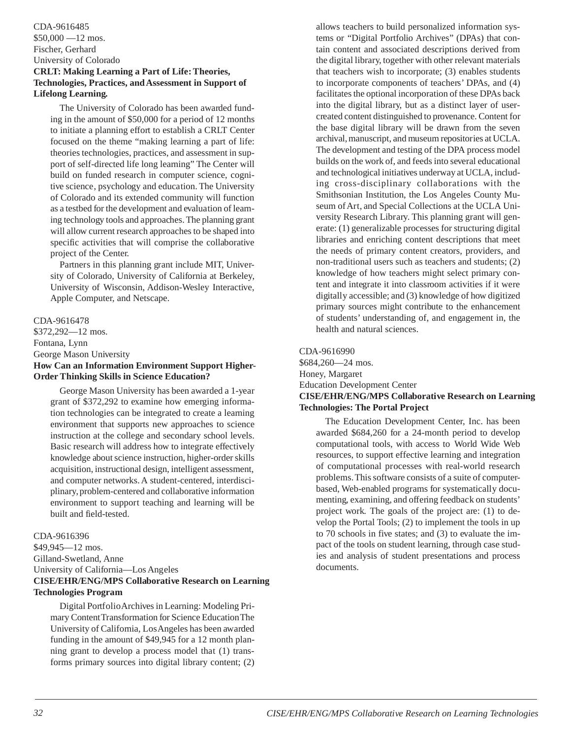CDA-9616485
$50,000 —12 mos.
Fischer, Gerhard
University of Colorado
**CRLT: Making Learning a Part of Life: Theories, Technologies, Practices, and Assessment in Support of Lifelong Learning.**

The University of Colorado has been awarded funding in the amount of $50,000 for a period of 12 months to initiate a planning effort to establish a CRLT Center focused on the theme "making learning a part of life: theories technologies, practices, and assessment in support of self-directed life long learning" The Center will build on funded research in computer science, cognitive science, psychology and education. The University of Colorado and its extended community will function as a testbed for the development and evaluation of learning technology tools and approaches. The planning grant will allow current research approaches to be shaped into specific activities that will comprise the collaborative project of the Center.

Partners in this planning grant include MIT, University of Colorado, University of California at Berkeley, University of Wisconsin, Addison-Wesley Interactive, Apple Computer, and Netscape.

CDA-9616478
$372,292—12 mos.
Fontana, Lynn
George Mason University
**How Can an Information Environment Support Higher-Order Thinking Skills in Science Education?**

George Mason University has been awarded a 1-year grant of $372,292 to examine how emerging information technologies can be integrated to create a learning environment that supports new approaches to science instruction at the college and secondary school levels. Basic research will address how to integrate effectively knowledge about science instruction, higher-order skills acquisition, instructional design, intelligent assessment, and computer networks. A student-centered, interdisciplinary, problem-centered and collaborative information environment to support teaching and learning will be built and field-tested.

CDA-9616396
$49,945—12 mos.
Gilland-Swetland, Anne
University of California—Los Angeles
**CISE/EHR/ENG/MPS Collaborative Research on Learning Technologies Program**

Digital Portfolio Archives in Learning: Modeling Primary Content Transformation for Science Education The University of California, Los Angeles has been awarded funding in the amount of $49,945 for a 12 month planning grant to develop a process model that (1) transforms primary sources into digital library content; (2) allows teachers to build personalized information systems or "Digital Portfolio Archives" (DPAs) that contain content and associated descriptions derived from the digital library, together with other relevant materials that teachers wish to incorporate; (3) enables students to incorporate components of teachers' DPAs, and (4) facilitates the optional incorporation of these DPAs back into the digital library, but as a distinct layer of user-created content distinguished to provenance. Content for the base digital library will be drawn from the seven archival, manuscript, and museum repositories at UCLA. The development and testing of the DPA process model builds on the work of, and feeds into several educational and technological initiatives underway at UCLA, including cross-disciplinary collaborations with the Smithsonian Institution, the Los Angeles County Museum of Art, and Special Collections at the UCLA University Research Library. This planning grant will generate: (1) generalizable processes for structuring digital libraries and enriching content descriptions that meet the needs of primary content creators, providers, and non-traditional users such as teachers and students; (2) knowledge of how teachers might select primary content and integrate it into classroom activities if it were digitally accessible; and (3) knowledge of how digitized primary sources might contribute to the enhancement of students' understanding of, and engagement in, the health and natural sciences.

CDA-9616990
$684,260—24 mos.
Honey, Margaret
Education Development Center
**CISE/EHR/ENG/MPS Collaborative Research on Learning Technologies: The Portal Project**

The Education Development Center, Inc. has been awarded $684,260 for a 24-month period to develop computational tools, with access to World Wide Web resources, to support effective learning and integration of computational processes with real-world research problems. This software consists of a suite of computer-based, Web-enabled programs for systematically documenting, examining, and offering feedback on students' project work. The goals of the project are: (1) to develop the Portal Tools; (2) to implement the tools in up to 70 schools in five states; and (3) to evaluate the impact of the tools on student learning, through case studies and analysis of student presentations and process documents.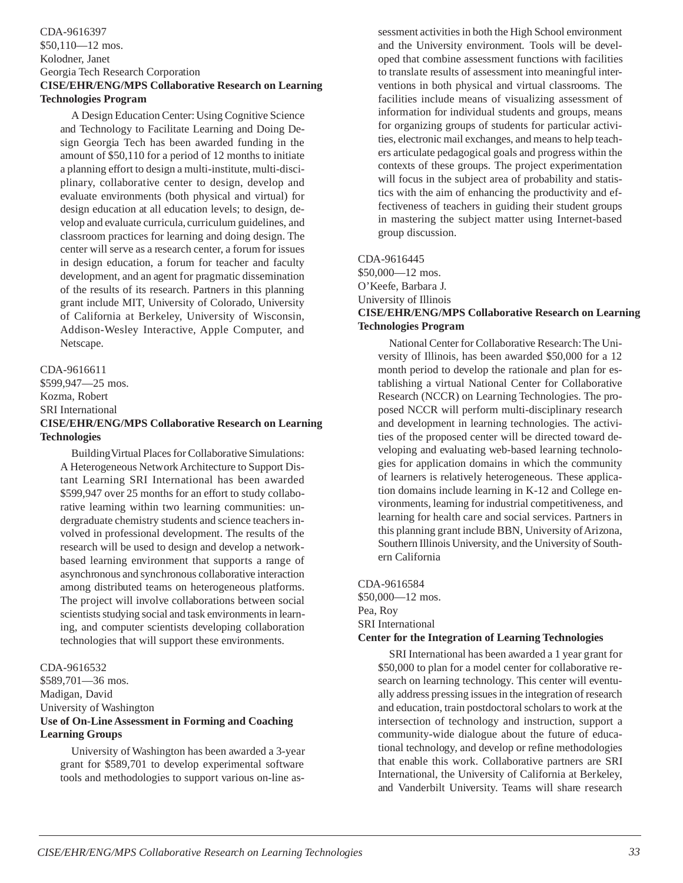CDA-9616397
$50,110—12 mos.
Kolodner, Janet
Georgia Tech Research Corporation
**CISE/EHR/ENG/MPS Collaborative Research on Learning Technologies Program**

A Design Education Center: Using Cognitive Science and Technology to Facilitate Learning and Doing Design Georgia Tech has been awarded funding in the amount of $50,110 for a period of 12 months to initiate a planning effort to design a multi-institute, multi-disciplinary, collaborative center to design, develop and evaluate environments (both physical and virtual) for design education at all education levels; to design, develop and evaluate curricula, curriculum guidelines, and classroom practices for learning and doing design. The center will serve as a research center, a forum for issues in design education, a forum for teacher and faculty development, and an agent for pragmatic dissemination of the results of its research. Partners in this planning grant include MIT, University of Colorado, University of California at Berkeley, University of Wisconsin, Addison-Wesley Interactive, Apple Computer, and Netscape.

CDA-9616611
$599,947—25 mos.
Kozma, Robert
SRI International
**CISE/EHR/ENG/MPS Collaborative Research on Learning Technologies**

Building Virtual Places for Collaborative Simulations: A Heterogeneous Network Architecture to Support Distant Learning SRI International has been awarded $599,947 over 25 months for an effort to study collaborative learning within two learning communities: undergraduate chemistry students and science teachers involved in professional development. The results of the research will be used to design and develop a network-based learning environment that supports a range of asynchronous and synchronous collaborative interaction among distributed teams on heterogeneous platforms. The project will involve collaborations between social scientists studying social and task environments in learning, and computer scientists developing collaboration technologies that will support these environments.

CDA-9616532
$589,701—36 mos.
Madigan, David
University of Washington
**Use of On-Line Assessment in Forming and Coaching Learning Groups**

University of Washington has been awarded a 3-year grant for $589,701 to develop experimental software tools and methodologies to support various on-line assessment activities in both the High School environment and the University environment. Tools will be developed that combine assessment functions with facilities to translate results of assessment into meaningful interventions in both physical and virtual classrooms. The facilities include means of visualizing assessment of information for individual students and groups, means for organizing groups of students for particular activities, electronic mail exchanges, and means to help teachers articulate pedagogical goals and progress within the contexts of these groups. The project experimentation will focus in the subject area of probability and statistics with the aim of enhancing the productivity and effectiveness of teachers in guiding their student groups in mastering the subject matter using Internet-based group discussion.

CDA-9616445
$50,000—12 mos.
O'Keefe, Barbara J.
University of Illinois
**CISE/EHR/ENG/MPS Collaborative Research on Learning Technologies Program**

National Center for Collaborative Research: The University of Illinois, has been awarded $50,000 for a 12 month period to develop the rationale and plan for establishing a virtual National Center for Collaborative Research (NCCR) on Learning Technologies. The proposed NCCR will perform multi-disciplinary research and development in learning technologies. The activities of the proposed center will be directed toward developing and evaluating web-based learning technologies for application domains in which the community of learners is relatively heterogeneous. These application domains include learning in K-12 and College environments, learning for industrial competitiveness, and learning for health care and social services. Partners in this planning grant include BBN, University of Arizona, Southern Illinois University, and the University of Southern California

CDA-9616584
$50,000—12 mos.
Pea, Roy
SRI International
**Center for the Integration of Learning Technologies**

SRI International has been awarded a 1 year grant for $50,000 to plan for a model center for collaborative research on learning technology. This center will eventually address pressing issues in the integration of research and education, train postdoctoral scholars to work at the intersection of technology and instruction, support a community-wide dialogue about the future of educational technology, and develop or refine methodologies that enable this work. Collaborative partners are SRI International, the University of California at Berkeley, and Vanderbilt University. Teams will share research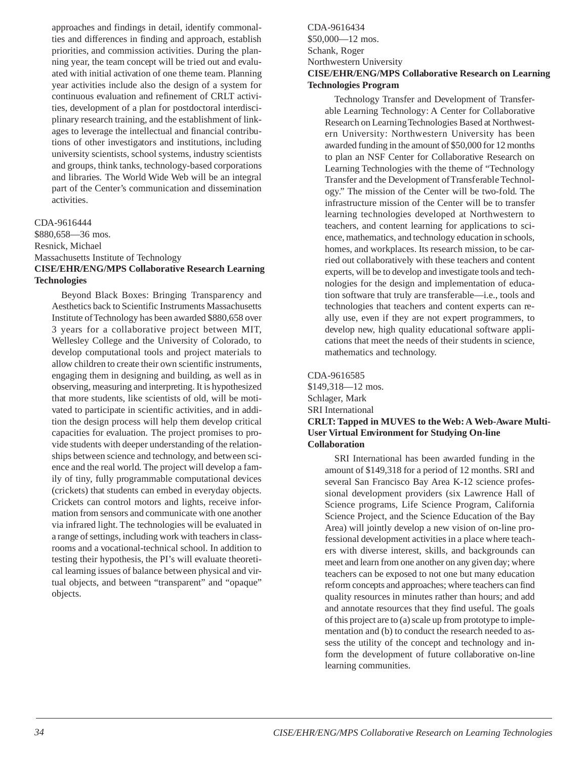approaches and findings in detail, identify commonalties and differences in finding and approach, establish priorities, and commission activities. During the planning year, the team concept will be tried out and evaluated with initial activation of one theme team. Planning year activities include also the design of a system for continuous evaluation and refinement of CRLT activities, development of a plan for postdoctoral interdisciplinary research training, and the establishment of linkages to leverage the intellectual and financial contributions of other investigators and institutions, including university scientists, school systems, industry scientists and groups, think tanks, technology-based corporations and libraries. The World Wide Web will be an integral part of the Center's communication and dissemination activities.

CDA-9616444
$880,658—36 mos.
Resnick, Michael
Massachusetts Institute of Technology
**CISE/EHR/ENG/MPS Collaborative Research Learning Technologies**

Beyond Black Boxes: Bringing Transparency and Aesthetics back to Scientific Instruments Massachusetts Institute of Technology has been awarded $880,658 over 3 years for a collaborative project between MIT, Wellesley College and the University of Colorado, to develop computational tools and project materials to allow children to create their own scientific instruments, engaging them in designing and building, as well as in observing, measuring and interpreting. It is hypothesized that more students, like scientists of old, will be motivated to participate in scientific activities, and in addition the design process will help them develop critical capacities for evaluation. The project promises to provide students with deeper understanding of the relationships between science and technology, and between science and the real world. The project will develop a family of tiny, fully programmable computational devices (crickets) that students can embed in everyday objects. Crickets can control motors and lights, receive information from sensors and communicate with one another via infrared light. The technologies will be evaluated in a range of settings, including work with teachers in classrooms and a vocational-technical school. In addition to testing their hypothesis, the PI's will evaluate theoretical learning issues of balance between physical and virtual objects, and between "transparent" and "opaque" objects.

CDA-9616434
$50,000—12 mos.
Schank, Roger
Northwestern University
**CISE/EHR/ENG/MPS Collaborative Research on Learning Technologies Program**

Technology Transfer and Development of Transferable Learning Technology: A Center for Collaborative Research on Learning Technologies Based at Northwestern University: Northwestern University has been awarded funding in the amount of $50,000 for 12 months to plan an NSF Center for Collaborative Research on Learning Technologies with the theme of "Technology Transfer and the Development of Transferable Technology." The mission of the Center will be two-fold. The infrastructure mission of the Center will be to transfer learning technologies developed at Northwestern to teachers, and content learning for applications to science, mathematics, and technology education in schools, homes, and workplaces. Its research mission, to be carried out collaboratively with these teachers and content experts, will be to develop and investigate tools and technologies for the design and implementation of education software that truly are transferable—i.e., tools and technologies that teachers and content experts can really use, even if they are not expert programmers, to develop new, high quality educational software applications that meet the needs of their students in science, mathematics and technology.

CDA-9616585
$149,318—12 mos.
Schlager, Mark
SRI International
**CRLT: Tapped in MUVES to the Web: A Web-Aware Multi-User Virtual Environment for Studying On-line Collaboration**

SRI International has been awarded funding in the amount of $149,318 for a period of 12 months. SRI and several San Francisco Bay Area K-12 science professional development providers (six Lawrence Hall of Science programs, Life Science Program, California Science Project, and the Science Education of the Bay Area) will jointly develop a new vision of on-line professional development activities in a place where teachers with diverse interest, skills, and backgrounds can meet and learn from one another on any given day; where teachers can be exposed to not one but many education reform concepts and approaches; where teachers can find quality resources in minutes rather than hours; and add and annotate resources that they find useful. The goals of this project are to (a) scale up from prototype to implementation and (b) to conduct the research needed to assess the utility of the concept and technology and inform the development of future collaborative on-line learning communities.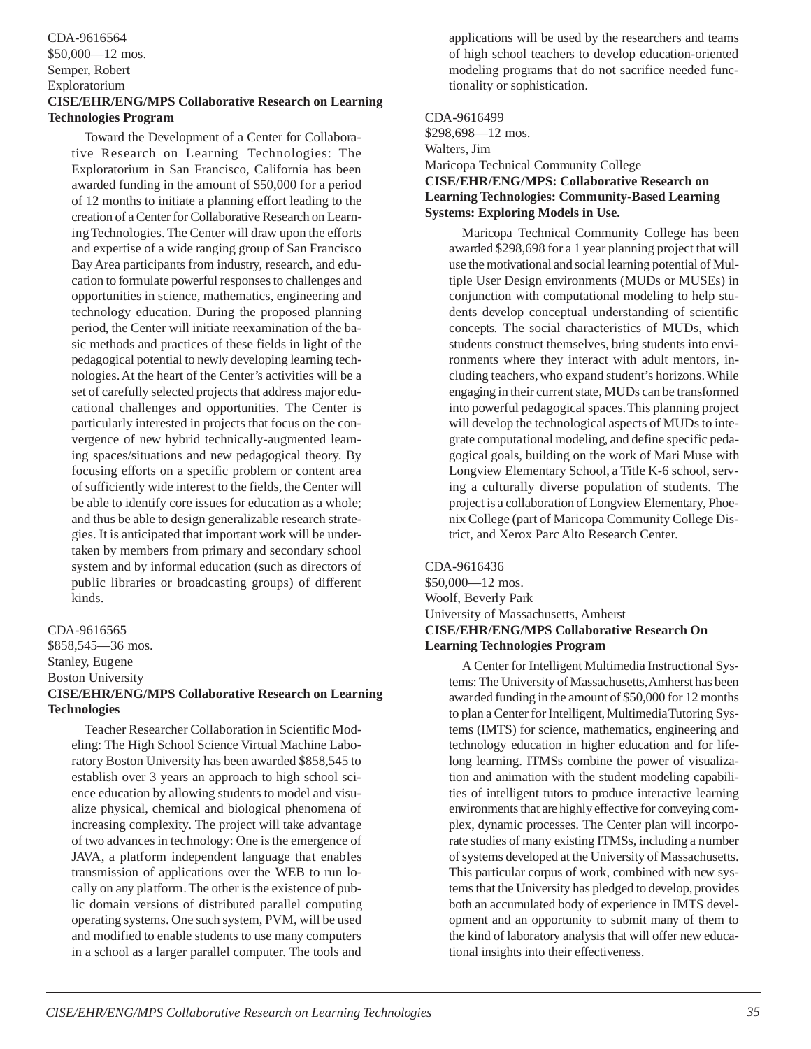CDA-9616564
$50,000—12 mos.
Semper, Robert
Exploratorium
**CISE/EHR/ENG/MPS Collaborative Research on Learning Technologies Program**

Toward the Development of a Center for Collaborative Research on Learning Technologies: The Exploratorium in San Francisco, California has been awarded funding in the amount of $50,000 for a period of 12 months to initiate a planning effort leading to the creation of a Center for Collaborative Research on Learning Technologies. The Center will draw upon the efforts and expertise of a wide ranging group of San Francisco Bay Area participants from industry, research, and education to formulate powerful responses to challenges and opportunities in science, mathematics, engineering and technology education. During the proposed planning period, the Center will initiate reexamination of the basic methods and practices of these fields in light of the pedagogical potential to newly developing learning technologies. At the heart of the Center's activities will be a set of carefully selected projects that address major educational challenges and opportunities. The Center is particularly interested in projects that focus on the convergence of new hybrid technically-augmented learning spaces/situations and new pedagogical theory. By focusing efforts on a specific problem or content area of sufficiently wide interest to the fields, the Center will be able to identify core issues for education as a whole; and thus be able to design generalizable research strategies. It is anticipated that important work will be undertaken by members from primary and secondary school system and by informal education (such as directors of public libraries or broadcasting groups) of different kinds.

CDA-9616565
$858,545—36 mos.
Stanley, Eugene
Boston University
**CISE/EHR/ENG/MPS Collaborative Research on Learning Technologies**

Teacher Researcher Collaboration in Scientific Modeling: The High School Science Virtual Machine Laboratory Boston University has been awarded $858,545 to establish over 3 years an approach to high school science education by allowing students to model and visualize physical, chemical and biological phenomena of increasing complexity. The project will take advantage of two advances in technology: One is the emergence of JAVA, a platform independent language that enables transmission of applications over the WEB to run locally on any platform. The other is the existence of public domain versions of distributed parallel computing operating systems. One such system, PVM, will be used and modified to enable students to use many computers in a school as a larger parallel computer. The tools and applications will be used by the researchers and teams of high school teachers to develop education-oriented modeling programs that do not sacrifice needed functionality or sophistication.

CDA-9616499
$298,698—12 mos.
Walters, Jim
Maricopa Technical Community College
**CISE/EHR/ENG/MPS: Collaborative Research on Learning Technologies: Community-Based Learning Systems: Exploring Models in Use.**

Maricopa Technical Community College has been awarded $298,698 for a 1 year planning project that will use the motivational and social learning potential of Multiple User Design environments (MUDs or MUSEs) in conjunction with computational modeling to help students develop conceptual understanding of scientific concepts. The social characteristics of MUDs, which students construct themselves, bring students into environments where they interact with adult mentors, including teachers, who expand student's horizons. While engaging in their current state, MUDs can be transformed into powerful pedagogical spaces. This planning project will develop the technological aspects of MUDs to integrate computational modeling, and define specific pedagogical goals, building on the work of Mari Muse with Longview Elementary School, a Title K-6 school, serving a culturally diverse population of students. The project is a collaboration of Longview Elementary, Phoenix College (part of Maricopa Community College District, and Xerox Parc Alto Research Center.

CDA-9616436
$50,000—12 mos.
Woolf, Beverly Park
University of Massachusetts, Amherst
**CISE/EHR/ENG/MPS Collaborative Research On Learning Technologies Program**

A Center for Intelligent Multimedia Instructional Systems: The University of Massachusetts, Amherst has been awarded funding in the amount of $50,000 for 12 months to plan a Center for Intelligent, Multimedia Tutoring Systems (IMTS) for science, mathematics, engineering and technology education in higher education and for lifelong learning. ITMSs combine the power of visualization and animation with the student modeling capabilities of intelligent tutors to produce interactive learning environments that are highly effective for conveying complex, dynamic processes. The Center plan will incorporate studies of many existing ITMSs, including a number of systems developed at the University of Massachusetts. This particular corpus of work, combined with new systems that the University has pledged to develop, provides both an accumulated body of experience in IMTS development and an opportunity to submit many of them to the kind of laboratory analysis that will offer new educational insights into their effectiveness.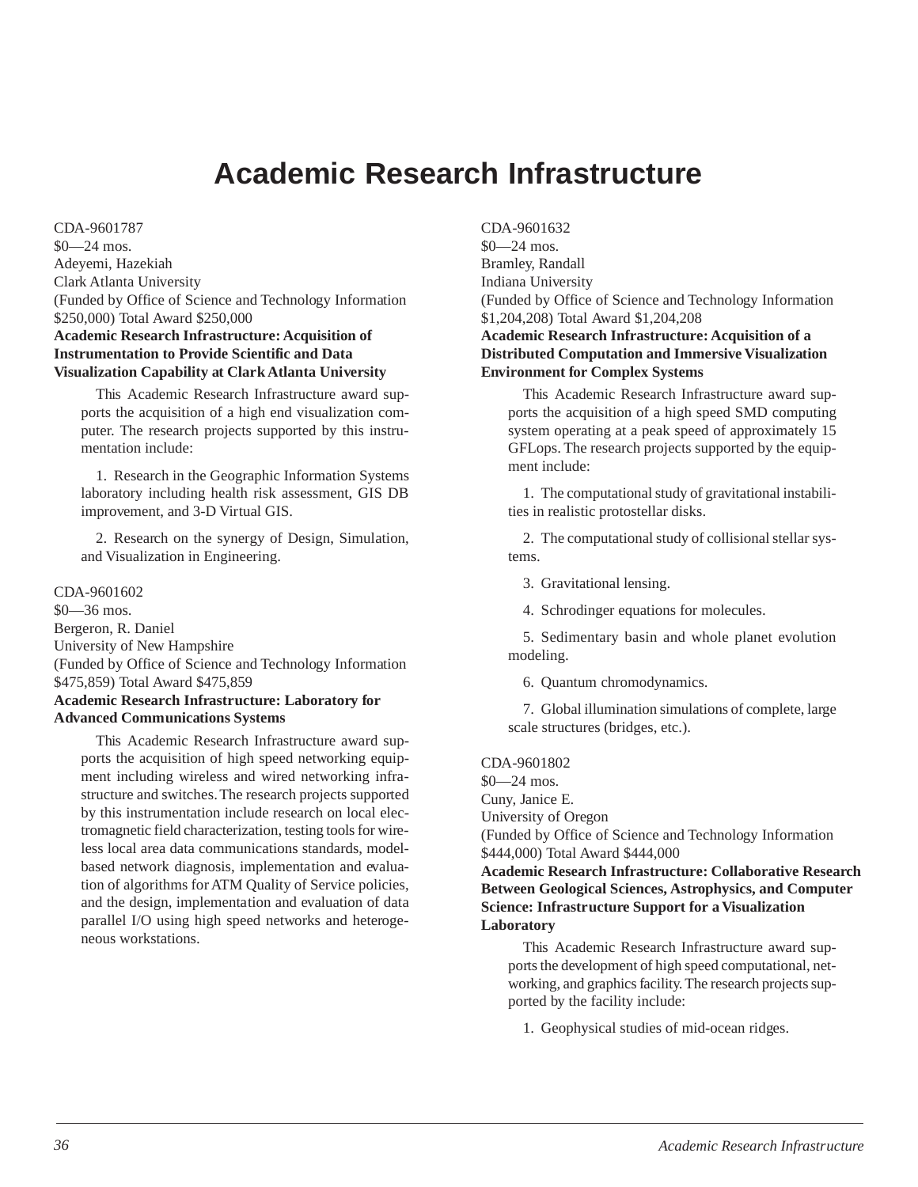# Academic Research Infrastructure

CDA-9601787
$0—24 mos.
Adeyemi, Hazekiah
Clark Atlanta University
(Funded by Office of Science and Technology Information $250,000) Total Award $250,000

**Academic Research Infrastructure: Acquisition of Instrumentation to Provide Scientific and Data Visualization Capability at Clark Atlanta University**

This Academic Research Infrastructure award supports the acquisition of a high end visualization computer. The research projects supported by this instrumentation include:

1. Research in the Geographic Information Systems laboratory including health risk assessment, GIS DB improvement, and 3-D Virtual GIS.

2. Research on the synergy of Design, Simulation, and Visualization in Engineering.

CDA-9601602
$0—36 mos.
Bergeron, R. Daniel
University of New Hampshire
(Funded by Office of Science and Technology Information $475,859) Total Award $475,859

**Academic Research Infrastructure: Laboratory for Advanced Communications Systems**

This Academic Research Infrastructure award supports the acquisition of high speed networking equipment including wireless and wired networking infrastructure and switches. The research projects supported by this instrumentation include research on local electromagnetic field characterization, testing tools for wireless local area data communications standards, model-based network diagnosis, implementation and evaluation of algorithms for ATM Quality of Service policies, and the design, implementation and evaluation of data parallel I/O using high speed networks and heterogeneous workstations.

CDA-9601632
$0—24 mos.
Bramley, Randall
Indiana University
(Funded by Office of Science and Technology Information $1,204,208) Total Award $1,204,208

**Academic Research Infrastructure: Acquisition of a Distributed Computation and Immersive Visualization Environment for Complex Systems**

This Academic Research Infrastructure award supports the acquisition of a high speed SMD computing system operating at a peak speed of approximately 15 GFLops. The research projects supported by the equipment include:

1. The computational study of gravitational instabilities in realistic protostellar disks.

2. The computational study of collisional stellar systems.

3. Gravitational lensing.

4. Schrodinger equations for molecules.

5. Sedimentary basin and whole planet evolution modeling.

6. Quantum chromodynamics.

7. Global illumination simulations of complete, large scale structures (bridges, etc.).

CDA-9601802
$0—24 mos.
Cuny, Janice E.
University of Oregon
(Funded by Office of Science and Technology Information $444,000) Total Award $444,000

**Academic Research Infrastructure: Collaborative Research Between Geological Sciences, Astrophysics, and Computer Science: Infrastructure Support for a Visualization Laboratory**

This Academic Research Infrastructure award supports the development of high speed computational, networking, and graphics facility. The research projects supported by the facility include:

1. Geophysical studies of mid-ocean ridges.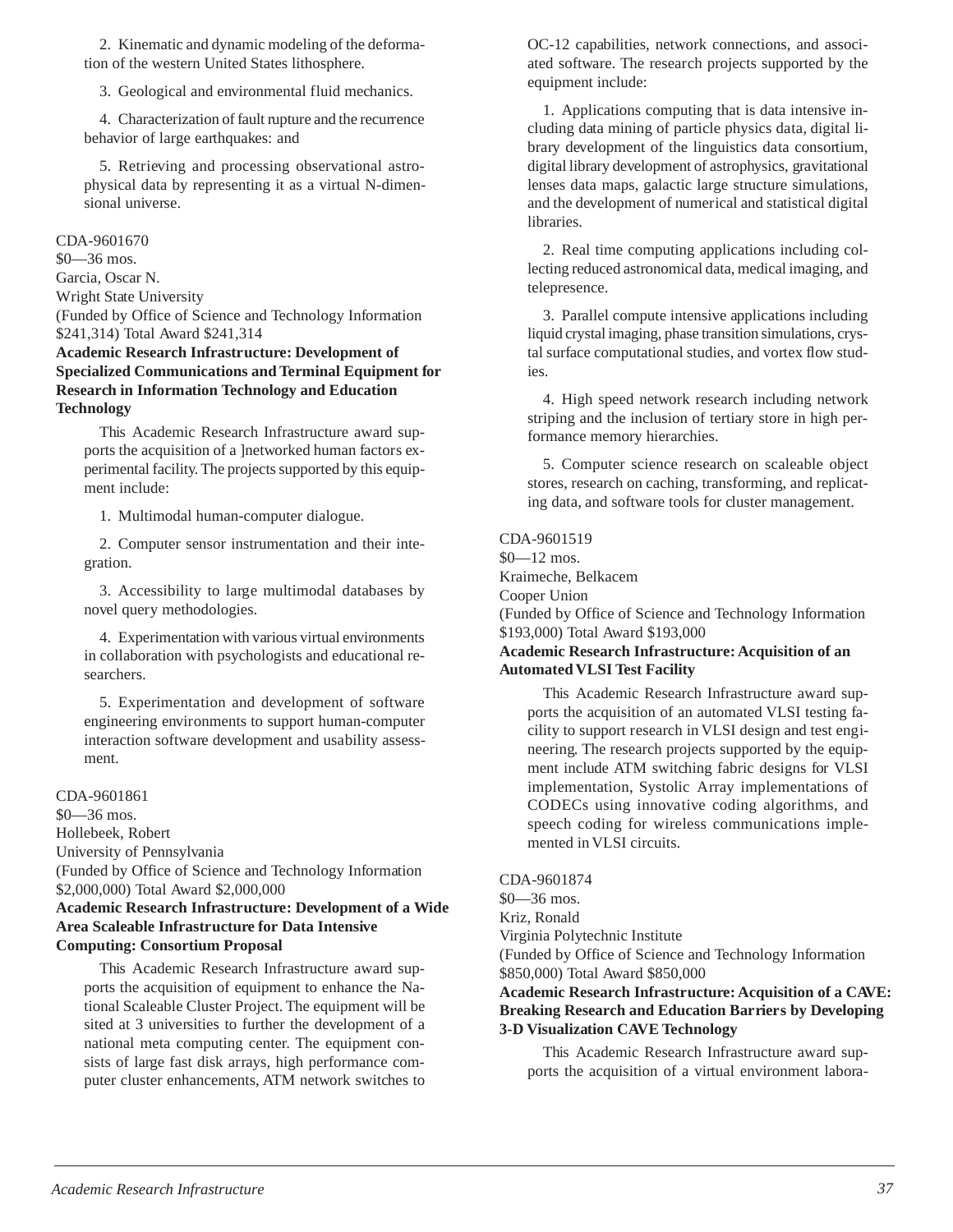2. Kinematic and dynamic modeling of the deformation of the western United States lithosphere.

3. Geological and environmental fluid mechanics.

4. Characterization of fault rupture and the recurrence behavior of large earthquakes: and

5. Retrieving and processing observational astrophysical data by representing it as a virtual N-dimensional universe.

CDA-9601670
$0—36 mos.
Garcia, Oscar N.
Wright State University
(Funded by Office of Science and Technology Information $241,314) Total Award $241,314

**Academic Research Infrastructure: Development of Specialized Communications and Terminal Equipment for Research in Information Technology and Education Technology**

This Academic Research Infrastructure award supports the acquisition of a ]networked human factors experimental facility. The projects supported by this equipment include:

1. Multimodal human-computer dialogue.

2. Computer sensor instrumentation and their integration.

3. Accessibility to large multimodal databases by novel query methodologies.

4. Experimentation with various virtual environments in collaboration with psychologists and educational researchers.

5. Experimentation and development of software engineering environments to support human-computer interaction software development and usability assessment.

CDA-9601861
$0—36 mos.
Hollebeek, Robert
University of Pennsylvania
(Funded by Office of Science and Technology Information $2,000,000) Total Award $2,000,000

**Academic Research Infrastructure: Development of a Wide Area Scaleable Infrastructure for Data Intensive Computing: Consortium Proposal**

This Academic Research Infrastructure award supports the acquisition of equipment to enhance the National Scaleable Cluster Project. The equipment will be sited at 3 universities to further the development of a national meta computing center. The equipment consists of large fast disk arrays, high performance computer cluster enhancements, ATM network switches to OC-12 capabilities, network connections, and associated software. The research projects supported by the equipment include:

1. Applications computing that is data intensive including data mining of particle physics data, digital library development of the linguistics data consortium, digital library development of astrophysics, gravitational lenses data maps, galactic large structure simulations, and the development of numerical and statistical digital libraries.

2. Real time computing applications including collecting reduced astronomical data, medical imaging, and telepresence.

3. Parallel compute intensive applications including liquid crystal imaging, phase transition simulations, crystal surface computational studies, and vortex flow studies.

4. High speed network research including network striping and the inclusion of tertiary store in high performance memory hierarchies.

5. Computer science research on scaleable object stores, research on caching, transforming, and replicating data, and software tools for cluster management.

CDA-9601519
$0—12 mos.
Kraimeche, Belkacem
Cooper Union
(Funded by Office of Science and Technology Information $193,000) Total Award $193,000

**Academic Research Infrastructure: Acquisition of an Automated VLSI Test Facility**

This Academic Research Infrastructure award supports the acquisition of an automated VLSI testing facility to support research in VLSI design and test engineering. The research projects supported by the equipment include ATM switching fabric designs for VLSI implementation, Systolic Array implementations of CODECs using innovative coding algorithms, and speech coding for wireless communications implemented in VLSI circuits.

CDA-9601874
$0—36 mos.
Kriz, Ronald
Virginia Polytechnic Institute
(Funded by Office of Science and Technology Information $850,000) Total Award $850,000

**Academic Research Infrastructure: Acquisition of a CAVE: Breaking Research and Education Barriers by Developing 3-D Visualization CAVE Technology**

This Academic Research Infrastructure award supports the acquisition of a virtual environment labora-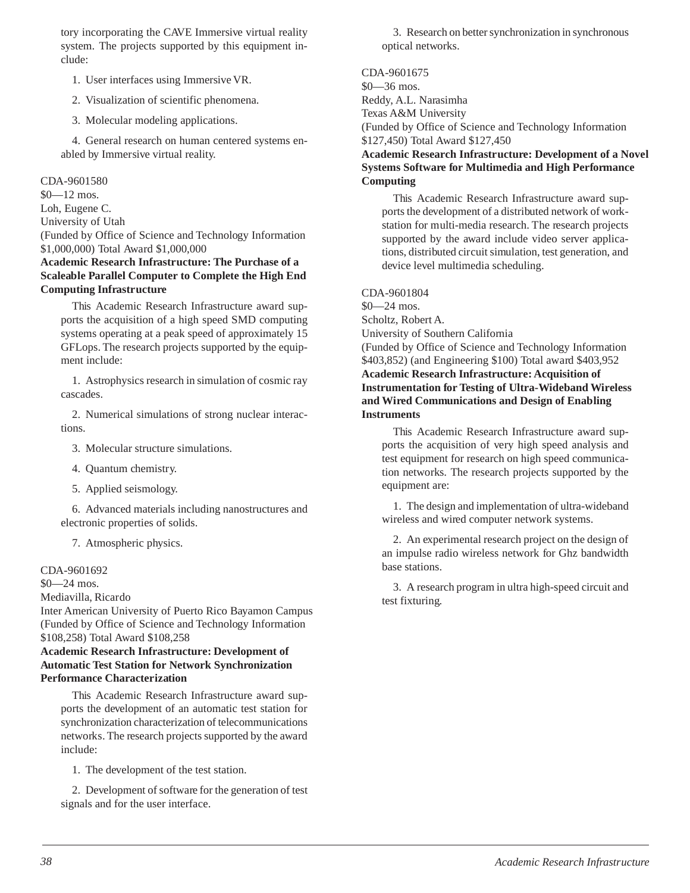tory incorporating the CAVE Immersive virtual reality system. The projects supported by this equipment include:

1. User interfaces using Immersive VR.

2. Visualization of scientific phenomena.

3. Molecular modeling applications.

4. General research on human centered systems enabled by Immersive virtual reality.

CDA-9601580
$0—12 mos.
Loh, Eugene C.
University of Utah
(Funded by Office of Science and Technology Information $1,000,000) Total Award $1,000,000
**Academic Research Infrastructure: The Purchase of a Scaleable Parallel Computer to Complete the High End Computing Infrastructure**

This Academic Research Infrastructure award supports the acquisition of a high speed SMD computing systems operating at a peak speed of approximately 15 GFLops. The research projects supported by the equipment include:

1. Astrophysics research in simulation of cosmic ray cascades.

2. Numerical simulations of strong nuclear interactions.

3. Molecular structure simulations.

4. Quantum chemistry.

5. Applied seismology.

6. Advanced materials including nanostructures and electronic properties of solids.

7. Atmospheric physics.

CDA-9601692
$0—24 mos.
Mediavilla, Ricardo
Inter American University of Puerto Rico Bayamon Campus
(Funded by Office of Science and Technology Information $108,258) Total Award $108,258
**Academic Research Infrastructure: Development of Automatic Test Station for Network Synchronization Performance Characterization**

This Academic Research Infrastructure award supports the development of an automatic test station for synchronization characterization of telecommunications networks. The research projects supported by the award include:

1. The development of the test station.

2. Development of software for the generation of test signals and for the user interface.

3. Research on better synchronization in synchronous optical networks.

CDA-9601675
$0—36 mos.
Reddy, A.L. Narasimha
Texas A&M University
(Funded by Office of Science and Technology Information $127,450) Total Award $127,450
**Academic Research Infrastructure: Development of a Novel Systems Software for Multimedia and High Performance Computing**

This Academic Research Infrastructure award supports the development of a distributed network of workstation for multi-media research. The research projects supported by the award include video server applications, distributed circuit simulation, test generation, and device level multimedia scheduling.

CDA-9601804
$0—24 mos.
Scholtz, Robert A.
University of Southern California
(Funded by Office of Science and Technology Information $403,852) (and Engineering $100) Total award $403,952
**Academic Research Infrastructure: Acquisition of Instrumentation for Testing of Ultra-Wideband Wireless and Wired Communications and Design of Enabling Instruments**

This Academic Research Infrastructure award supports the acquisition of very high speed analysis and test equipment for research on high speed communication networks. The research projects supported by the equipment are:

1. The design and implementation of ultra-wideband wireless and wired computer network systems.

2. An experimental research project on the design of an impulse radio wireless network for Ghz bandwidth base stations.

3. A research program in ultra high-speed circuit and test fixturing.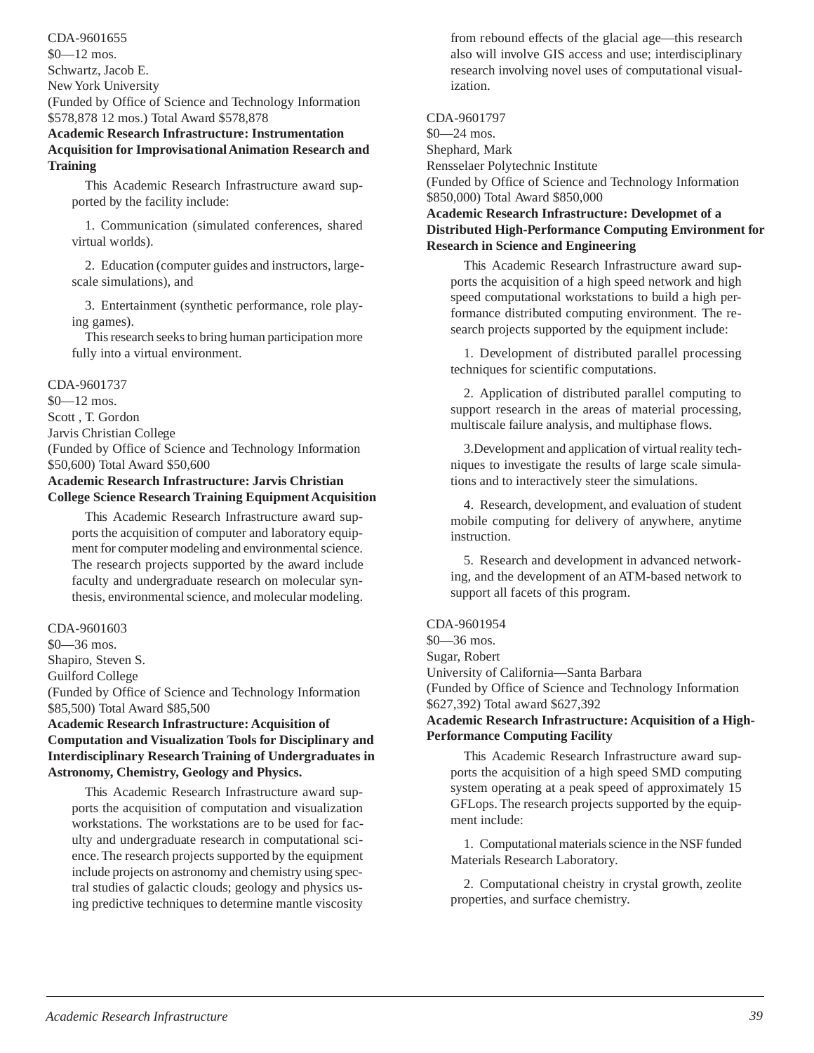CDA-9601655
$0—12 mos.
Schwartz, Jacob E.
New York University
(Funded by Office of Science and Technology Information $578,878 12 mos.) Total Award $578,878

**Academic Research Infrastructure: Instrumentation Acquisition for Improvisational Animation Research and Training**

This Academic Research Infrastructure award supported by the facility include:

1. Communication (simulated conferences, shared virtual worlds).

2. Education (computer guides and instructors, large-scale simulations), and

3. Entertainment (synthetic performance, role playing games).

This research seeks to bring human participation more fully into a virtual environment.

CDA-9601737
$0—12 mos.
Scott , T. Gordon
Jarvis Christian College
(Funded by Office of Science and Technology Information $50,600) Total Award $50,600

**Academic Research Infrastructure: Jarvis Christian College Science Research Training Equipment Acquisition**

This Academic Research Infrastructure award supports the acquisition of computer and laboratory equipment for computer modeling and environmental science. The research projects supported by the award include faculty and undergraduate research on molecular synthesis, environmental science, and molecular modeling.

CDA-9601603
$0—36 mos.
Shapiro, Steven S.
Guilford College
(Funded by Office of Science and Technology Information $85,500) Total Award $85,500

**Academic Research Infrastructure: Acquisition of Computation and Visualization Tools for Disciplinary and Interdisciplinary Research Training of Undergraduates in Astronomy, Chemistry, Geology and Physics.**

This Academic Research Infrastructure award supports the acquisition of computation and visualization workstations. The workstations are to be used for faculty and undergraduate research in computational science. The research projects supported by the equipment include projects on astronomy and chemistry using spectral studies of galactic clouds; geology and physics using predictive techniques to determine mantle viscosity from rebound effects of the glacial age—this research also will involve GIS access and use; interdisciplinary research involving novel uses of computational visualization.

CDA-9601797
$0—24 mos.
Shephard, Mark
Rensselaer Polytechnic Institute
(Funded by Office of Science and Technology Information $850,000) Total Award $850,000

**Academic Research Infrastructure: Developmet of a Distributed High-Performance Computing Environment for Research in Science and Engineering**

This Academic Research Infrastructure award supports the acquisition of a high speed network and high speed computational workstations to build a high performance distributed computing environment. The research projects supported by the equipment include:

1. Development of distributed parallel processing techniques for scientific computations.

2. Application of distributed parallel computing to support research in the areas of material processing, multiscale failure analysis, and multiphase flows.

3.Development and application of virtual reality techniques to investigate the results of large scale simulations and to interactively steer the simulations.

4. Research, development, and evaluation of student mobile computing for delivery of anywhere, anytime instruction.

5. Research and development in advanced networking, and the development of an ATM-based network to support all facets of this program.

CDA-9601954
$0—36 mos.
Sugar, Robert
University of California—Santa Barbara
(Funded by Office of Science and Technology Information $627,392) Total award $627,392

**Academic Research Infrastructure: Acquisition of a High-Performance Computing Facility**

This Academic Research Infrastructure award supports the acquisition of a high speed SMD computing system operating at a peak speed of approximately 15 GFLops. The research projects supported by the equipment include:

1. Computational materials science in the NSF funded Materials Research Laboratory.

2. Computational cheistry in crystal growth, zeolite properties, and surface chemistry.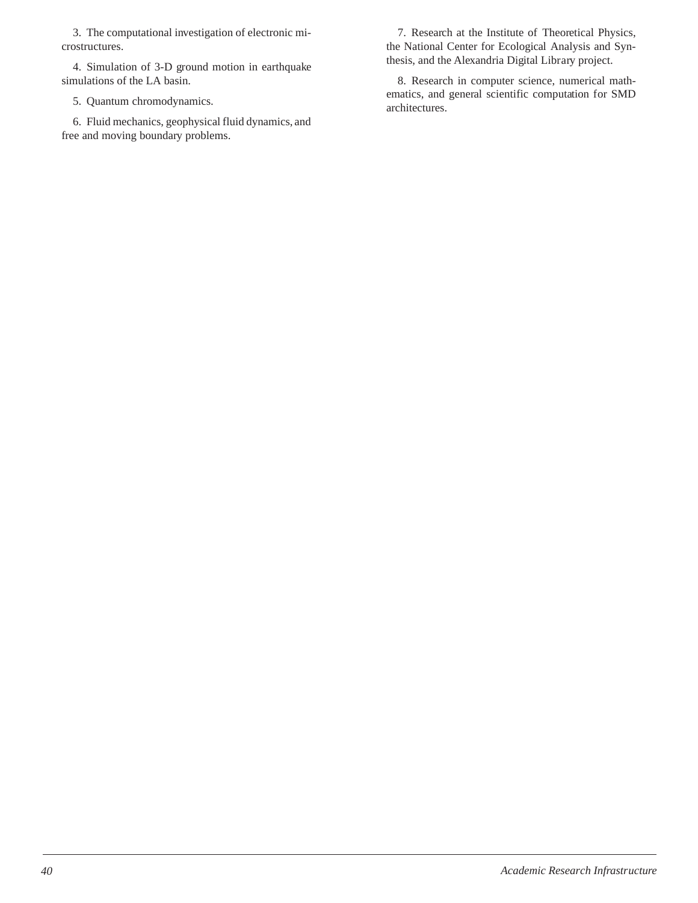3. The computational investigation of electronic microstructures.

4. Simulation of 3-D ground motion in earthquake simulations of the LA basin.

5. Quantum chromodynamics.

6. Fluid mechanics, geophysical fluid dynamics, and free and moving boundary problems.

7. Research at the Institute of Theoretical Physics, the National Center for Ecological Analysis and Synthesis, and the Alexandria Digital Library project.

8. Research in computer science, numerical mathematics, and general scientific computation for SMD architectures.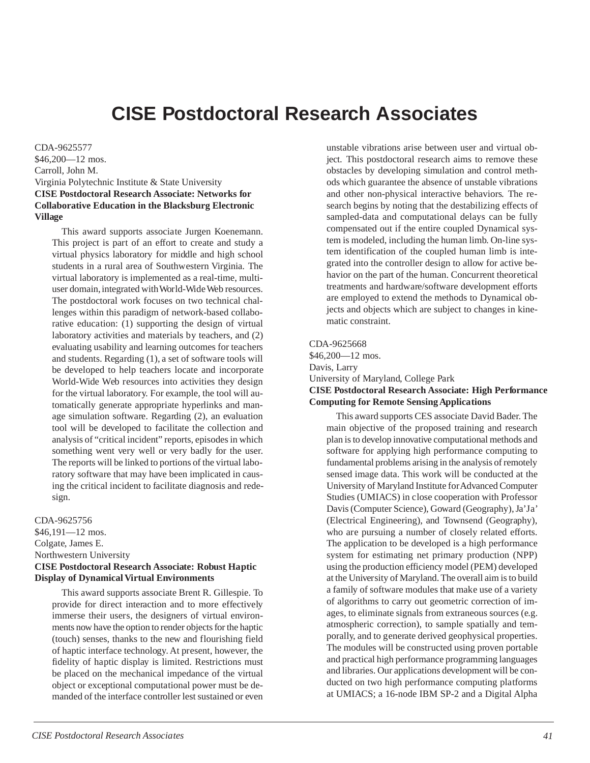# CISE Postdoctoral Research Associates

CDA-9625577
$46,200—12 mos.
Carroll, John M.
Virginia Polytechnic Institute & State University
**CISE Postdoctoral Research Associate: Networks for Collaborative Education in the Blacksburg Electronic Village**

This award supports associate Jurgen Koenemann. This project is part of an effort to create and study a virtual physics laboratory for middle and high school students in a rural area of Southwestern Virginia. The virtual laboratory is implemented as a real-time, multi-user domain, integrated with World-Wide Web resources. The postdoctoral work focuses on two technical challenges within this paradigm of network-based collaborative education: (1) supporting the design of virtual laboratory activities and materials by teachers, and (2) evaluating usability and learning outcomes for teachers and students. Regarding (1), a set of software tools will be developed to help teachers locate and incorporate World-Wide Web resources into activities they design for the virtual laboratory. For example, the tool will automatically generate appropriate hyperlinks and manage simulation software. Regarding (2), an evaluation tool will be developed to facilitate the collection and analysis of "critical incident" reports, episodes in which something went very well or very badly for the user. The reports will be linked to portions of the virtual laboratory software that may have been implicated in causing the critical incident to facilitate diagnosis and redesign.

CDA-9625756
$46,191—12 mos.
Colgate, James E.
Northwestern University
**CISE Postdoctoral Research Associate: Robust Haptic Display of Dynamical Virtual Environments**

This award supports associate Brent R. Gillespie. To provide for direct interaction and to more effectively immerse their users, the designers of virtual environments now have the option to render objects for the haptic (touch) senses, thanks to the new and flourishing field of haptic interface technology. At present, however, the fidelity of haptic display is limited. Restrictions must be placed on the mechanical impedance of the virtual object or exceptional computational power must be demanded of the interface controller lest sustained or even unstable vibrations arise between user and virtual object. This postdoctoral research aims to remove these obstacles by developing simulation and control methods which guarantee the absence of unstable vibrations and other non-physical interactive behaviors. The research begins by noting that the destabilizing effects of sampled-data and computational delays can be fully compensated out if the entire coupled Dynamical system is modeled, including the human limb. On-line system identification of the coupled human limb is integrated into the controller design to allow for active behavior on the part of the human. Concurrent theoretical treatments and hardware/software development efforts are employed to extend the methods to Dynamical objects and objects which are subject to changes in kinematic constraint.

CDA-9625668
$46,200—12 mos.
Davis, Larry
University of Maryland, College Park
**CISE Postdoctoral Research Associate: High Performance Computing for Remote Sensing Applications**

This award supports CES associate David Bader. The main objective of the proposed training and research plan is to develop innovative computational methods and software for applying high performance computing to fundamental problems arising in the analysis of remotely sensed image data. This work will be conducted at the University of Maryland Institute for Advanced Computer Studies (UMIACS) in close cooperation with Professor Davis (Computer Science), Goward (Geography), Ja'Ja' (Electrical Engineering), and Townsend (Geography), who are pursuing a number of closely related efforts. The application to be developed is a high performance system for estimating net primary production (NPP) using the production efficiency model (PEM) developed at the University of Maryland. The overall aim is to build a family of software modules that make use of a variety of algorithms to carry out geometric correction of images, to eliminate signals from extraneous sources (e.g. atmospheric correction), to sample spatially and temporally, and to generate derived geophysical properties. The modules will be constructed using proven portable and practical high performance programming languages and libraries. Our applications development will be conducted on two high performance computing platforms at UMIACS; a 16-node IBM SP-2 and a Digital Alpha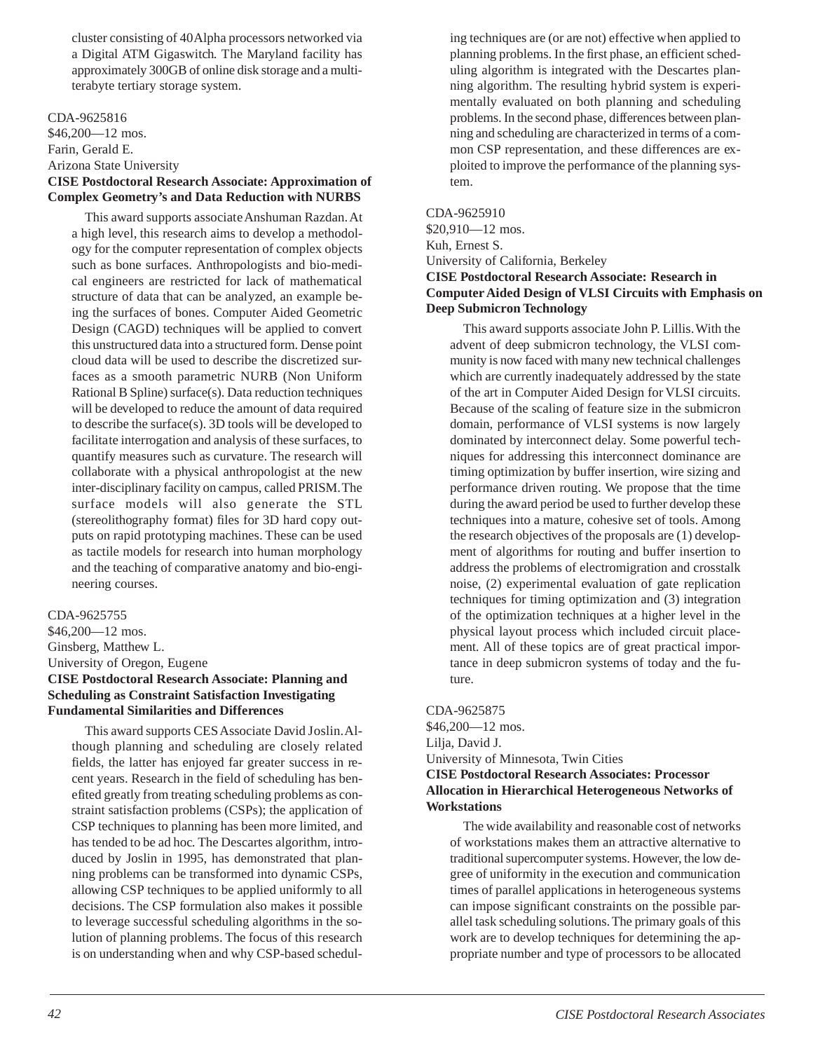cluster consisting of 40 Alpha processors networked via a Digital ATM Gigaswitch. The Maryland facility has approximately 300GB of online disk storage and a multi-terabyte tertiary storage system.

CDA-9625816
$46,200—12 mos.
Farin, Gerald E.
Arizona State University
**CISE Postdoctoral Research Associate: Approximation of Complex Geometry's and Data Reduction with NURBS**

This award supports associate Anshuman Razdan. At a high level, this research aims to develop a methodology for the computer representation of complex objects such as bone surfaces. Anthropologists and bio-medical engineers are restricted for lack of mathematical structure of data that can be analyzed, an example being the surfaces of bones. Computer Aided Geometric Design (CAGD) techniques will be applied to convert this unstructured data into a structured form. Dense point cloud data will be used to describe the discretized surfaces as a smooth parametric NURB (Non Uniform Rational B Spline) surface(s). Data reduction techniques will be developed to reduce the amount of data required to describe the surface(s). 3D tools will be developed to facilitate interrogation and analysis of these surfaces, to quantify measures such as curvature. The research will collaborate with a physical anthropologist at the new inter-disciplinary facility on campus, called PRISM. The surface models will also generate the STL (stereolithography format) files for 3D hard copy outputs on rapid prototyping machines. These can be used as tactile models for research into human morphology and the teaching of comparative anatomy and bio-engineering courses.

CDA-9625755
$46,200—12 mos.
Ginsberg, Matthew L.
University of Oregon, Eugene
**CISE Postdoctoral Research Associate: Planning and Scheduling as Constraint Satisfaction Investigating Fundamental Similarities and Differences**

This award supports CES Associate David Joslin. Although planning and scheduling are closely related fields, the latter has enjoyed far greater success in recent years. Research in the field of scheduling has benefited greatly from treating scheduling problems as constraint satisfaction problems (CSPs); the application of CSP techniques to planning has been more limited, and has tended to be ad hoc. The Descartes algorithm, introduced by Joslin in 1995, has demonstrated that planning problems can be transformed into dynamic CSPs, allowing CSP techniques to be applied uniformly to all decisions. The CSP formulation also makes it possible to leverage successful scheduling algorithms in the solution of planning problems. The focus of this research is on understanding when and why CSP-based scheduling techniques are (or are not) effective when applied to planning problems. In the first phase, an efficient scheduling algorithm is integrated with the Descartes planning algorithm. The resulting hybrid system is experimentally evaluated on both planning and scheduling problems. In the second phase, differences between planning and scheduling are characterized in terms of a common CSP representation, and these differences are exploited to improve the performance of the planning system.

CDA-9625910
$20,910—12 mos.
Kuh, Ernest S.
University of California, Berkeley
**CISE Postdoctoral Research Associate: Research in Computer Aided Design of VLSI Circuits with Emphasis on Deep Submicron Technology**

This award supports associate John P. Lillis. With the advent of deep submicron technology, the VLSI community is now faced with many new technical challenges which are currently inadequately addressed by the state of the art in Computer Aided Design for VLSI circuits. Because of the scaling of feature size in the submicron domain, performance of VLSI systems is now largely dominated by interconnect delay. Some powerful techniques for addressing this interconnect dominance are timing optimization by buffer insertion, wire sizing and performance driven routing. We propose that the time during the award period be used to further develop these techniques into a mature, cohesive set of tools. Among the research objectives of the proposals are (1) development of algorithms for routing and buffer insertion to address the problems of electromigration and crosstalk noise, (2) experimental evaluation of gate replication techniques for timing optimization and (3) integration of the optimization techniques at a higher level in the physical layout process which included circuit placement. All of these topics are of great practical importance in deep submicron systems of today and the future.

CDA-9625875
$46,200—12 mos.
Lilja, David J.
University of Minnesota, Twin Cities
**CISE Postdoctoral Research Associates: Processor Allocation in Hierarchical Heterogeneous Networks of Workstations**

The wide availability and reasonable cost of networks of workstations makes them an attractive alternative to traditional supercomputer systems. However, the low degree of uniformity in the execution and communication times of parallel applications in heterogeneous systems can impose significant constraints on the possible parallel task scheduling solutions. The primary goals of this work are to develop techniques for determining the appropriate number and type of processors to be allocated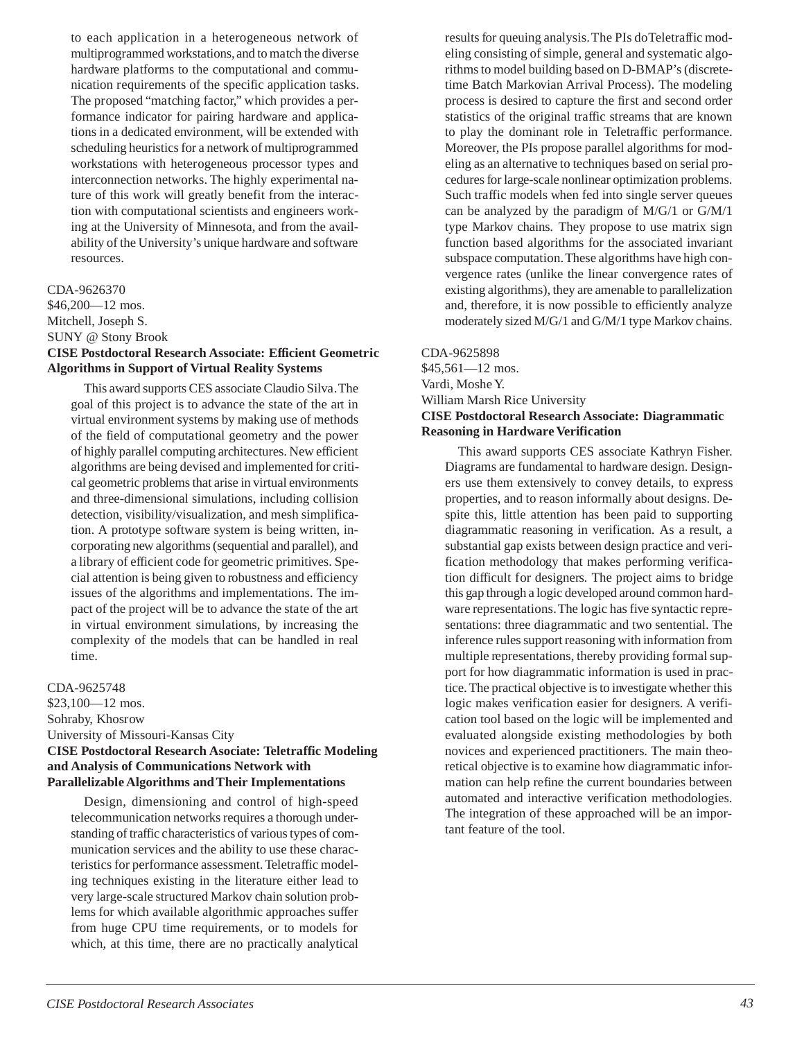to each application in a heterogeneous network of multiprogrammed workstations, and to match the diverse hardware platforms to the computational and communication requirements of the specific application tasks. The proposed "matching factor," which provides a performance indicator for pairing hardware and applications in a dedicated environment, will be extended with scheduling heuristics for a network of multiprogrammed workstations with heterogeneous processor types and interconnection networks. The highly experimental nature of this work will greatly benefit from the interaction with computational scientists and engineers working at the University of Minnesota, and from the availability of the University's unique hardware and software resources.

CDA-9626370
$46,200—12 mos.
Mitchell, Joseph S.
SUNY @ Stony Brook
**CISE Postdoctoral Research Associate: Efficient Geometric Algorithms in Support of Virtual Reality Systems**

This award supports CES associate Claudio Silva. The goal of this project is to advance the state of the art in virtual environment systems by making use of methods of the field of computational geometry and the power of highly parallel computing architectures. New efficient algorithms are being devised and implemented for critical geometric problems that arise in virtual environments and three-dimensional simulations, including collision detection, visibility/visualization, and mesh simplification. A prototype software system is being written, incorporating new algorithms (sequential and parallel), and a library of efficient code for geometric primitives. Special attention is being given to robustness and efficiency issues of the algorithms and implementations. The impact of the project will be to advance the state of the art in virtual environment simulations, by increasing the complexity of the models that can be handled in real time.

CDA-9625748
$23,100—12 mos.
Sohraby, Khosrow
University of Missouri-Kansas City
**CISE Postdoctoral Research Asociate: Teletraffic Modeling and Analysis of Communications Network with Parallelizable Algorithms and Their Implementations**

Design, dimensioning and control of high-speed telecommunication networks requires a thorough understanding of traffic characteristics of various types of communication services and the ability to use these characteristics for performance assessment. Teletraffic modeling techniques existing in the literature either lead to very large-scale structured Markov chain solution problems for which available algorithmic approaches suffer from huge CPU time requirements, or to models for which, at this time, there are no practically analytical results for queuing analysis. The PIs doTeletraffic modeling consisting of simple, general and systematic algorithms to model building based on D-BMAP's (discrete-time Batch Markovian Arrival Process). The modeling process is desired to capture the first and second order statistics of the original traffic streams that are known to play the dominant role in Teletraffic performance. Moreover, the PIs propose parallel algorithms for modeling as an alternative to techniques based on serial procedures for large-scale nonlinear optimization problems. Such traffic models when fed into single server queues can be analyzed by the paradigm of M/G/1 or G/M/1 type Markov chains. They propose to use matrix sign function based algorithms for the associated invariant subspace computation. These algorithms have high convergence rates (unlike the linear convergence rates of existing algorithms), they are amenable to parallelization and, therefore, it is now possible to efficiently analyze moderately sized M/G/1 and G/M/1 type Markov chains.

CDA-9625898
$45,561—12 mos.
Vardi, Moshe Y.
William Marsh Rice University
**CISE Postdoctoral Research Associate: Diagrammatic Reasoning in Hardware Verification**

This award supports CES associate Kathryn Fisher. Diagrams are fundamental to hardware design. Designers use them extensively to convey details, to express properties, and to reason informally about designs. Despite this, little attention has been paid to supporting diagrammatic reasoning in verification. As a result, a substantial gap exists between design practice and verification methodology that makes performing verification difficult for designers. The project aims to bridge this gap through a logic developed around common hardware representations. The logic has five syntactic representations: three diagrammatic and two sentential. The inference rules support reasoning with information from multiple representations, thereby providing formal support for how diagrammatic information is used in practice. The practical objective is to investigate whether this logic makes verification easier for designers. A verification tool based on the logic will be implemented and evaluated alongside existing methodologies by both novices and experienced practitioners. The main theoretical objective is to examine how diagrammatic information can help refine the current boundaries between automated and interactive verification methodologies. The integration of these approached will be an important feature of the tool.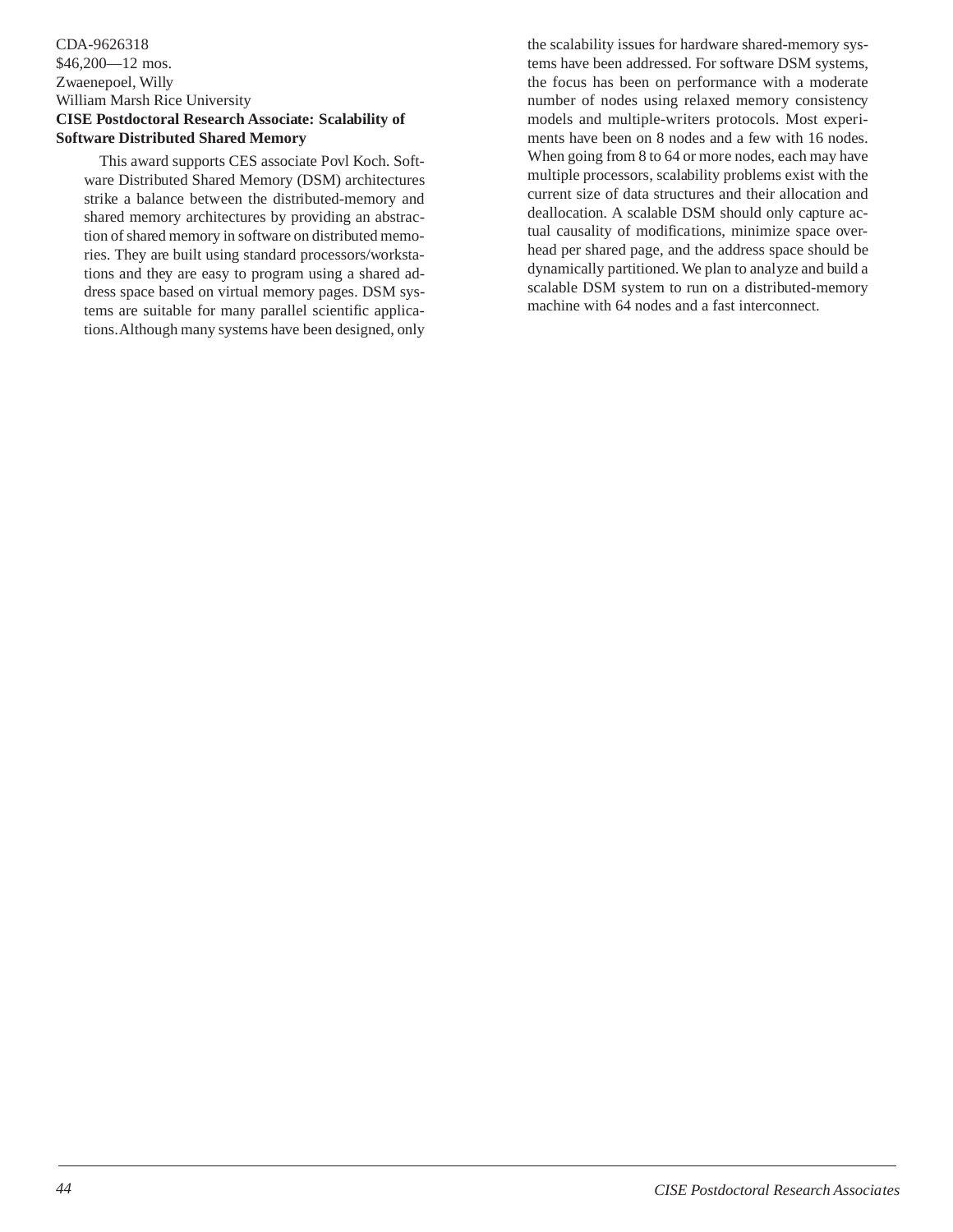CDA-9626318
$46,200—12 mos.
Zwaenepoel, Willy
William Marsh Rice University
**CISE Postdoctoral Research Associate: Scalability of Software Distributed Shared Memory**

This award supports CES associate Povl Koch. Software Distributed Shared Memory (DSM) architectures strike a balance between the distributed-memory and shared memory architectures by providing an abstraction of shared memory in software on distributed memories. They are built using standard processors/workstations and they are easy to program using a shared address space based on virtual memory pages. DSM systems are suitable for many parallel scientific applications. Although many systems have been designed, only the scalability issues for hardware shared-memory systems have been addressed. For software DSM systems, the focus has been on performance with a moderate number of nodes using relaxed memory consistency models and multiple-writers protocols. Most experiments have been on 8 nodes and a few with 16 nodes. When going from 8 to 64 or more nodes, each may have multiple processors, scalability problems exist with the current size of data structures and their allocation and deallocation. A scalable DSM should only capture actual causality of modifications, minimize space overhead per shared page, and the address space should be dynamically partitioned. We plan to analyze and build a scalable DSM system to run on a distributed-memory machine with 64 nodes and a fast interconnect.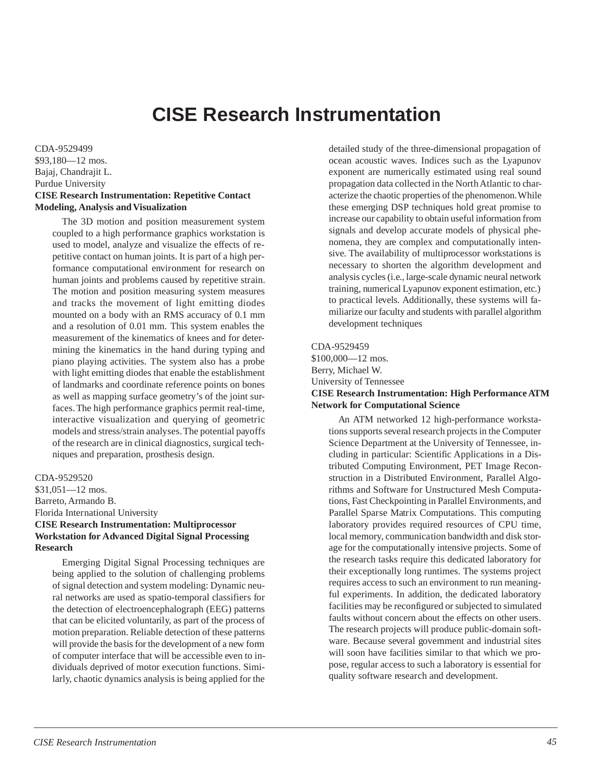# CISE Research Instrumentation

CDA-9529499
$93,180—12 mos.
Bajaj, Chandrajit L.
Purdue University
**CISE Research Instrumentation: Repetitive Contact Modeling, Analysis and Visualization**

The 3D motion and position measurement system coupled to a high performance graphics workstation is used to model, analyze and visualize the effects of repetitive contact on human joints. It is part of a high performance computational environment for research on human joints and problems caused by repetitive strain. The motion and position measuring system measures and tracks the movement of light emitting diodes mounted on a body with an RMS accuracy of 0.1 mm and a resolution of 0.01 mm. This system enables the measurement of the kinematics of knees and for determining the kinematics in the hand during typing and piano playing activities. The system also has a probe with light emitting diodes that enable the establishment of landmarks and coordinate reference points on bones as well as mapping surface geometry's of the joint surfaces. The high performance graphics permit real-time, interactive visualization and querying of geometric models and stress/strain analyses. The potential payoffs of the research are in clinical diagnostics, surgical techniques and preparation, prosthesis design.

CDA-9529520
$31,051—12 mos.
Barreto, Armando B.
Florida International University
**CISE Research Instrumentation: Multiprocessor Workstation for Advanced Digital Signal Processing Research**

Emerging Digital Signal Processing techniques are being applied to the solution of challenging problems of signal detection and system modeling: Dynamic neural networks are used as spatio-temporal classifiers for the detection of electroencephalograph (EEG) patterns that can be elicited voluntarily, as part of the process of motion preparation. Reliable detection of these patterns will provide the basis for the development of a new form of computer interface that will be accessible even to individuals deprived of motor execution functions. Similarly, chaotic dynamics analysis is being applied for the detailed study of the three-dimensional propagation of ocean acoustic waves. Indices such as the Lyapunov exponent are numerically estimated using real sound propagation data collected in the North Atlantic to characterize the chaotic properties of the phenomenon. While these emerging DSP techniques hold great promise to increase our capability to obtain useful information from signals and develop accurate models of physical phenomena, they are complex and computationally intensive. The availability of multiprocessor workstations is necessary to shorten the algorithm development and analysis cycles (i.e., large-scale dynamic neural network training, numerical Lyapunov exponent estimation, etc.) to practical levels. Additionally, these systems will familiarize our faculty and students with parallel algorithm development techniques

CDA-9529459
$100,000—12 mos.
Berry, Michael W.
University of Tennessee
**CISE Research Instrumentation: High Performance ATM Network for Computational Science**

An ATM networked 12 high-performance workstations supports several research projects in the Computer Science Department at the University of Tennessee, including in particular: Scientific Applications in a Distributed Computing Environment, PET Image Reconstruction in a Distributed Environment, Parallel Algorithms and Software for Unstructured Mesh Computations, Fast Checkpointing in Parallel Environments, and Parallel Sparse Matrix Computations. This computing laboratory provides required resources of CPU time, local memory, communication bandwidth and disk storage for the computationally intensive projects. Some of the research tasks require this dedicated laboratory for their exceptionally long runtimes. The systems project requires access to such an environment to run meaningful experiments. In addition, the dedicated laboratory facilities may be reconfigured or subjected to simulated faults without concern about the effects on other users. The research projects will produce public-domain software. Because several government and industrial sites will soon have facilities similar to that which we propose, regular access to such a laboratory is essential for quality software research and development.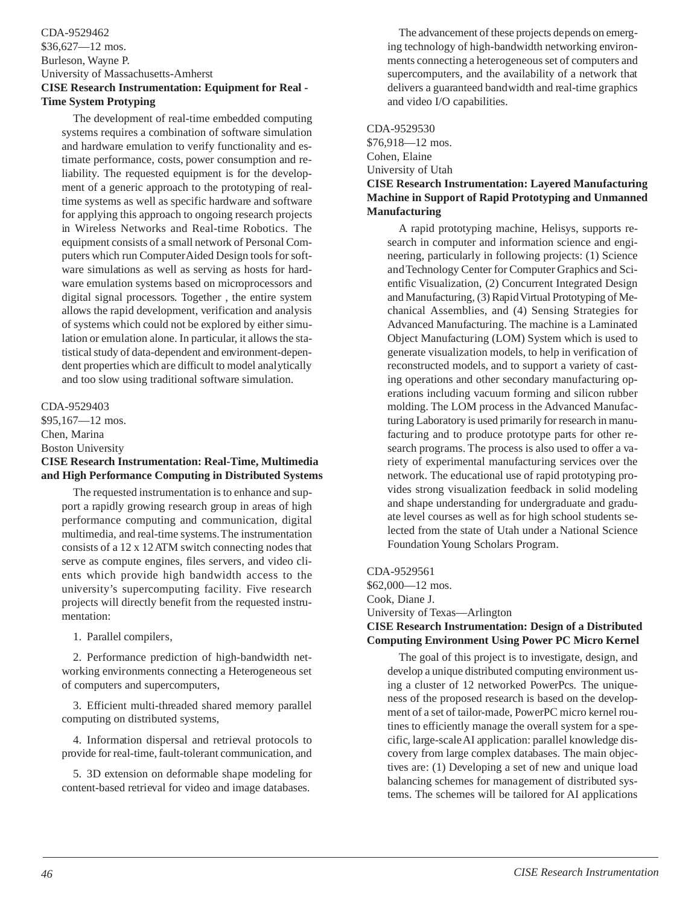CDA-9529462
$36,627—12 mos.
Burleson, Wayne P.
University of Massachusetts-Amherst
**CISE Research Instrumentation: Equipment for Real - Time System Protyping**

The development of real-time embedded computing systems requires a combination of software simulation and hardware emulation to verify functionality and estimate performance, costs, power consumption and reliability. The requested equipment is for the development of a generic approach to the prototyping of real-time systems as well as specific hardware and software for applying this approach to ongoing research projects in Wireless Networks and Real-time Robotics. The equipment consists of a small network of Personal Computers which run ComputerAided Design tools for software simulations as well as serving as hosts for hardware emulation systems based on microprocessors and digital signal processors. Together , the entire system allows the rapid development, verification and analysis of systems which could not be explored by either simulation or emulation alone. In particular, it allows the statistical study of data-dependent and environment-dependent properties which are difficult to model analytically and too slow using traditional software simulation.

CDA-9529403
$95,167—12 mos.
Chen, Marina
Boston University
**CISE Research Instrumentation: Real-Time, Multimedia and High Performance Computing in Distributed Systems**

The requested instrumentation is to enhance and support a rapidly growing research group in areas of high performance computing and communication, digital multimedia, and real-time systems. The instrumentation consists of a 12 x 12 ATM switch connecting nodes that serve as compute engines, files servers, and video clients which provide high bandwidth access to the university's supercomputing facility. Five research projects will directly benefit from the requested instrumentation:

1. Parallel compilers,

2. Performance prediction of high-bandwidth networking environments connecting a Heterogeneous set of computers and supercomputers,

3. Efficient multi-threaded shared memory parallel computing on distributed systems,

4. Information dispersal and retrieval protocols to provide for real-time, fault-tolerant communication, and

5. 3D extension on deformable shape modeling for content-based retrieval for video and image databases.

The advancement of these projects depends on emerging technology of high-bandwidth networking environments connecting a heterogeneous set of computers and supercomputers, and the availability of a network that delivers a guaranteed bandwidth and real-time graphics and video I/O capabilities.

CDA-9529530
$76,918—12 mos.
Cohen, Elaine
University of Utah
**CISE Research Instrumentation: Layered Manufacturing Machine in Support of Rapid Prototyping and Unmanned Manufacturing**

A rapid prototyping machine, Helisys, supports research in computer and information science and engineering, particularly in following projects: (1) Science and Technology Center for Computer Graphics and Scientific Visualization, (2) Concurrent Integrated Design and Manufacturing, (3) Rapid Virtual Prototyping of Mechanical Assemblies, and (4) Sensing Strategies for Advanced Manufacturing. The machine is a Laminated Object Manufacturing (LOM) System which is used to generate visualization models, to help in verification of reconstructed models, and to support a variety of casting operations and other secondary manufacturing operations including vacuum forming and silicon rubber molding. The LOM process in the Advanced Manufacturing Laboratory is used primarily for research in manufacturing and to produce prototype parts for other research programs. The process is also used to offer a variety of experimental manufacturing services over the network. The educational use of rapid prototyping provides strong visualization feedback in solid modeling and shape understanding for undergraduate and graduate level courses as well as for high school students selected from the state of Utah under a National Science Foundation Young Scholars Program.

CDA-9529561
$62,000—12 mos.
Cook, Diane J.
University of Texas—Arlington
**CISE Research Instrumentation: Design of a Distributed Computing Environment Using Power PC Micro Kernel**

The goal of this project is to investigate, design, and develop a unique distributed computing environment using a cluster of 12 networked PowerPcs. The uniqueness of the proposed research is based on the development of a set of tailor-made, PowerPC micro kernel routines to efficiently manage the overall system for a specific, large-scale AI application: parallel knowledge discovery from large complex databases. The main objectives are: (1) Developing a set of new and unique load balancing schemes for management of distributed systems. The schemes will be tailored for AI applications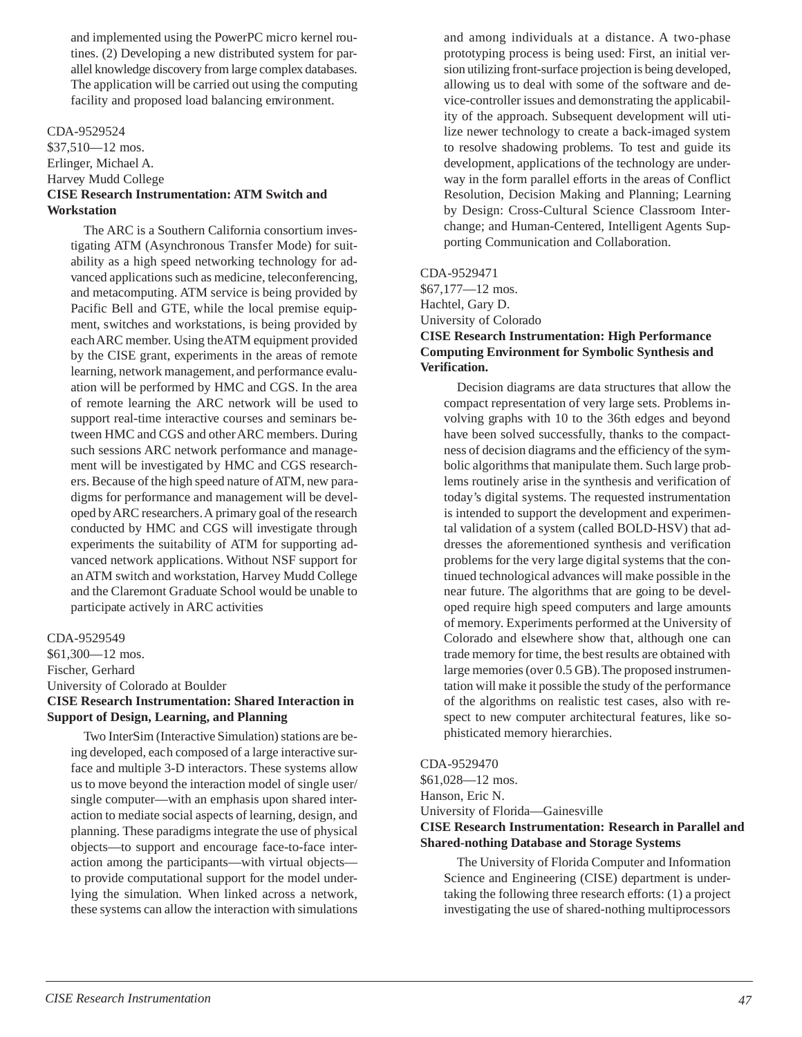and implemented using the PowerPC micro kernel routines. (2) Developing a new distributed system for parallel knowledge discovery from large complex databases. The application will be carried out using the computing facility and proposed load balancing environment.

CDA-9529524
$37,510—12 mos.
Erlinger, Michael A.
Harvey Mudd College
**CISE Research Instrumentation: ATM Switch and Workstation**

The ARC is a Southern California consortium investigating ATM (Asynchronous Transfer Mode) for suitability as a high speed networking technology for advanced applications such as medicine, teleconferencing, and metacomputing. ATM service is being provided by Pacific Bell and GTE, while the local premise equipment, switches and workstations, is being provided by each ARC member. Using the ATM equipment provided by the CISE grant, experiments in the areas of remote learning, network management, and performance evaluation will be performed by HMC and CGS. In the area of remote learning the ARC network will be used to support real-time interactive courses and seminars between HMC and CGS and other ARC members. During such sessions ARC network performance and management will be investigated by HMC and CGS researchers. Because of the high speed nature of ATM, new paradigms for performance and management will be developed by ARC researchers. A primary goal of the research conducted by HMC and CGS will investigate through experiments the suitability of ATM for supporting advanced network applications. Without NSF support for an ATM switch and workstation, Harvey Mudd College and the Claremont Graduate School would be unable to participate actively in ARC activities

CDA-9529549
$61,300—12 mos.
Fischer, Gerhard
University of Colorado at Boulder
**CISE Research Instrumentation: Shared Interaction in Support of Design, Learning, and Planning**

Two InterSim (Interactive Simulation) stations are being developed, each composed of a large interactive surface and multiple 3-D interactors. These systems allow us to move beyond the interaction model of single user/ single computer—with an emphasis upon shared interaction to mediate social aspects of learning, design, and planning. These paradigms integrate the use of physical objects—to support and encourage face-to-face interaction among the participants—with virtual objects—to provide computational support for the model underlying the simulation. When linked across a network, these systems can allow the interaction with simulations and among individuals at a distance. A two-phase prototyping process is being used: First, an initial version utilizing front-surface projection is being developed, allowing us to deal with some of the software and device-controller issues and demonstrating the applicability of the approach. Subsequent development will utilize newer technology to create a back-imaged system to resolve shadowing problems. To test and guide its development, applications of the technology are underway in the form parallel efforts in the areas of Conflict Resolution, Decision Making and Planning; Learning by Design: Cross-Cultural Science Classroom Interchange; and Human-Centered, Intelligent Agents Supporting Communication and Collaboration.

CDA-9529471
$67,177—12 mos.
Hachtel, Gary D.
University of Colorado
**CISE Research Instrumentation: High Performance Computing Environment for Symbolic Synthesis and Verification.**

Decision diagrams are data structures that allow the compact representation of very large sets. Problems involving graphs with 10 to the 36th edges and beyond have been solved successfully, thanks to the compactness of decision diagrams and the efficiency of the symbolic algorithms that manipulate them. Such large problems routinely arise in the synthesis and verification of today's digital systems. The requested instrumentation is intended to support the development and experimental validation of a system (called BOLD-HSV) that addresses the aforementioned synthesis and verification problems for the very large digital systems that the continued technological advances will make possible in the near future. The algorithms that are going to be developed require high speed computers and large amounts of memory. Experiments performed at the University of Colorado and elsewhere show that, although one can trade memory for time, the best results are obtained with large memories (over 0.5 GB). The proposed instrumentation will make it possible the study of the performance of the algorithms on realistic test cases, also with respect to new computer architectural features, like sophisticated memory hierarchies.

CDA-9529470
$61,028—12 mos.
Hanson, Eric N.
University of Florida—Gainesville
**CISE Research Instrumentation: Research in Parallel and Shared-nothing Database and Storage Systems**

The University of Florida Computer and Information Science and Engineering (CISE) department is undertaking the following three research efforts: (1) a project investigating the use of shared-nothing multiprocessors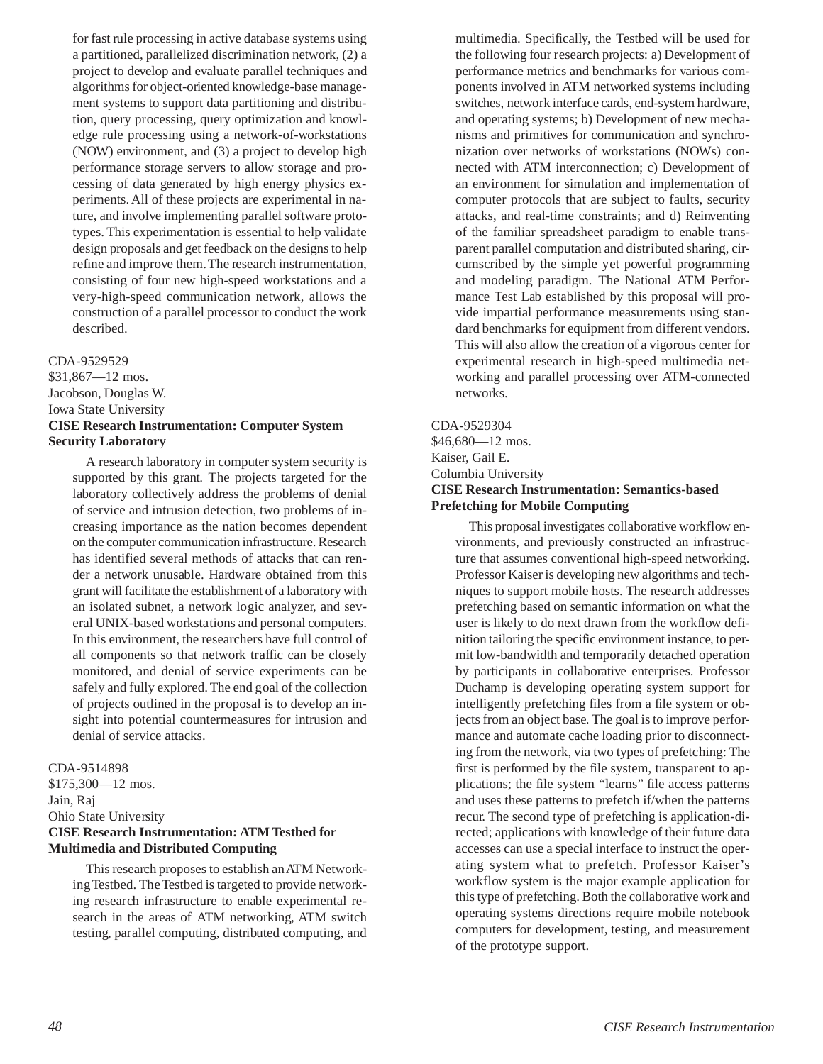for fast rule processing in active database systems using a partitioned, parallelized discrimination network, (2) a project to develop and evaluate parallel techniques and algorithms for object-oriented knowledge-base management systems to support data partitioning and distribution, query processing, query optimization and knowledge rule processing using a network-of-workstations (NOW) environment, and (3) a project to develop high performance storage servers to allow storage and processing of data generated by high energy physics experiments. All of these projects are experimental in nature, and involve implementing parallel software prototypes. This experimentation is essential to help validate design proposals and get feedback on the designs to help refine and improve them. The research instrumentation, consisting of four new high-speed workstations and a very-high-speed communication network, allows the construction of a parallel processor to conduct the work described.

CDA-9529529
$31,867—12 mos.
Jacobson, Douglas W.
Iowa State University
**CISE Research Instrumentation: Computer System Security Laboratory**

A research laboratory in computer system security is supported by this grant. The projects targeted for the laboratory collectively address the problems of denial of service and intrusion detection, two problems of increasing importance as the nation becomes dependent on the computer communication infrastructure. Research has identified several methods of attacks that can render a network unusable. Hardware obtained from this grant will facilitate the establishment of a laboratory with an isolated subnet, a network logic analyzer, and several UNIX-based workstations and personal computers. In this environment, the researchers have full control of all components so that network traffic can be closely monitored, and denial of service experiments can be safely and fully explored. The end goal of the collection of projects outlined in the proposal is to develop an insight into potential countermeasures for intrusion and denial of service attacks.

CDA-9514898
$175,300—12 mos.
Jain, Raj
Ohio State University
**CISE Research Instrumentation: ATM Testbed for Multimedia and Distributed Computing**

This research proposes to establish an ATM Networking Testbed. The Testbed is targeted to provide networking research infrastructure to enable experimental research in the areas of ATM networking, ATM switch testing, parallel computing, distributed computing, and multimedia. Specifically, the Testbed will be used for the following four research projects: a) Development of performance metrics and benchmarks for various components involved in ATM networked systems including switches, network interface cards, end-system hardware, and operating systems; b) Development of new mechanisms and primitives for communication and synchronization over networks of workstations (NOWs) connected with ATM interconnection; c) Development of an environment for simulation and implementation of computer protocols that are subject to faults, security attacks, and real-time constraints; and d) Reinventing of the familiar spreadsheet paradigm to enable transparent parallel computation and distributed sharing, circumscribed by the simple yet powerful programming and modeling paradigm. The National ATM Performance Test Lab established by this proposal will provide impartial performance measurements using standard benchmarks for equipment from different vendors. This will also allow the creation of a vigorous center for experimental research in high-speed multimedia networking and parallel processing over ATM-connected networks.

CDA-9529304
$46,680—12 mos.
Kaiser, Gail E.
Columbia University
**CISE Research Instrumentation: Semantics-based Prefetching for Mobile Computing**

This proposal investigates collaborative workflow environments, and previously constructed an infrastructure that assumes conventional high-speed networking. Professor Kaiser is developing new algorithms and techniques to support mobile hosts. The research addresses prefetching based on semantic information on what the user is likely to do next drawn from the workflow definition tailoring the specific environment instance, to permit low-bandwidth and temporarily detached operation by participants in collaborative enterprises. Professor Duchamp is developing operating system support for intelligently prefetching files from a file system or objects from an object base. The goal is to improve performance and automate cache loading prior to disconnecting from the network, via two types of prefetching: The first is performed by the file system, transparent to applications; the file system "learns" file access patterns and uses these patterns to prefetch if/when the patterns recur. The second type of prefetching is application-directed; applications with knowledge of their future data accesses can use a special interface to instruct the operating system what to prefetch. Professor Kaiser's workflow system is the major example application for this type of prefetching. Both the collaborative work and operating systems directions require mobile notebook computers for development, testing, and measurement of the prototype support.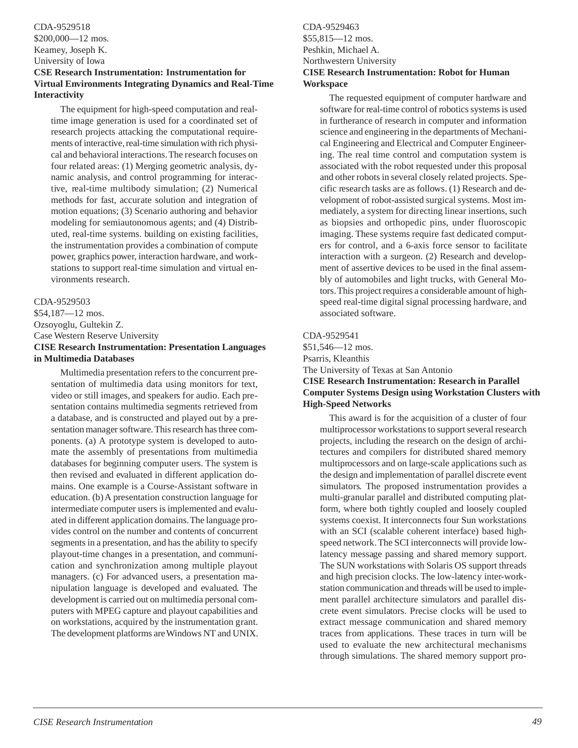CDA-9529518
$200,000—12 mos.
Kearney, Joseph K.
University of Iowa
**CSE Research Instrumentation: Instrumentation for Virtual Environments Integrating Dynamics and Real-Time Interactivity**

The equipment for high-speed computation and real-time image generation is used for a coordinated set of research projects attacking the computational requirements of interactive, real-time simulation with rich physical and behavioral interactions. The research focuses on four related areas: (1) Merging geometric analysis, dynamic analysis, and control programming for interactive, real-time multibody simulation; (2) Numerical methods for fast, accurate solution and integration of motion equations; (3) Scenario authoring and behavior modeling for semiautonomous agents; and (4) Distributed, real-time systems. building on existing facilities, the instrumentation provides a combination of compute power, graphics power, interaction hardware, and workstations to support real-time simulation and virtual environments research.

CDA-9529503
$54,187—12 mos.
Ozsoyoglu, Gultekin Z.
Case Western Reserve University
**CISE Research Instrumentation: Presentation Languages in Multimedia Databases**

Multimedia presentation refers to the concurrent presentation of multimedia data using monitors for text, video or still images, and speakers for audio. Each presentation contains multimedia segments retrieved from a database, and is constructed and played out by a presentation manager software. This research has three components. (a) A prototype system is developed to automate the assembly of presentations from multimedia databases for beginning computer users. The system is then revised and evaluated in different application domains. One example is a Course-Assistant software in education. (b) A presentation construction language for intermediate computer users is implemented and evaluated in different application domains. The language provides control on the number and contents of concurrent segments in a presentation, and has the ability to specify playout-time changes in a presentation, and communication and synchronization among multiple playout managers. (c) For advanced users, a presentation manipulation language is developed and evaluated. The development is carried out on multimedia personal computers with MPEG capture and playout capabilities and on workstations, acquired by the instrumentation grant. The development platforms are Windows NT and UNIX.

CDA-9529463
$55,815—12 mos.
Peshkin, Michael A.
Northwestern University
**CISE Research Instrumentation: Robot for Human Workspace**

The requested equipment of computer hardware and software for real-time control of robotics systems is used in furtherance of research in computer and information science and engineering in the departments of Mechanical Engineering and Electrical and Computer Engineering. The real time control and computation system is associated with the robot requested under this proposal and other robots in several closely related projects. Specific research tasks are as follows. (1) Research and development of robot-assisted surgical systems. Most immediately, a system for directing linear insertions, such as biopsies and orthopedic pins, under fluoroscopic imaging. These systems require fast dedicated computers for control, and a 6-axis force sensor to facilitate interaction with a surgeon. (2) Research and development of assertive devices to be used in the final assembly of automobiles and light trucks, with General Motors. This project requires a considerable amount of high-speed real-time digital signal processing hardware, and associated software.

CDA-9529541
$51,546—12 mos.
Psarris, Kleanthis
The University of Texas at San Antonio
**CISE Research Instrumentation: Research in Parallel Computer Systems Design using Workstation Clusters with High-Speed Networks**

This award is for the acquisition of a cluster of four multiprocessor workstations to support several research projects, including the research on the design of architectures and compilers for distributed shared memory multiprocessors and on large-scale applications such as the design and implementation of parallel discrete event simulators. The proposed instrumentation provides a multi-granular parallel and distributed computing platform, where both tightly coupled and loosely coupled systems coexist. It interconnects four Sun workstations with an SCI (scalable coherent interface) based high-speed network. The SCI interconnects will provide low-latency message passing and shared memory support. The SUN workstations with Solaris OS support threads and high precision clocks. The low-latency inter-workstation communication and threads will be used to implement parallel architecture simulators and parallel discrete event simulators. Precise clocks will be used to extract message communication and shared memory traces from applications. These traces in turn will be used to evaluate the new architectural mechanisms through simulations. The shared memory support pro-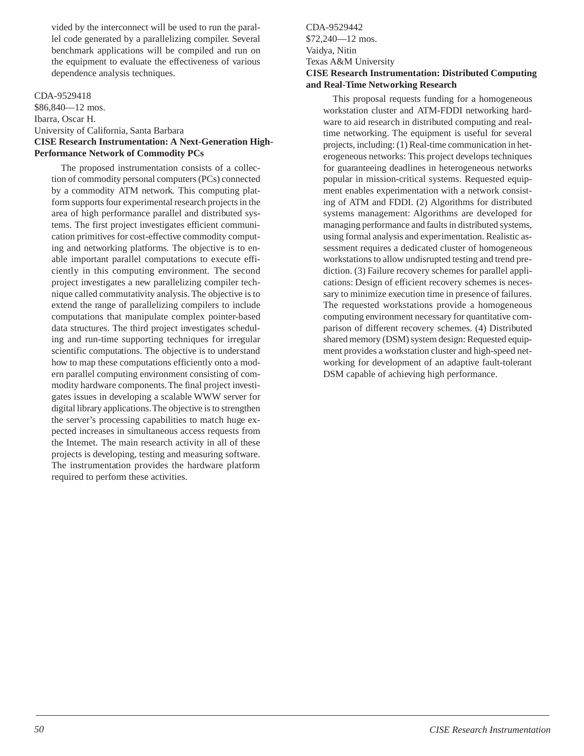vided by the interconnect will be used to run the parallel code generated by a parallelizing compiler. Several benchmark applications will be compiled and run on the equipment to evaluate the effectiveness of various dependence analysis techniques.

CDA-9529418
$86,840—12 mos.
Ibarra, Oscar H.
University of California, Santa Barbara
**CISE Research Instrumentation: A Next-Generation High-Performance Network of Commodity PCs**

The proposed instrumentation consists of a collection of commodity personal computers (PCs) connected by a commodity ATM network. This computing platform supports four experimental research projects in the area of high performance parallel and distributed systems. The first project investigates efficient communication primitives for cost-effective commodity computing and networking platforms. The objective is to enable important parallel computations to execute efficiently in this computing environment. The second project investigates a new parallelizing compiler technique called commutativity analysis. The objective is to extend the range of parallelizing compilers to include computations that manipulate complex pointer-based data structures. The third project investigates scheduling and run-time supporting techniques for irregular scientific computations. The objective is to understand how to map these computations efficiently onto a modern parallel computing environment consisting of commodity hardware components. The final project investigates issues in developing a scalable WWW server for digital library applications. The objective is to strengthen the server's processing capabilities to match huge expected increases in simultaneous access requests from the Internet. The main research activity in all of these projects is developing, testing and measuring software. The instrumentation provides the hardware platform required to perform these activities.

CDA-9529442
$72,240—12 mos.
Vaidya, Nitin
Texas A&M University
**CISE Research Instrumentation: Distributed Computing and Real-Time Networking Research**

This proposal requests funding for a homogeneous workstation cluster and ATM-FDDI networking hardware to aid research in distributed computing and real-time networking. The equipment is useful for several projects, including: (1) Real-time communication in heterogeneous networks: This project develops techniques for guaranteeing deadlines in heterogeneous networks popular in mission-critical systems. Requested equipment enables experimentation with a network consisting of ATM and FDDI. (2) Algorithms for distributed systems management: Algorithms are developed for managing performance and faults in distributed systems, using formal analysis and experimentation. Realistic assessment requires a dedicated cluster of homogeneous workstations to allow undisrupted testing and trend prediction. (3) Failure recovery schemes for parallel applications: Design of efficient recovery schemes is necessary to minimize execution time in presence of failures. The requested workstations provide a homogeneous computing environment necessary for quantitative comparison of different recovery schemes. (4) Distributed shared memory (DSM) system design: Requested equipment provides a workstation cluster and high-speed networking for development of an adaptive fault-tolerant DSM capable of achieving high performance.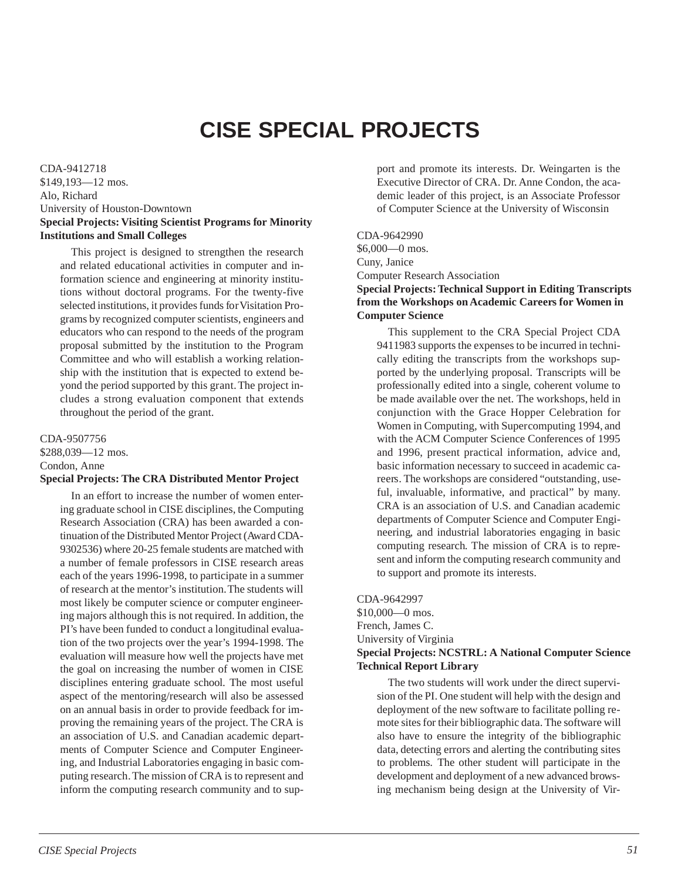# CISE SPECIAL PROJECTS

CDA-9412718
$149,193—12 mos.
Alo, Richard
University of Houston-Downtown
**Special Projects: Visiting Scientist Programs for Minority Institutions and Small Colleges**

This project is designed to strengthen the research and related educational activities in computer and information science and engineering at minority institutions without doctoral programs. For the twenty-five selected institutions, it provides funds for Visitation Programs by recognized computer scientists, engineers and educators who can respond to the needs of the program proposal submitted by the institution to the Program Committee and who will establish a working relationship with the institution that is expected to extend beyond the period supported by this grant. The project includes a strong evaluation component that extends throughout the period of the grant.

CDA-9507756
$288,039—12 mos.
Condon, Anne
**Special Projects: The CRA Distributed Mentor Project**

In an effort to increase the number of women entering graduate school in CISE disciplines, the Computing Research Association (CRA) has been awarded a continuation of the Distributed Mentor Project (Award CDA-9302536) where 20-25 female students are matched with a number of female professors in CISE research areas each of the years 1996-1998, to participate in a summer of research at the mentor's institution. The students will most likely be computer science or computer engineering majors although this is not required. In addition, the PI's have been funded to conduct a longitudinal evaluation of the two projects over the year's 1994-1998. The evaluation will measure how well the projects have met the goal on increasing the number of women in CISE disciplines entering graduate school. The most useful aspect of the mentoring/research will also be assessed on an annual basis in order to provide feedback for improving the remaining years of the project. The CRA is an association of U.S. and Canadian academic departments of Computer Science and Computer Engineering, and Industrial Laboratories engaging in basic computing research. The mission of CRA is to represent and inform the computing research community and to support and promote its interests. Dr. Weingarten is the Executive Director of CRA. Dr. Anne Condon, the academic leader of this project, is an Associate Professor of Computer Science at the University of Wisconsin

CDA-9642990
$6,000—0 mos.
Cuny, Janice
Computer Research Association
**Special Projects: Technical Support in Editing Transcripts from the Workshops on Academic Careers for Women in Computer Science**

This supplement to the CRA Special Project CDA 9411983 supports the expenses to be incurred in technically editing the transcripts from the workshops supported by the underlying proposal. Transcripts will be professionally edited into a single, coherent volume to be made available over the net. The workshops, held in conjunction with the Grace Hopper Celebration for Women in Computing, with Supercomputing 1994, and with the ACM Computer Science Conferences of 1995 and 1996, present practical information, advice and, basic information necessary to succeed in academic careers. The workshops are considered "outstanding, useful, invaluable, informative, and practical" by many. CRA is an association of U.S. and Canadian academic departments of Computer Science and Computer Engineering, and industrial laboratories engaging in basic computing research. The mission of CRA is to represent and inform the computing research community and to support and promote its interests.

CDA-9642997
$10,000—0 mos.
French, James C.
University of Virginia
**Special Projects: NCSTRL: A National Computer Science Technical Report Library**

The two students will work under the direct supervision of the PI. One student will help with the design and deployment of the new software to facilitate polling remote sites for their bibliographic data. The software will also have to ensure the integrity of the bibliographic data, detecting errors and alerting the contributing sites to problems. The other student will participate in the development and deployment of a new advanced browsing mechanism being design at the University of Vir-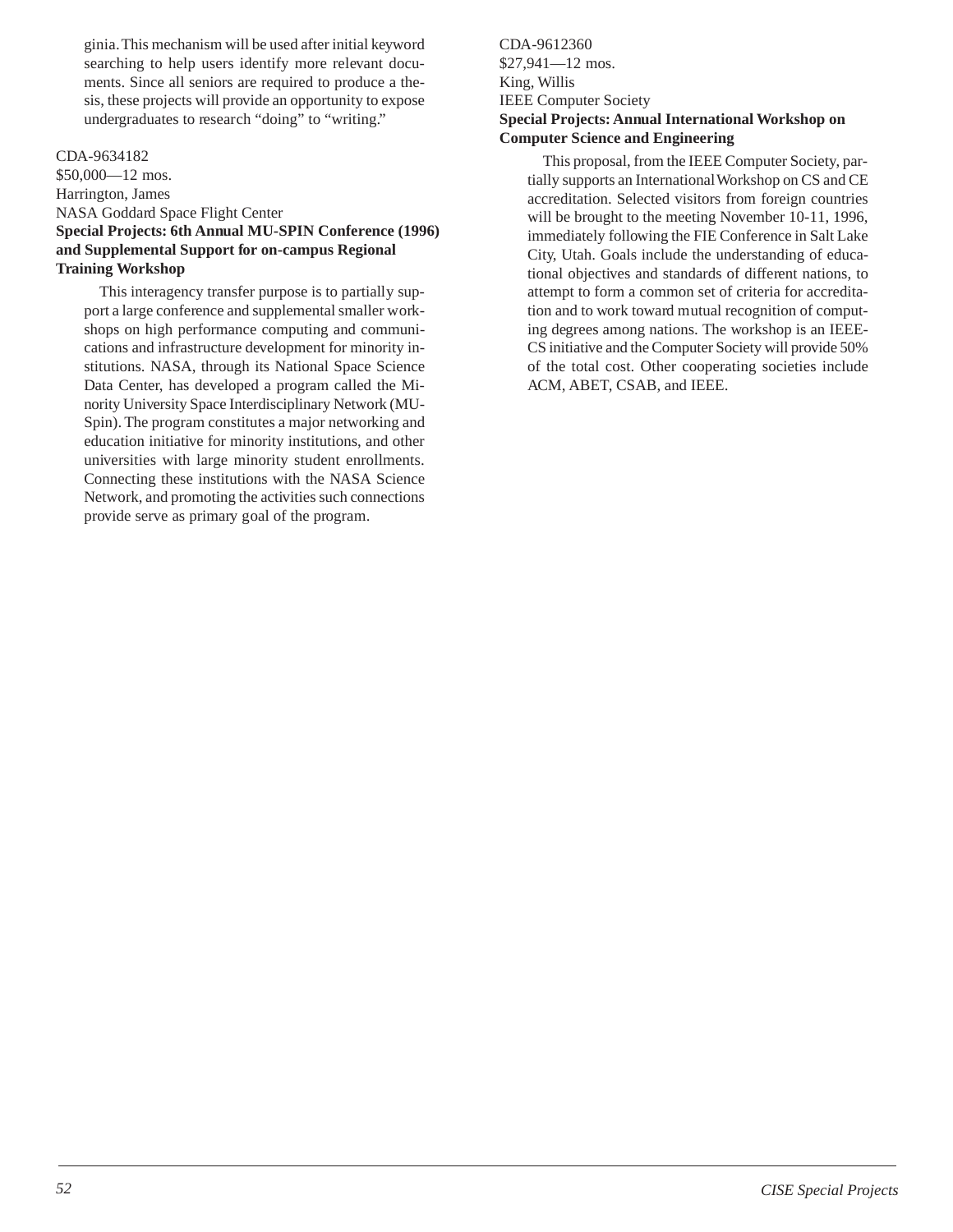ginia. This mechanism will be used after initial keyword searching to help users identify more relevant documents. Since all seniors are required to produce a thesis, these projects will provide an opportunity to expose undergraduates to research "doing" to "writing."

CDA-9634182
$50,000—12 mos.
Harrington, James
NASA Goddard Space Flight Center
**Special Projects: 6th Annual MU-SPIN Conference (1996) and Supplemental Support for on-campus Regional Training Workshop**

This interagency transfer purpose is to partially support a large conference and supplemental smaller workshops on high performance computing and communications and infrastructure development for minority institutions. NASA, through its National Space Science Data Center, has developed a program called the Minority University Space Interdisciplinary Network (MU-Spin). The program constitutes a major networking and education initiative for minority institutions, and other universities with large minority student enrollments. Connecting these institutions with the NASA Science Network, and promoting the activities such connections provide serve as primary goal of the program.

CDA-9612360
$27,941—12 mos.
King, Willis
IEEE Computer Society
**Special Projects: Annual International Workshop on Computer Science and Engineering**

This proposal, from the IEEE Computer Society, partially supports an International Workshop on CS and CE accreditation. Selected visitors from foreign countries will be brought to the meeting November 10-11, 1996, immediately following the FIE Conference in Salt Lake City, Utah. Goals include the understanding of educational objectives and standards of different nations, to attempt to form a common set of criteria for accreditation and to work toward mutual recognition of computing degrees among nations. The workshop is an IEEE-CS initiative and the Computer Society will provide 50% of the total cost. Other cooperating societies include ACM, ABET, CSAB, and IEEE.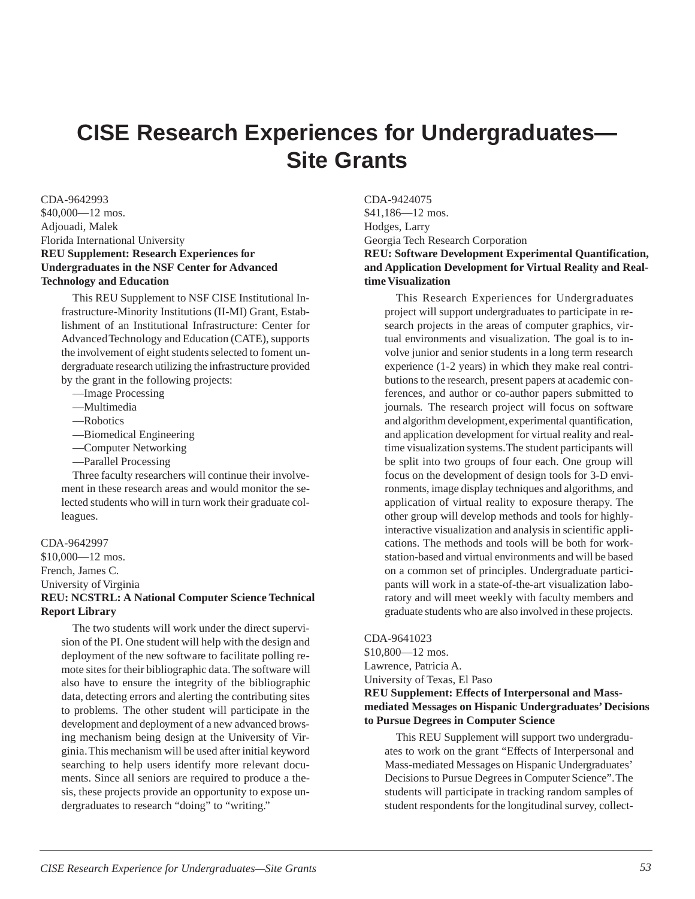# CISE Research Experiences for Undergraduates—Site Grants

CDA-9642993
$40,000—12 mos.
Adjouadi, Malek
Florida International University
**REU Supplement: Research Experiences for Undergraduates in the NSF Center for Advanced Technology and Education**

This REU Supplement to NSF CISE Institutional Infrastructure-Minority Institutions (II-MI) Grant, Establishment of an Institutional Infrastructure: Center for Advanced Technology and Education (CATE), supports the involvement of eight students selected to foment undergraduate research utilizing the infrastructure provided by the grant in the following projects:

—Image Processing
—Multimedia
—Robotics
—Biomedical Engineering
—Computer Networking
—Parallel Processing

Three faculty researchers will continue their involvement in these research areas and would monitor the selected students who will in turn work their graduate colleagues.

CDA-9642997
$10,000—12 mos.
French, James C.
University of Virginia
**REU: NCSTRL: A National Computer Science Technical Report Library**

The two students will work under the direct supervision of the PI. One student will help with the design and deployment of the new software to facilitate polling remote sites for their bibliographic data. The software will also have to ensure the integrity of the bibliographic data, detecting errors and alerting the contributing sites to problems. The other student will participate in the development and deployment of a new advanced browsing mechanism being design at the University of Virginia. This mechanism will be used after initial keyword searching to help users identify more relevant documents. Since all seniors are required to produce a thesis, these projects provide an opportunity to expose undergraduates to research "doing" to "writing."

CDA-9424075
$41,186—12 mos.
Hodges, Larry
Georgia Tech Research Corporation
**REU: Software Development Experimental Quantification, and Application Development for Virtual Reality and Real-time Visualization**

This Research Experiences for Undergraduates project will support undergraduates to participate in research projects in the areas of computer graphics, virtual environments and visualization. The goal is to involve junior and senior students in a long term research experience (1-2 years) in which they make real contributions to the research, present papers at academic conferences, and author or co-author papers submitted to journals. The research project will focus on software and algorithm development, experimental quantification, and application development for virtual reality and real-time visualization systems. The student participants will be split into two groups of four each. One group will focus on the development of design tools for 3-D environments, image display techniques and algorithms, and application of virtual reality to exposure therapy. The other group will develop methods and tools for highly-interactive visualization and analysis in scientific applications. The methods and tools will be both for workstation-based and virtual environments and will be based on a common set of principles. Undergraduate participants will work in a state-of-the-art visualization laboratory and will meet weekly with faculty members and graduate students who are also involved in these projects.

CDA-9641023
$10,800—12 mos.
Lawrence, Patricia A.
University of Texas, El Paso
**REU Supplement: Effects of Interpersonal and Mass-mediated Messages on Hispanic Undergraduates' Decisions to Pursue Degrees in Computer Science**

This REU Supplement will support two undergraduates to work on the grant "Effects of Interpersonal and Mass-mediated Messages on Hispanic Undergraduates' Decisions to Pursue Degrees in Computer Science". The students will participate in tracking random samples of student respondents for the longitudinal survey, collect-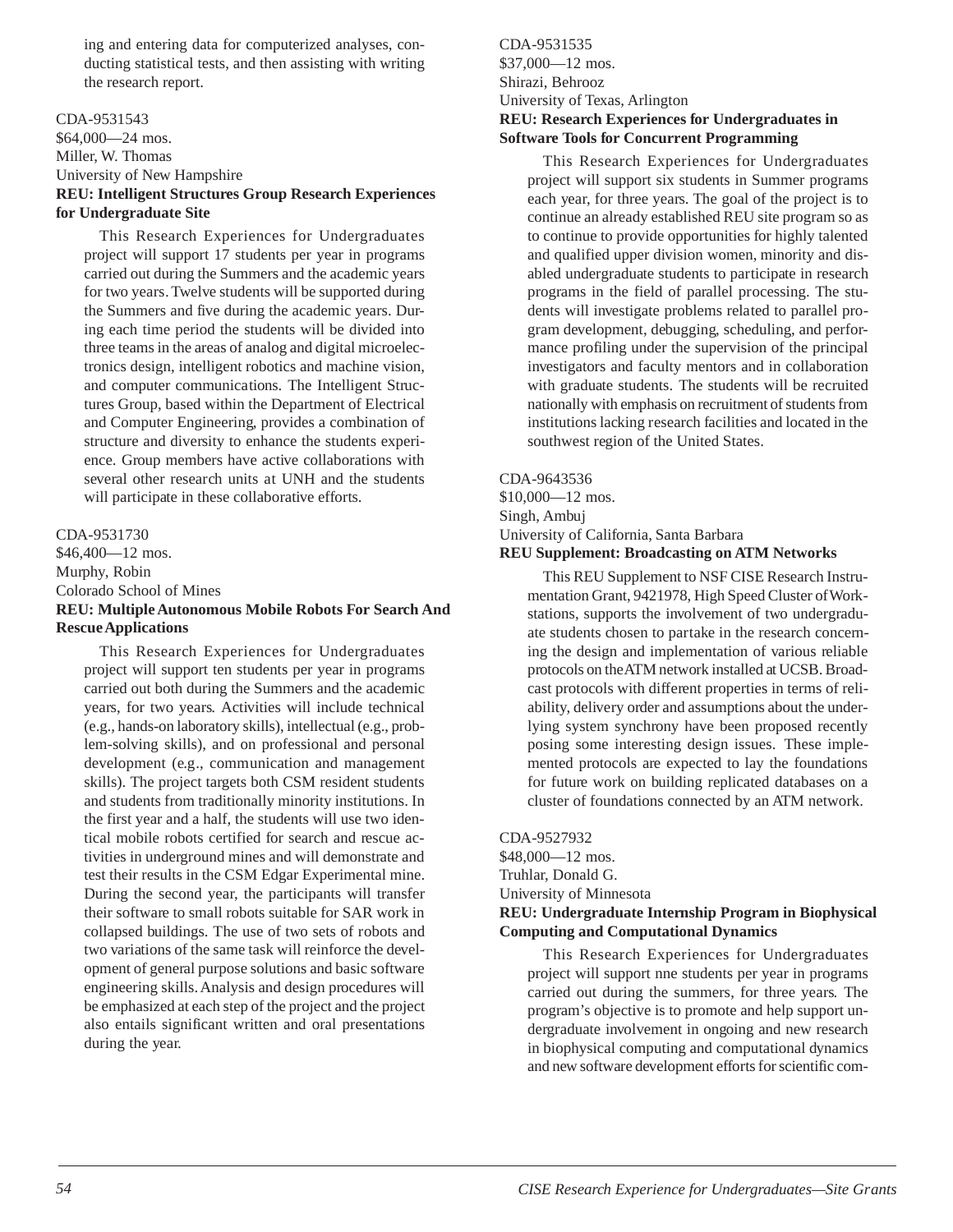ing and entering data for computerized analyses, conducting statistical tests, and then assisting with writing the research report.

CDA-9531543
$64,000—24 mos.
Miller, W. Thomas
University of New Hampshire
**REU: Intelligent Structures Group Research Experiences for Undergraduate Site**

This Research Experiences for Undergraduates project will support 17 students per year in programs carried out during the Summers and the academic years for two years. Twelve students will be supported during the Summers and five during the academic years. During each time period the students will be divided into three teams in the areas of analog and digital microelectronics design, intelligent robotics and machine vision, and computer communications. The Intelligent Structures Group, based within the Department of Electrical and Computer Engineering, provides a combination of structure and diversity to enhance the students experience. Group members have active collaborations with several other research units at UNH and the students will participate in these collaborative efforts.

CDA-9531730
$46,400—12 mos.
Murphy, Robin
Colorado School of Mines
**REU: Multiple Autonomous Mobile Robots For Search And Rescue Applications**

This Research Experiences for Undergraduates project will support ten students per year in programs carried out both during the Summers and the academic years, for two years. Activities will include technical (e.g., hands-on laboratory skills), intellectual (e.g., problem-solving skills), and on professional and personal development (e.g., communication and management skills). The project targets both CSM resident students and students from traditionally minority institutions. In the first year and a half, the students will use two identical mobile robots certified for search and rescue activities in underground mines and will demonstrate and test their results in the CSM Edgar Experimental mine. During the second year, the participants will transfer their software to small robots suitable for SAR work in collapsed buildings. The use of two sets of robots and two variations of the same task will reinforce the development of general purpose solutions and basic software engineering skills. Analysis and design procedures will be emphasized at each step of the project and the project also entails significant written and oral presentations during the year.

CDA-9531535
$37,000—12 mos.
Shirazi, Behrooz
University of Texas, Arlington
**REU: Research Experiences for Undergraduates in Software Tools for Concurrent Programming**

This Research Experiences for Undergraduates project will support six students in Summer programs each year, for three years. The goal of the project is to continue an already established REU site program so as to continue to provide opportunities for highly talented and qualified upper division women, minority and disabled undergraduate students to participate in research programs in the field of parallel processing. The students will investigate problems related to parallel program development, debugging, scheduling, and performance profiling under the supervision of the principal investigators and faculty mentors and in collaboration with graduate students. The students will be recruited nationally with emphasis on recruitment of students from institutions lacking research facilities and located in the southwest region of the United States.

CDA-9643536
$10,000—12 mos.
Singh, Ambuj
University of California, Santa Barbara
**REU Supplement: Broadcasting on ATM Networks**

This REU Supplement to NSF CISE Research Instrumentation Grant, 9421978, High Speed Cluster of Workstations, supports the involvement of two undergraduate students chosen to partake in the research concerning the design and implementation of various reliable protocols on the ATM network installed at UCSB. Broadcast protocols with different properties in terms of reliability, delivery order and assumptions about the underlying system synchrony have been proposed recently posing some interesting design issues. These implemented protocols are expected to lay the foundations for future work on building replicated databases on a cluster of foundations connected by an ATM network.

CDA-9527932
$48,000—12 mos.
Truhlar, Donald G.
University of Minnesota
**REU: Undergraduate Internship Program in Biophysical Computing and Computational Dynamics**

This Research Experiences for Undergraduates project will support nne students per year in programs carried out during the summers, for three years. The program's objective is to promote and help support undergraduate involvement in ongoing and new research in biophysical computing and computational dynamics and new software development efforts for scientific com-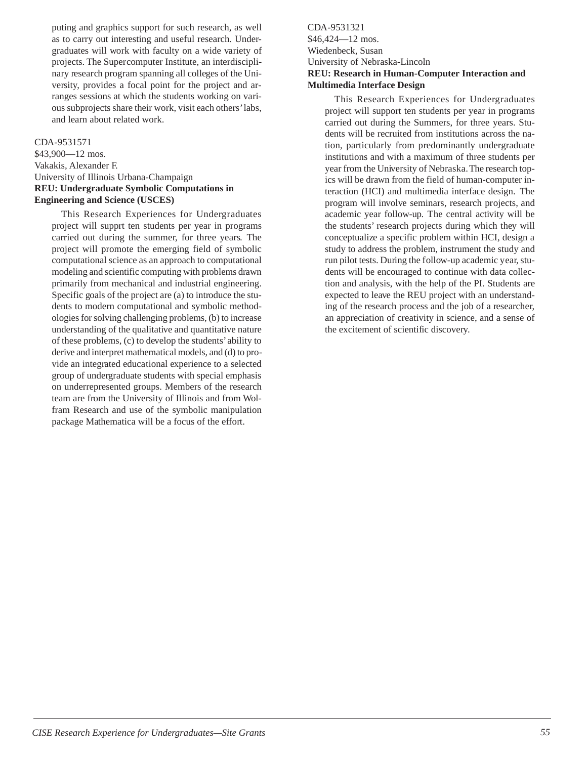puting and graphics support for such research, as well as to carry out interesting and useful research. Undergraduates will work with faculty on a wide variety of projects. The Supercomputer Institute, an interdisciplinary research program spanning all colleges of the University, provides a focal point for the project and arranges sessions at which the students working on various subprojects share their work, visit each others' labs, and learn about related work.

CDA-9531571
$43,900—12 mos.
Vakakis, Alexander F.
University of Illinois Urbana-Champaign
**REU: Undergraduate Symbolic Computations in Engineering and Science (USCES)**

This Research Experiences for Undergraduates project will supprt ten students per year in programs carried out during the summer, for three years. The project will promote the emerging field of symbolic computational science as an approach to computational modeling and scientific computing with problems drawn primarily from mechanical and industrial engineering. Specific goals of the project are (a) to introduce the students to modern computational and symbolic methodologies for solving challenging problems, (b) to increase understanding of the qualitative and quantitative nature of these problems, (c) to develop the students' ability to derive and interpret mathematical models, and (d) to provide an integrated educational experience to a selected group of undergraduate students with special emphasis on underrepresented groups. Members of the research team are from the University of Illinois and from Wolfram Research and use of the symbolic manipulation package Mathematica will be a focus of the effort.

CDA-9531321
$46,424—12 mos.
Wiedenbeck, Susan
University of Nebraska-Lincoln
**REU: Research in Human-Computer Interaction and Multimedia Interface Design**

This Research Experiences for Undergraduates project will support ten students per year in programs carried out during the Summers, for three years. Students will be recruited from institutions across the nation, particularly from predominantly undergraduate institutions and with a maximum of three students per year from the University of Nebraska. The research topics will be drawn from the field of human-computer interaction (HCI) and multimedia interface design. The program will involve seminars, research projects, and academic year follow-up. The central activity will be the students' research projects during which they will conceptualize a specific problem within HCI, design a study to address the problem, instrument the study and run pilot tests. During the follow-up academic year, students will be encouraged to continue with data collection and analysis, with the help of the PI. Students are expected to leave the REU project with an understanding of the research process and the job of a researcher, an appreciation of creativity in science, and a sense of the excitement of scientific discovery.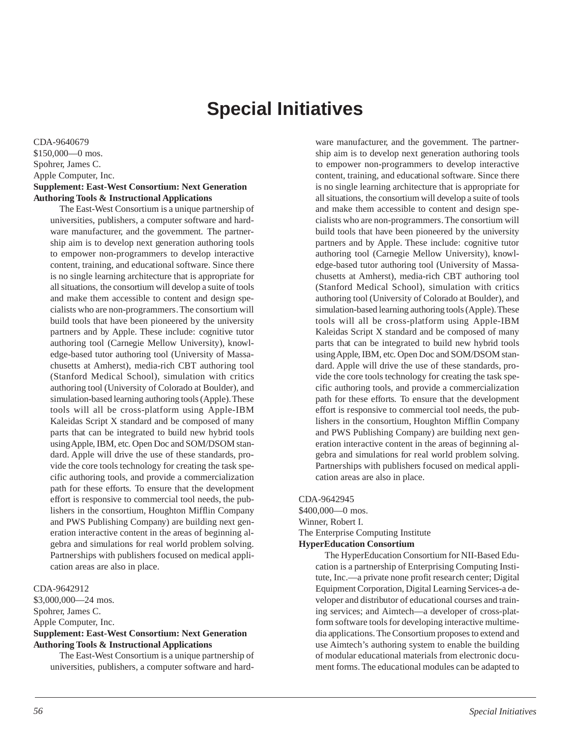# Special Initiatives

CDA-9640679
$150,000—0 mos.
Spohrer, James C.
Apple Computer, Inc.
**Supplement: East-West Consortium: Next Generation Authoring Tools & Instructional Applications**

The East-West Consortium is a unique partnership of universities, publishers, a computer software and hardware manufacturer, and the government. The partnership aim is to develop next generation authoring tools to empower non-programmers to develop interactive content, training, and educational software. Since there is no single learning architecture that is appropriate for all situations, the consortium will develop a suite of tools and make them accessible to content and design specialists who are non-programmers. The consortium will build tools that have been pioneered by the university partners and by Apple. These include: cognitive tutor authoring tool (Carnegie Mellow University), knowledge-based tutor authoring tool (University of Massachusetts at Amherst), media-rich CBT authoring tool (Stanford Medical School), simulation with critics authoring tool (University of Colorado at Boulder), and simulation-based learning authoring tools (Apple). These tools will all be cross-platform using Apple-IBM Kaleidas Script X standard and be composed of many parts that can be integrated to build new hybrid tools using Apple, IBM, etc. Open Doc and SOM/DSOM standard. Apple will drive the use of these standards, provide the core tools technology for creating the task specific authoring tools, and provide a commercialization path for these efforts. To ensure that the development effort is responsive to commercial tool needs, the publishers in the consortium, Houghton Mifflin Company and PWS Publishing Company) are building next generation interactive content in the areas of beginning algebra and simulations for real world problem solving. Partnerships with publishers focused on medical application areas are also in place.

CDA-9642912
$3,000,000—24 mos.
Spohrer, James C.
Apple Computer, Inc.
**Supplement: East-West Consortium: Next Generation Authoring Tools & Instructional Applications**

The East-West Consortium is a unique partnership of universities, publishers, a computer software and hardware manufacturer, and the government. The partnership aim is to develop next generation authoring tools to empower non-programmers to develop interactive content, training, and educational software. Since there is no single learning architecture that is appropriate for all situations, the consortium will develop a suite of tools and make them accessible to content and design specialists who are non-programmers. The consortium will build tools that have been pioneered by the university partners and by Apple. These include: cognitive tutor authoring tool (Carnegie Mellow University), knowledge-based tutor authoring tool (University of Massachusetts at Amherst), media-rich CBT authoring tool (Stanford Medical School), simulation with critics authoring tool (University of Colorado at Boulder), and simulation-based learning authoring tools (Apple). These tools will all be cross-platform using Apple-IBM Kaleidas Script X standard and be composed of many parts that can be integrated to build new hybrid tools using Apple, IBM, etc. Open Doc and SOM/DSOM standard. Apple will drive the use of these standards, provide the core tools technology for creating the task specific authoring tools, and provide a commercialization path for these efforts. To ensure that the development effort is responsive to commercial tool needs, the publishers in the consortium, Houghton Mifflin Company and PWS Publishing Company) are building next generation interactive content in the areas of beginning algebra and simulations for real world problem solving. Partnerships with publishers focused on medical application areas are also in place.

CDA-9642945
$400,000—0 mos.
Winner, Robert I.
The Enterprise Computing Institute
**HyperEducation Consortium**

The HyperEducation Consortium for NII-Based Education is a partnership of Enterprising Computing Institute, Inc.—a private none profit research center; Digital Equipment Corporation, Digital Learning Services-a developer and distributor of educational courses and training services; and Aimtech—a developer of cross-platform software tools for developing interactive multimedia applications. The Consortium proposes to extend and use Aimtech's authoring system to enable the building of modular educational materials from electronic document forms. The educational modules can be adapted to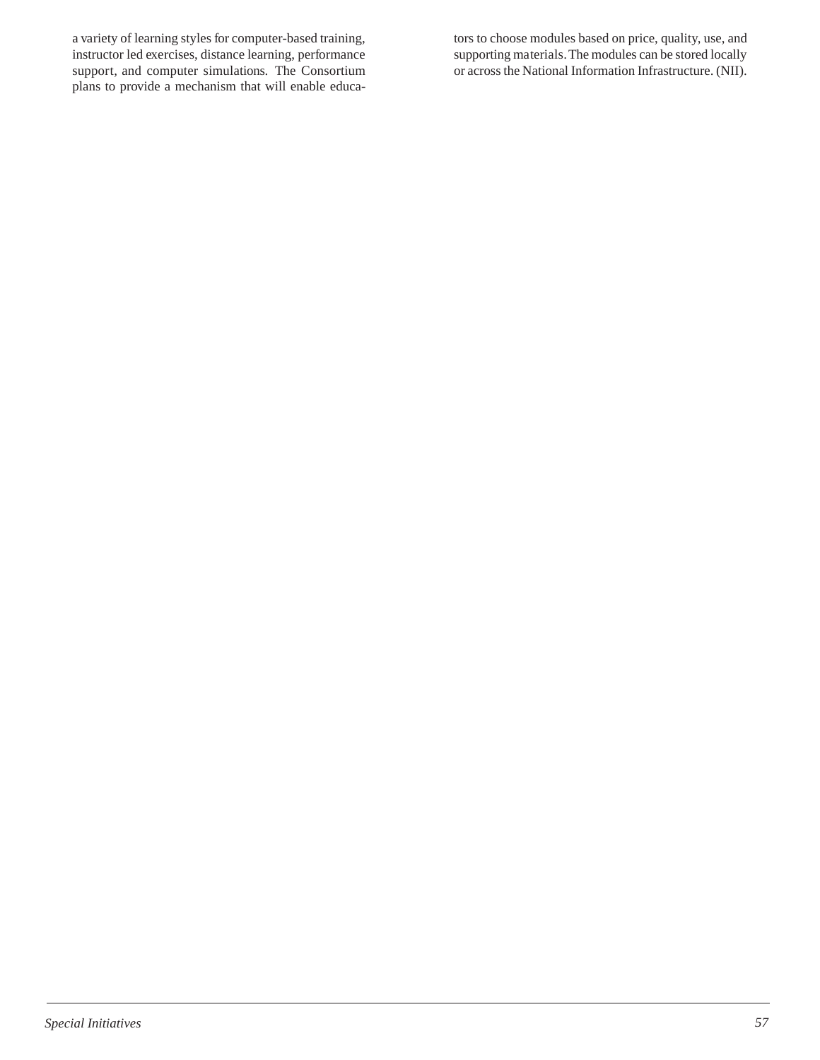a variety of learning styles for computer-based training, instructor led exercises, distance learning, performance support, and computer simulations. The Consortium plans to provide a mechanism that will enable educators to choose modules based on price, quality, use, and supporting materials. The modules can be stored locally or across the National Information Infrastructure. (NII).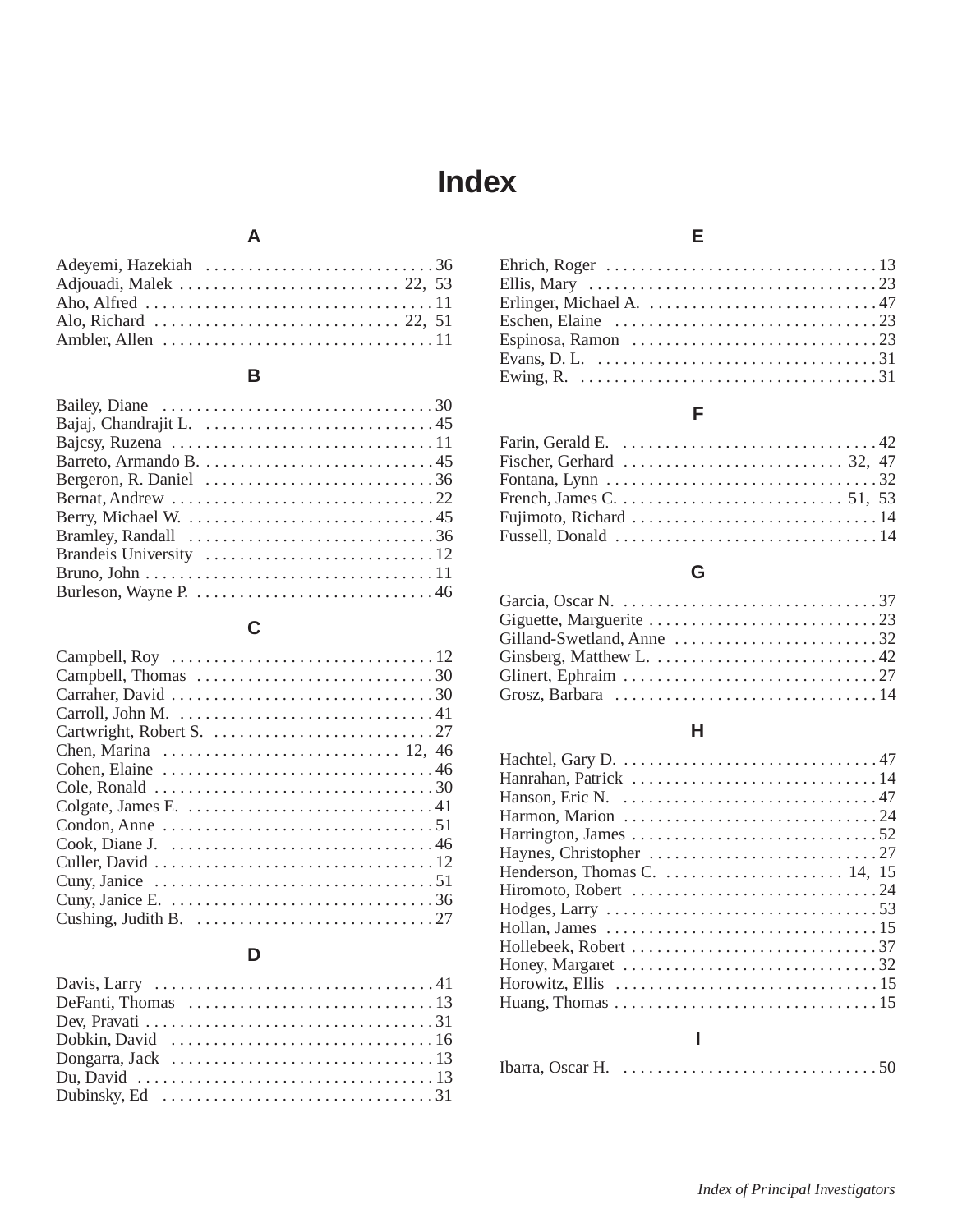# Index

## A

Adeyemi, Hazekiah . . . . . . . . . . . . . . . . . . . . . . . . . . . 36
Adjouadi, Malek . . . . . . . . . . . . . . . . . . . . . . . . . . 22, 53
Aho, Alfred . . . . . . . . . . . . . . . . . . . . . . . . . . . . . . . . . . 11
Alo, Richard . . . . . . . . . . . . . . . . . . . . . . . . . . . . . 22, 51
Ambler, Allen . . . . . . . . . . . . . . . . . . . . . . . . . . . . . . . . 11

## B

Bailey, Diane . . . . . . . . . . . . . . . . . . . . . . . . . . . . . . . . 30
Bajaj, Chandrajit L. . . . . . . . . . . . . . . . . . . . . . . . . . . . 45
Bajcsy, Ruzena . . . . . . . . . . . . . . . . . . . . . . . . . . . . . . . 11
Barreto, Armando B. . . . . . . . . . . . . . . . . . . . . . . . . . . . 45
Bergeron, R. Daniel . . . . . . . . . . . . . . . . . . . . . . . . . . . 36
Bernat, Andrew . . . . . . . . . . . . . . . . . . . . . . . . . . . . . . . 22
Berry, Michael W. . . . . . . . . . . . . . . . . . . . . . . . . . . . . . 45
Bramley, Randall . . . . . . . . . . . . . . . . . . . . . . . . . . . . . 36
Brandeis University . . . . . . . . . . . . . . . . . . . . . . . . . . . 12
Bruno, John . . . . . . . . . . . . . . . . . . . . . . . . . . . . . . . . . . 11
Burleson, Wayne P. . . . . . . . . . . . . . . . . . . . . . . . . . . . . 46

## C

Campbell, Roy . . . . . . . . . . . . . . . . . . . . . . . . . . . . . . . 12
Campbell, Thomas . . . . . . . . . . . . . . . . . . . . . . . . . . . . 30
Carraher, David . . . . . . . . . . . . . . . . . . . . . . . . . . . . . . . 30
Carroll, John M. . . . . . . . . . . . . . . . . . . . . . . . . . . . . . . 41
Cartwright, Robert S. . . . . . . . . . . . . . . . . . . . . . . . . . . 27
Chen, Marina . . . . . . . . . . . . . . . . . . . . . . . . . . . . 12, 46
Cohen, Elaine . . . . . . . . . . . . . . . . . . . . . . . . . . . . . . . . 46
Cole, Ronald . . . . . . . . . . . . . . . . . . . . . . . . . . . . . . . . . 30
Colgate, James E. . . . . . . . . . . . . . . . . . . . . . . . . . . . . . 41
Condon, Anne . . . . . . . . . . . . . . . . . . . . . . . . . . . . . . . . 51
Cook, Diane J. . . . . . . . . . . . . . . . . . . . . . . . . . . . . . . . 46
Culler, David . . . . . . . . . . . . . . . . . . . . . . . . . . . . . . . . . 12
Cuny, Janice . . . . . . . . . . . . . . . . . . . . . . . . . . . . . . . . . 51
Cuny, Janice E. . . . . . . . . . . . . . . . . . . . . . . . . . . . . . . . 36
Cushing, Judith B. . . . . . . . . . . . . . . . . . . . . . . . . . . . . 27

## D

Davis, Larry . . . . . . . . . . . . . . . . . . . . . . . . . . . . . . . . . 41
DeFanti, Thomas . . . . . . . . . . . . . . . . . . . . . . . . . . . . . 13
Dev, Pravati . . . . . . . . . . . . . . . . . . . . . . . . . . . . . . . . . . 31
Dobkin, David . . . . . . . . . . . . . . . . . . . . . . . . . . . . . . . . 16
Dongarra, Jack . . . . . . . . . . . . . . . . . . . . . . . . . . . . . . . 13
Du, David . . . . . . . . . . . . . . . . . . . . . . . . . . . . . . . . . . . 13
Dubinsky, Ed . . . . . . . . . . . . . . . . . . . . . . . . . . . . . . . . 31

## E

Ehrich, Roger . . . . . . . . . . . . . . . . . . . . . . . . . . . . . . . . 13
Ellis, Mary . . . . . . . . . . . . . . . . . . . . . . . . . . . . . . . . . . 23
Erlinger, Michael A. . . . . . . . . . . . . . . . . . . . . . . . . . . . 47
Eschen, Elaine . . . . . . . . . . . . . . . . . . . . . . . . . . . . . . . 23
Espinosa, Ramon . . . . . . . . . . . . . . . . . . . . . . . . . . . . . 23
Evans, D. L. . . . . . . . . . . . . . . . . . . . . . . . . . . . . . . . . . 31
Ewing, R. . . . . . . . . . . . . . . . . . . . . . . . . . . . . . . . . . . . 31

## F

Farin, Gerald E. . . . . . . . . . . . . . . . . . . . . . . . . . . . . . . 42
Fischer, Gerhard . . . . . . . . . . . . . . . . . . . . . . . . . . 32, 47
Fontana, Lynn . . . . . . . . . . . . . . . . . . . . . . . . . . . . . . . . 32
French, James C. . . . . . . . . . . . . . . . . . . . . . . . . . . 51, 53
Fujimoto, Richard . . . . . . . . . . . . . . . . . . . . . . . . . . . . . 14
Fussell, Donald . . . . . . . . . . . . . . . . . . . . . . . . . . . . . . . 14

## G

Garcia, Oscar N. . . . . . . . . . . . . . . . . . . . . . . . . . . . . . . 37
Giguette, Marguerite . . . . . . . . . . . . . . . . . . . . . . . . . . . 23
Gilland-Swetland, Anne . . . . . . . . . . . . . . . . . . . . . . . . 32
Ginsberg, Matthew L. . . . . . . . . . . . . . . . . . . . . . . . . . . 42
Glinert, Ephraim . . . . . . . . . . . . . . . . . . . . . . . . . . . . . . 27
Grosz, Barbara . . . . . . . . . . . . . . . . . . . . . . . . . . . . . . . 14

## H

Hachtel, Gary D. . . . . . . . . . . . . . . . . . . . . . . . . . . . . . . 47
Hanrahan, Patrick . . . . . . . . . . . . . . . . . . . . . . . . . . . . . 14
Hanson, Eric N. . . . . . . . . . . . . . . . . . . . . . . . . . . . . . . 47
Harmon, Marion . . . . . . . . . . . . . . . . . . . . . . . . . . . . . . 24
Harrington, James . . . . . . . . . . . . . . . . . . . . . . . . . . . . . 52
Haynes, Christopher . . . . . . . . . . . . . . . . . . . . . . . . . . . 27
Henderson, Thomas C. . . . . . . . . . . . . . . . . . . . . . 14, 15
Hiromoto, Robert . . . . . . . . . . . . . . . . . . . . . . . . . . . . . 24
Hodges, Larry . . . . . . . . . . . . . . . . . . . . . . . . . . . . . . . . 53
Hollan, James . . . . . . . . . . . . . . . . . . . . . . . . . . . . . . . . 15
Hollebeek, Robert . . . . . . . . . . . . . . . . . . . . . . . . . . . . . 37
Honey, Margaret . . . . . . . . . . . . . . . . . . . . . . . . . . . . . . 32
Horowitz, Ellis . . . . . . . . . . . . . . . . . . . . . . . . . . . . . . . 15
Huang, Thomas . . . . . . . . . . . . . . . . . . . . . . . . . . . . . . . 15

## I

Ibarra, Oscar H. . . . . . . . . . . . . . . . . . . . . . . . . . . . . . . 50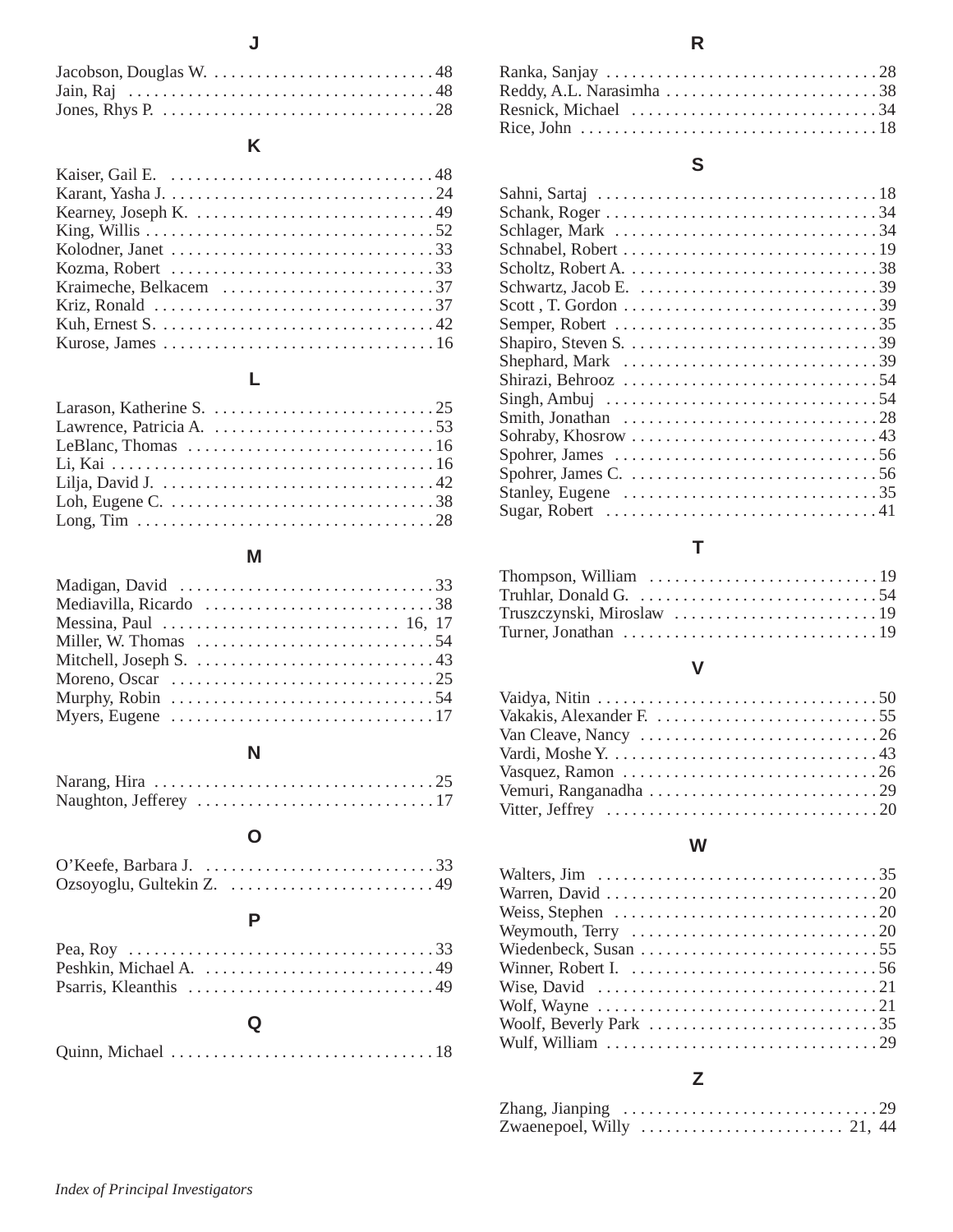## J

Jacobson, Douglas W. . . . . . . . . . . . . . . . . . . . . . . . . . . 48
Jain, Raj . . . . . . . . . . . . . . . . . . . . . . . . . . . . . . . . . . . 48
Jones, Rhys P. . . . . . . . . . . . . . . . . . . . . . . . . . . . . . . . 28

## K

Kaiser, Gail E. . . . . . . . . . . . . . . . . . . . . . . . . . . . . . . 48
Karant, Yasha J. . . . . . . . . . . . . . . . . . . . . . . . . . . . . . . 24
Kearney, Joseph K. . . . . . . . . . . . . . . . . . . . . . . . . . . . 49
King, Willis . . . . . . . . . . . . . . . . . . . . . . . . . . . . . . . . . 52
Kolodner, Janet . . . . . . . . . . . . . . . . . . . . . . . . . . . . . . 33
Kozma, Robert . . . . . . . . . . . . . . . . . . . . . . . . . . . . . . . 33
Kraimeche, Belkacem . . . . . . . . . . . . . . . . . . . . . . . . . 37
Kriz, Ronald . . . . . . . . . . . . . . . . . . . . . . . . . . . . . . . . . 37
Kuh, Ernest S. . . . . . . . . . . . . . . . . . . . . . . . . . . . . . . . 42
Kurose, James . . . . . . . . . . . . . . . . . . . . . . . . . . . . . . . . 16

## L

Larason, Katherine S. . . . . . . . . . . . . . . . . . . . . . . . . . 25
Lawrence, Patricia A. . . . . . . . . . . . . . . . . . . . . . . . . . 53
LeBlanc, Thomas . . . . . . . . . . . . . . . . . . . . . . . . . . . . . 16
Li, Kai . . . . . . . . . . . . . . . . . . . . . . . . . . . . . . . . . . . . . . 16
Lilja, David J. . . . . . . . . . . . . . . . . . . . . . . . . . . . . . . . . 42
Loh, Eugene C. . . . . . . . . . . . . . . . . . . . . . . . . . . . . . . . 38
Long, Tim . . . . . . . . . . . . . . . . . . . . . . . . . . . . . . . . . . . 28

## M

Madigan, David . . . . . . . . . . . . . . . . . . . . . . . . . . . . . . 33
Mediavilla, Ricardo . . . . . . . . . . . . . . . . . . . . . . . . . . . 38
Messina, Paul . . . . . . . . . . . . . . . . . . . . . . . . . . . . 16, 17
Miller, W. Thomas . . . . . . . . . . . . . . . . . . . . . . . . . . . . 54
Mitchell, Joseph S. . . . . . . . . . . . . . . . . . . . . . . . . . . . 43
Moreno, Oscar . . . . . . . . . . . . . . . . . . . . . . . . . . . . . . . 25
Murphy, Robin . . . . . . . . . . . . . . . . . . . . . . . . . . . . . . . 54
Myers, Eugene . . . . . . . . . . . . . . . . . . . . . . . . . . . . . . . 17

## N

Narang, Hira . . . . . . . . . . . . . . . . . . . . . . . . . . . . . . . . . 25
Naughton, Jefferey . . . . . . . . . . . . . . . . . . . . . . . . . . . . 17

## O

O'Keefe, Barbara J. . . . . . . . . . . . . . . . . . . . . . . . . . . . 33
Ozsoyoglu, Gultekin Z. . . . . . . . . . . . . . . . . . . . . . . . . 49

## P

Pea, Roy . . . . . . . . . . . . . . . . . . . . . . . . . . . . . . . . . . . . 33
Peshkin, Michael A. . . . . . . . . . . . . . . . . . . . . . . . . . . . 49
Psarris, Kleanthis . . . . . . . . . . . . . . . . . . . . . . . . . . . . . 49

## Q

Quinn, Michael . . . . . . . . . . . . . . . . . . . . . . . . . . . . . . . 18

## R

Ranka, Sanjay . . . . . . . . . . . . . . . . . . . . . . . . . . . . . . . . 28
Reddy, A.L. Narasimha . . . . . . . . . . . . . . . . . . . . . . . . . 38
Resnick, Michael . . . . . . . . . . . . . . . . . . . . . . . . . . . . . 34
Rice, John . . . . . . . . . . . . . . . . . . . . . . . . . . . . . . . . . . . 18

## S

Sahni, Sartaj . . . . . . . . . . . . . . . . . . . . . . . . . . . . . . . . . 18
Schank, Roger . . . . . . . . . . . . . . . . . . . . . . . . . . . . . . . . 34
Schlager, Mark . . . . . . . . . . . . . . . . . . . . . . . . . . . . . . . 34
Schnabel, Robert . . . . . . . . . . . . . . . . . . . . . . . . . . . . . . 19
Scholtz, Robert A. . . . . . . . . . . . . . . . . . . . . . . . . . . . . 38
Schwartz, Jacob E. . . . . . . . . . . . . . . . . . . . . . . . . . . . 39
Scott , T. Gordon . . . . . . . . . . . . . . . . . . . . . . . . . . . . . . 39
Semper, Robert . . . . . . . . . . . . . . . . . . . . . . . . . . . . . . . 35
Shapiro, Steven S. . . . . . . . . . . . . . . . . . . . . . . . . . . . . . 39
Shephard, Mark . . . . . . . . . . . . . . . . . . . . . . . . . . . . . . 39
Shirazi, Behrooz . . . . . . . . . . . . . . . . . . . . . . . . . . . . . . 54
Singh, Ambuj . . . . . . . . . . . . . . . . . . . . . . . . . . . . . . . . 54
Smith, Jonathan . . . . . . . . . . . . . . . . . . . . . . . . . . . . . . 28
Sohraby, Khosrow . . . . . . . . . . . . . . . . . . . . . . . . . . . . . 43
Spohrer, James . . . . . . . . . . . . . . . . . . . . . . . . . . . . . . . 56
Spohrer, James C. . . . . . . . . . . . . . . . . . . . . . . . . . . . . . 56
Stanley, Eugene . . . . . . . . . . . . . . . . . . . . . . . . . . . . . . 35
Sugar, Robert . . . . . . . . . . . . . . . . . . . . . . . . . . . . . . . . 41

## T

Thompson, William . . . . . . . . . . . . . . . . . . . . . . . . . . . 19
Truhlar, Donald G. . . . . . . . . . . . . . . . . . . . . . . . . . . . . 54
Truszczynski, Miroslaw . . . . . . . . . . . . . . . . . . . . . . . . 19
Turner, Jonathan . . . . . . . . . . . . . . . . . . . . . . . . . . . . . . 19

## V

Vaidya, Nitin . . . . . . . . . . . . . . . . . . . . . . . . . . . . . . . . . 50
Vakakis, Alexander F. . . . . . . . . . . . . . . . . . . . . . . . . . . 55
Van Cleave, Nancy . . . . . . . . . . . . . . . . . . . . . . . . . . . . 26
Vardi, Moshe Y. . . . . . . . . . . . . . . . . . . . . . . . . . . . . . . . 43
Vasquez, Ramon . . . . . . . . . . . . . . . . . . . . . . . . . . . . . . 26
Vemuri, Ranganadha . . . . . . . . . . . . . . . . . . . . . . . . . . . 29
Vitter, Jeffrey . . . . . . . . . . . . . . . . . . . . . . . . . . . . . . . . 20

## W

Walters, Jim . . . . . . . . . . . . . . . . . . . . . . . . . . . . . . . . . 35
Warren, David . . . . . . . . . . . . . . . . . . . . . . . . . . . . . . . . 20
Weiss, Stephen . . . . . . . . . . . . . . . . . . . . . . . . . . . . . . . 20
Weymouth, Terry . . . . . . . . . . . . . . . . . . . . . . . . . . . . . 20
Wiedenbeck, Susan . . . . . . . . . . . . . . . . . . . . . . . . . . . . 55
Winner, Robert I. . . . . . . . . . . . . . . . . . . . . . . . . . . . . . 56
Wise, David . . . . . . . . . . . . . . . . . . . . . . . . . . . . . . . . . 21
Wolf, Wayne . . . . . . . . . . . . . . . . . . . . . . . . . . . . . . . . . 21
Woolf, Beverly Park . . . . . . . . . . . . . . . . . . . . . . . . . . . 35
Wulf, William . . . . . . . . . . . . . . . . . . . . . . . . . . . . . . . . 29

## Z

Zhang, Jianping . . . . . . . . . . . . . . . . . . . . . . . . . . . . . . 29
Zwaenepoel, Willy . . . . . . . . . . . . . . . . . . . . . . . . 21, 44